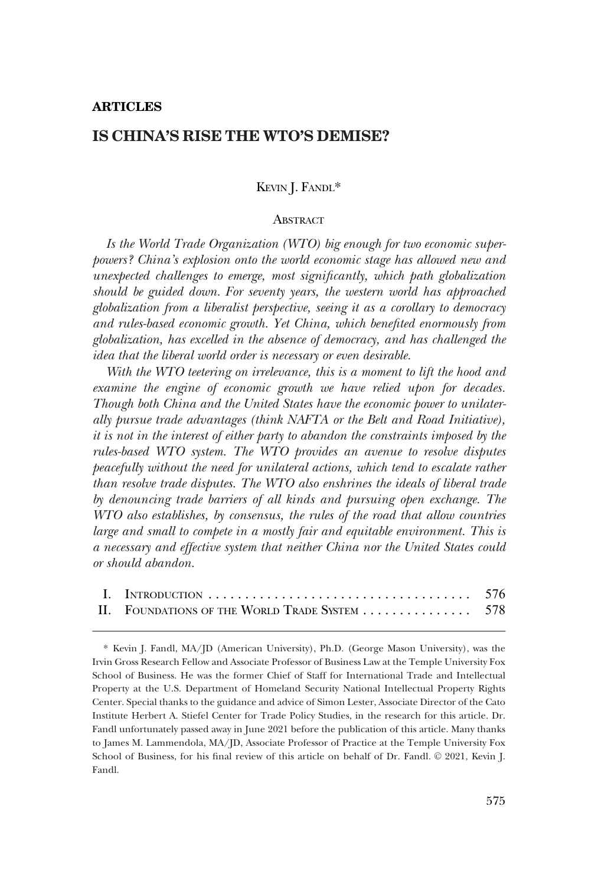**ARTICLES**

# IS CHINA'S RISE THE WTO'S DEMISE?

KEVIN J. FANDL*

## ABSTRACT

*Is the World Trade Organization (WTO) big enough for two economic superpowers? China's explosion onto the world economic stage has allowed new and unexpected challenges to emerge, most significantly, which path globalization should be guided down. For seventy years, the western world has approached globalization from a liberalist perspective, seeing it as a corollary to democracy and rules-based economic growth. Yet China, which benefited enormously from globalization, has excelled in the absence of democracy, and has challenged the idea that the liberal world order is necessary or even desirable.*

*With the WTO teetering on irrelevance, this is a moment to lift the hood and examine the engine of economic growth we have relied upon for decades. Though both China and the United States have the economic power to unilaterally pursue trade advantages (think NAFTA or the Belt and Road Initiative), it is not in the interest of either party to abandon the constraints imposed by the rules-based WTO system. The WTO provides an avenue to resolve disputes peacefully without the need for unilateral actions, which tend to escalate rather than resolve trade disputes. The WTO also enshrines the ideals of liberal trade by denouncing trade barriers of all kinds and pursuing open exchange. The WTO also establishes, by consensus, the rules of the road that allow countries large and small to compete in a mostly fair and equitable environment. This is a necessary and effective system that neither China nor the United States could or should abandon.*

| | | |
|---|---|---|
| I. | INTRODUCTION | 576 |
| II. | FOUNDATIONS OF THE WORLD TRADE SYSTEM | 578 |

---

\* Kevin J. Fandl, MA/JD (American University), Ph.D. (George Mason University), was the Irvin Gross Research Fellow and Associate Professor of Business Law at the Temple University Fox School of Business. He was the former Chief of Staff for International Trade and Intellectual Property at the U.S. Department of Homeland Security National Intellectual Property Rights Center. Special thanks to the guidance and advice of Simon Lester, Associate Director of the Cato Institute Herbert A. Stiefel Center for Trade Policy Studies, in the research for this article. Dr. Fandl unfortunately passed away in June 2021 before the publication of this article. Many thanks to James M. Lammendola, MA/JD, Associate Professor of Practice at the Temple University Fox School of Business, for his final review of this article on behalf of Dr. Fandl. © 2021, Kevin J. Fandl.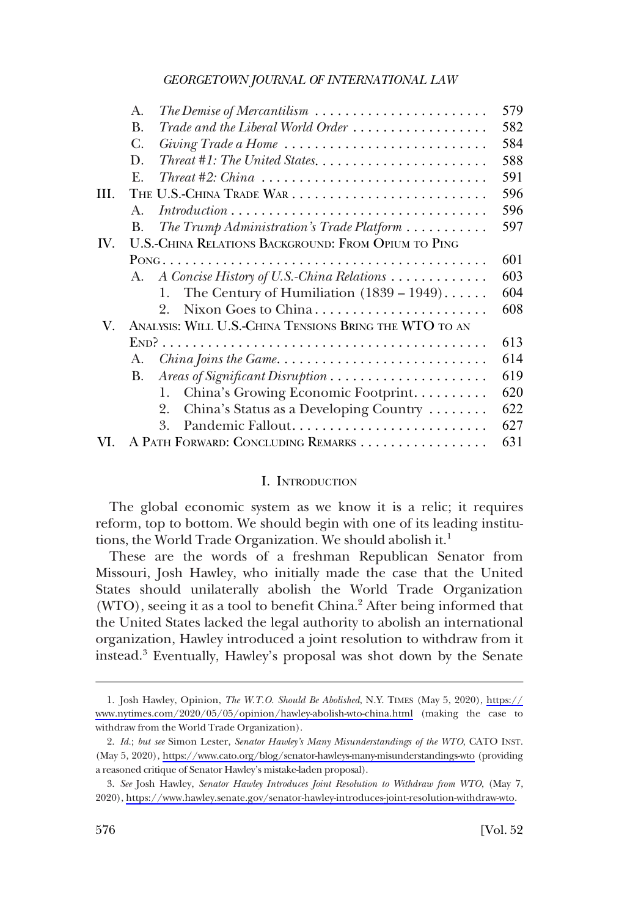| | | |
|---|---|---|
| | A. *The Demise of Mercantilism* | 579 |
| | B. *Trade and the Liberal World Order* | 582 |
| | C. *Giving Trade a Home* | 584 |
| | D. *Threat #1: The United States* | 588 |
| | E. *Threat #2: China* | 591 |
| III. | THE U.S.-CHINA TRADE WAR | 596 |
| | A. *Introduction* | 596 |
| | B. *The Trump Administration's Trade Platform* | 597 |
| IV. | U.S.-CHINA RELATIONS BACKGROUND: FROM OPIUM TO PING PONG | 601 |
| | A. *A Concise History of U.S.-China Relations* | 603 |
| | 1. The Century of Humiliation (1839 – 1949) | 604 |
| | 2. Nixon Goes to China | 608 |
| V. | ANALYSIS: WILL U.S.-CHINA TENSIONS BRING THE WTO TO AN END? | 613 |
| | A. *China Joins the Game* | 614 |
| | B. *Areas of Significant Disruption* | 619 |
| | 1. China's Growing Economic Footprint | 620 |
| | 2. China's Status as a Developing Country | 622 |
| | 3. Pandemic Fallout | 627 |
| VI. | A PATH FORWARD: CONCLUDING REMARKS | 631 |

## I. INTRODUCTION

The global economic system as we know it is a relic; it requires reform, top to bottom. We should begin with one of its leading institutions, the World Trade Organization. We should abolish it.[1]

These are the words of a freshman Republican Senator from Missouri, Josh Hawley, who initially made the case that the United States should unilaterally abolish the World Trade Organization (WTO), seeing it as a tool to benefit China.[2] After being informed that the United States lacked the legal authority to abolish an international organization, Hawley introduced a joint resolution to withdraw from it instead.[3] Eventually, Hawley's proposal was shot down by the Senate

---

1. Josh Hawley, Opinion, *The W.T.O. Should Be Abolished*, N.Y. TIMES (May 5, 2020), https://www.nytimes.com/2020/05/05/opinion/hawley-abolish-wto-china.html (making the case to withdraw from the World Trade Organization).

2. *Id.*; *but see* Simon Lester, *Senator Hawley's Many Misunderstandings of the WTO*, CATO INST. (May 5, 2020), https://www.cato.org/blog/senator-hawleys-many-misunderstandings-wto (providing a reasoned critique of Senator Hawley's mistake-laden proposal).

3. *See* Josh Hawley, *Senator Hawley Introduces Joint Resolution to Withdraw from WTO*, (May 7, 2020), https://www.hawley.senate.gov/senator-hawley-introduces-joint-resolution-withdraw-wto.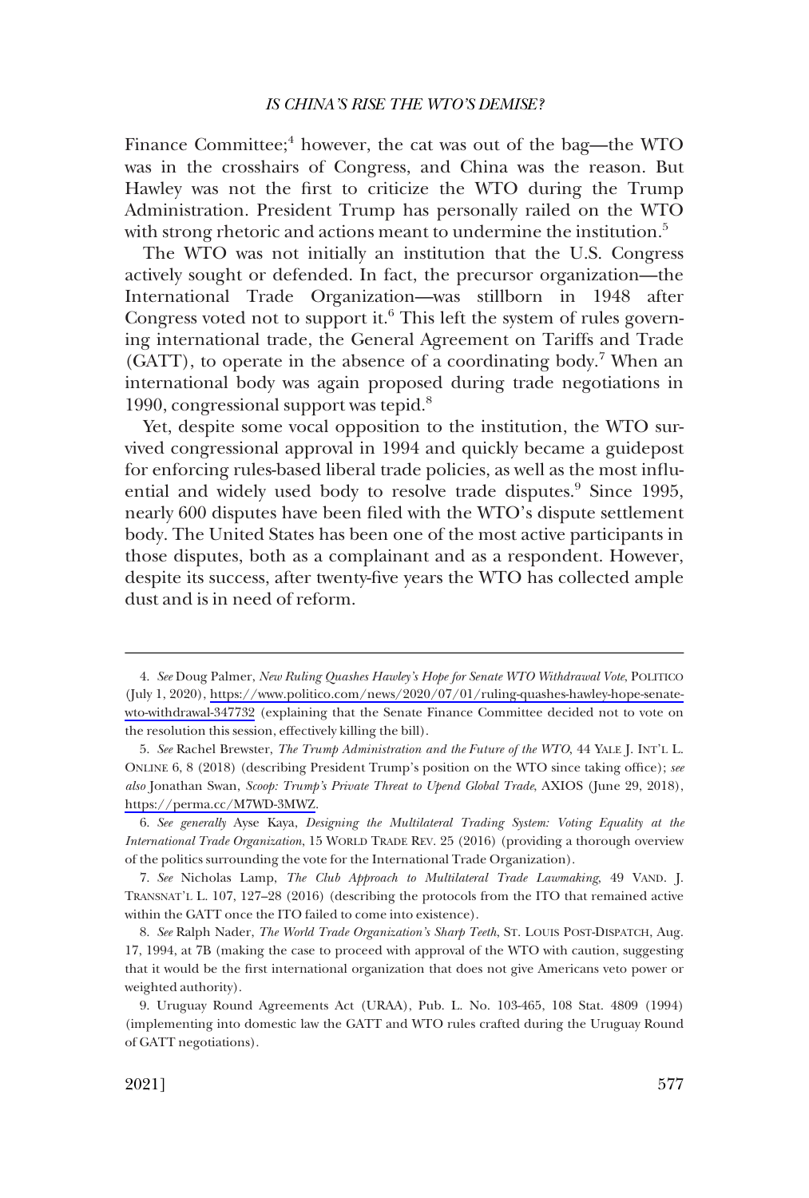Finance Committee;[4] however, the cat was out of the bag—the WTO was in the crosshairs of Congress, and China was the reason. But Hawley was not the first to criticize the WTO during the Trump Administration. President Trump has personally railed on the WTO with strong rhetoric and actions meant to undermine the institution.[5]

The WTO was not initially an institution that the U.S. Congress actively sought or defended. In fact, the precursor organization—the International Trade Organization—was stillborn in 1948 after Congress voted not to support it.[6] This left the system of rules governing international trade, the General Agreement on Tariffs and Trade (GATT), to operate in the absence of a coordinating body.[7] When an international body was again proposed during trade negotiations in 1990, congressional support was tepid.[8]

Yet, despite some vocal opposition to the institution, the WTO survived congressional approval in 1994 and quickly became a guidepost for enforcing rules-based liberal trade policies, as well as the most influential and widely used body to resolve trade disputes.[9] Since 1995, nearly 600 disputes have been filed with the WTO's dispute settlement body. The United States has been one of the most active participants in those disputes, both as a complainant and as a respondent. However, despite its success, after twenty-five years the WTO has collected ample dust and is in need of reform.

---

4. *See* Doug Palmer, *New Ruling Quashes Hawley's Hope for Senate WTO Withdrawal Vote*, POLITICO (July 1, 2020), https://www.politico.com/news/2020/07/01/ruling-quashes-hawley-hope-senate-wto-withdrawal-347732 (explaining that the Senate Finance Committee decided not to vote on the resolution this session, effectively killing the bill).

5. *See* Rachel Brewster, *The Trump Administration and the Future of the WTO*, 44 YALE J. INT'L L. ONLINE 6, 8 (2018) (describing President Trump's position on the WTO since taking office); *see also* Jonathan Swan, *Scoop: Trump's Private Threat to Upend Global Trade*, AXIOS (June 29, 2018), https://perma.cc/M7WD-3MWZ.

6. *See generally* Ayse Kaya, *Designing the Multilateral Trading System: Voting Equality at the International Trade Organization*, 15 WORLD TRADE REV. 25 (2016) (providing a thorough overview of the politics surrounding the vote for the International Trade Organization).

7. *See* Nicholas Lamp, *The Club Approach to Multilateral Trade Lawmaking*, 49 VAND. J. TRANSNAT'L L. 107, 127–28 (2016) (describing the protocols from the ITO that remained active within the GATT once the ITO failed to come into existence).

8. *See* Ralph Nader, *The World Trade Organization's Sharp Teeth*, ST. LOUIS POST-DISPATCH, Aug. 17, 1994, at 7B (making the case to proceed with approval of the WTO with caution, suggesting that it would be the first international organization that does not give Americans veto power or weighted authority).

9. Uruguay Round Agreements Act (URAA), Pub. L. No. 103-465, 108 Stat. 4809 (1994) (implementing into domestic law the GATT and WTO rules crafted during the Uruguay Round of GATT negotiations).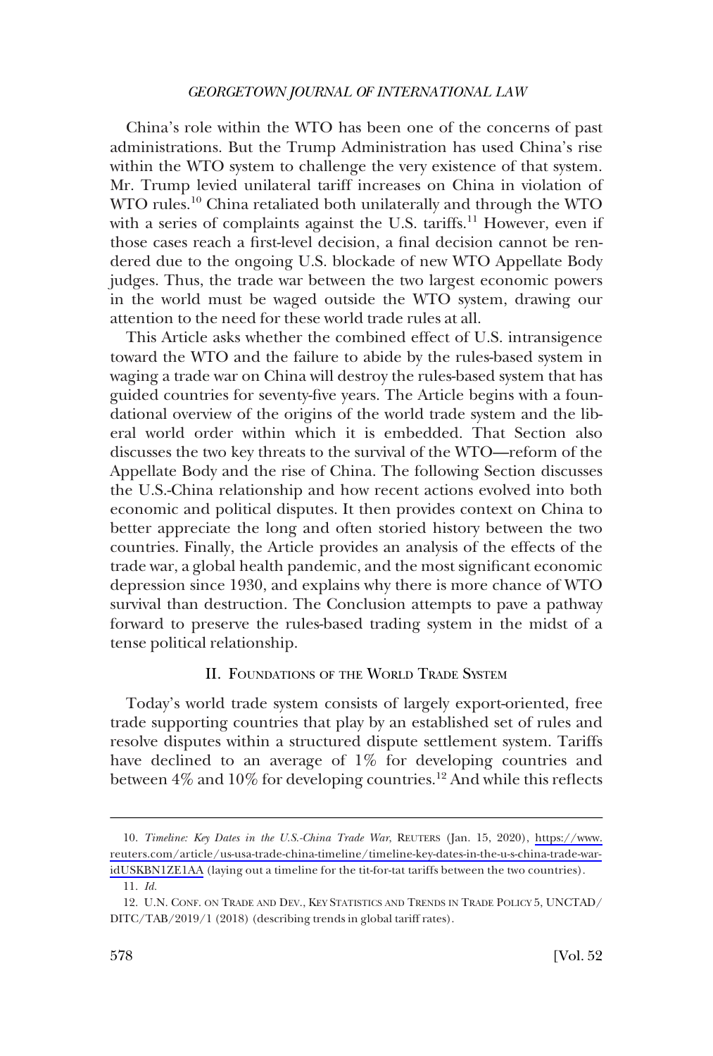China's role within the WTO has been one of the concerns of past administrations. But the Trump Administration has used China's rise within the WTO system to challenge the very existence of that system. Mr. Trump levied unilateral tariff increases on China in violation of WTO rules.[10] China retaliated both unilaterally and through the WTO with a series of complaints against the U.S. tariffs.[11] However, even if those cases reach a first-level decision, a final decision cannot be rendered due to the ongoing U.S. blockade of new WTO Appellate Body judges. Thus, the trade war between the two largest economic powers in the world must be waged outside the WTO system, drawing our attention to the need for these world trade rules at all.

This Article asks whether the combined effect of U.S. intransigence toward the WTO and the failure to abide by the rules-based system in waging a trade war on China will destroy the rules-based system that has guided countries for seventy-five years. The Article begins with a foundational overview of the origins of the world trade system and the liberal world order within which it is embedded. That Section also discusses the two key threats to the survival of the WTO—reform of the Appellate Body and the rise of China. The following Section discusses the U.S.-China relationship and how recent actions evolved into both economic and political disputes. It then provides context on China to better appreciate the long and often storied history between the two countries. Finally, the Article provides an analysis of the effects of the trade war, a global health pandemic, and the most significant economic depression since 1930, and explains why there is more chance of WTO survival than destruction. The Conclusion attempts to pave a pathway forward to preserve the rules-based trading system in the midst of a tense political relationship.

## II. Foundations of the World Trade System

Today's world trade system consists of largely export-oriented, free trade supporting countries that play by an established set of rules and resolve disputes within a structured dispute settlement system. Tariffs have declined to an average of 1% for developing countries and between 4% and 10% for developing countries.[12] And while this reflects

---

10. *Timeline: Key Dates in the U.S.-China Trade War*, REUTERS (Jan. 15, 2020), https://www.reuters.com/article/us-usa-trade-china-timeline/timeline-key-dates-in-the-u-s-china-trade-war-idUSKBN1ZE1AA (laying out a timeline for the tit-for-tat tariffs between the two countries).

11. *Id.*

12. U.N. CONF. ON TRADE AND DEV., KEY STATISTICS AND TRENDS IN TRADE POLICY 5, UNCTAD/DITC/TAB/2019/1 (2018) (describing trends in global tariff rates).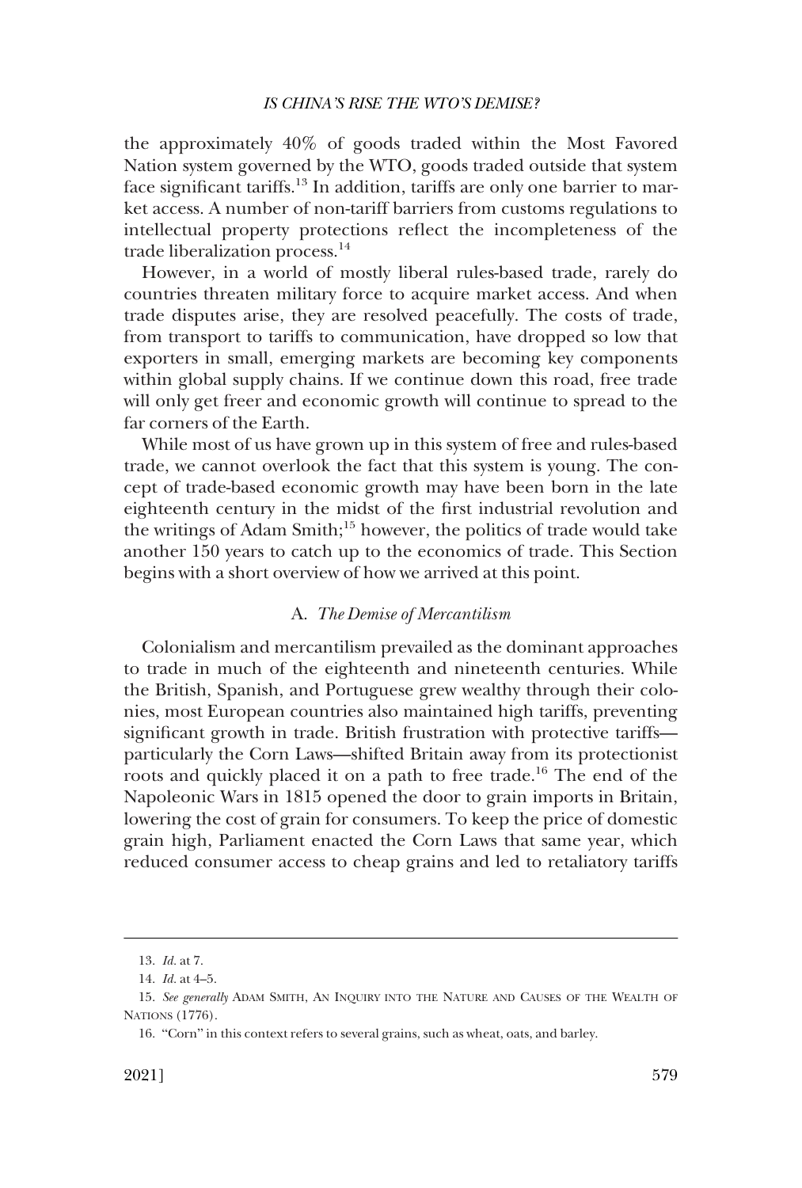the approximately 40% of goods traded within the Most Favored Nation system governed by the WTO, goods traded outside that system face significant tariffs.[13] In addition, tariffs are only one barrier to market access. A number of non-tariff barriers from customs regulations to intellectual property protections reflect the incompleteness of the trade liberalization process.[14]

However, in a world of mostly liberal rules-based trade, rarely do countries threaten military force to acquire market access. And when trade disputes arise, they are resolved peacefully. The costs of trade, from transport to tariffs to communication, have dropped so low that exporters in small, emerging markets are becoming key components within global supply chains. If we continue down this road, free trade will only get freer and economic growth will continue to spread to the far corners of the Earth.

While most of us have grown up in this system of free and rules-based trade, we cannot overlook the fact that this system is young. The concept of trade-based economic growth may have been born in the late eighteenth century in the midst of the first industrial revolution and the writings of Adam Smith;[15] however, the politics of trade would take another 150 years to catch up to the economics of trade. This Section begins with a short overview of how we arrived at this point.

### A. *The Demise of Mercantilism*

Colonialism and mercantilism prevailed as the dominant approaches to trade in much of the eighteenth and nineteenth centuries. While the British, Spanish, and Portuguese grew wealthy through their colonies, most European countries also maintained high tariffs, preventing significant growth in trade. British frustration with protective tariffs—particularly the Corn Laws—shifted Britain away from its protectionist roots and quickly placed it on a path to free trade.[16] The end of the Napoleonic Wars in 1815 opened the door to grain imports in Britain, lowering the cost of grain for consumers. To keep the price of domestic grain high, Parliament enacted the Corn Laws that same year, which reduced consumer access to cheap grains and led to retaliatory tariffs

---

13. *Id.* at 7.

14. *Id.* at 4–5.

15. *See generally* ADAM SMITH, AN INQUIRY INTO THE NATURE AND CAUSES OF THE WEALTH OF NATIONS (1776).

16. "Corn" in this context refers to several grains, such as wheat, oats, and barley.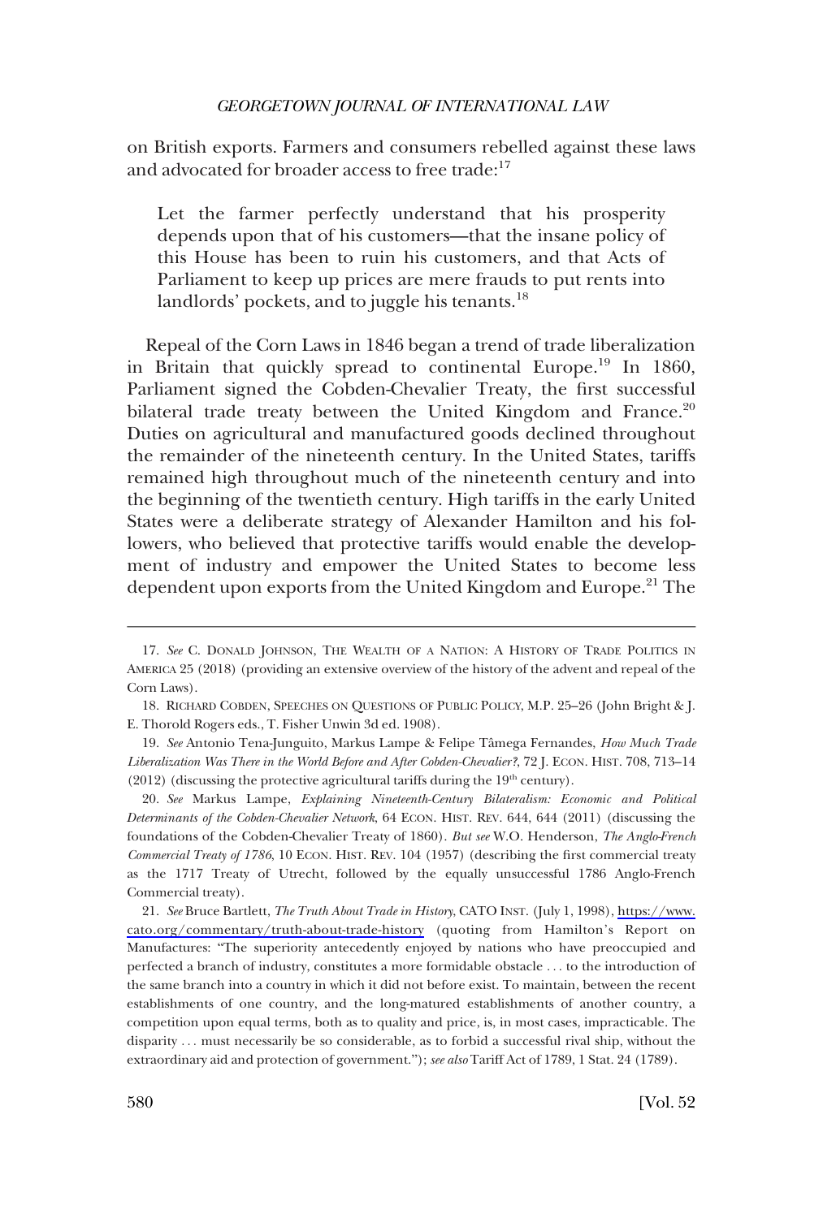on British exports. Farmers and consumers rebelled against these laws and advocated for broader access to free trade:[17]

> Let the farmer perfectly understand that his prosperity depends upon that of his customers—that the insane policy of this House has been to ruin his customers, and that Acts of Parliament to keep up prices are mere frauds to put rents into landlords' pockets, and to juggle his tenants.[18]

Repeal of the Corn Laws in 1846 began a trend of trade liberalization in Britain that quickly spread to continental Europe.[19] In 1860, Parliament signed the Cobden-Chevalier Treaty, the first successful bilateral trade treaty between the United Kingdom and France.[20] Duties on agricultural and manufactured goods declined throughout the remainder of the nineteenth century. In the United States, tariffs remained high throughout much of the nineteenth century and into the beginning of the twentieth century. High tariffs in the early United States were a deliberate strategy of Alexander Hamilton and his followers, who believed that protective tariffs would enable the development of industry and empower the United States to become less dependent upon exports from the United Kingdom and Europe.[21] The

---

17. *See* C. DONALD JOHNSON, THE WEALTH OF A NATION: A HISTORY OF TRADE POLITICS IN AMERICA 25 (2018) (providing an extensive overview of the history of the advent and repeal of the Corn Laws).

18. RICHARD COBDEN, SPEECHES ON QUESTIONS OF PUBLIC POLICY, M.P. 25–26 (John Bright & J. E. Thorold Rogers eds., T. Fisher Unwin 3d ed. 1908).

19. *See* Antonio Tena-Junguito, Markus Lampe & Felipe Tâmega Fernandes, *How Much Trade Liberalization Was There in the World Before and After Cobden-Chevalier?*, 72 J. ECON. HIST. 708, 713–14 (2012) (discussing the protective agricultural tariffs during the 19th century).

20. *See* Markus Lampe, *Explaining Nineteenth-Century Bilateralism: Economic and Political Determinants of the Cobden-Chevalier Network*, 64 ECON. HIST. REV. 644, 644 (2011) (discussing the foundations of the Cobden-Chevalier Treaty of 1860). *But see* W.O. Henderson, *The Anglo-French Commercial Treaty of 1786*, 10 ECON. HIST. REV. 104 (1957) (describing the first commercial treaty as the 1717 Treaty of Utrecht, followed by the equally unsuccessful 1786 Anglo-French Commercial treaty).

21. *See* Bruce Bartlett, *The Truth About Trade in History*, CATO INST. (July 1, 1998), https://www.cato.org/commentary/truth-about-trade-history (quoting from Hamilton's Report on Manufactures: "The superiority antecedently enjoyed by nations who have preoccupied and perfected a branch of industry, constitutes a more formidable obstacle . . . to the introduction of the same branch into a country in which it did not before exist. To maintain, between the recent establishments of one country, and the long-matured establishments of another country, a competition upon equal terms, both as to quality and price, is, in most cases, impracticable. The disparity . . . must necessarily be so considerable, as to forbid a successful rival ship, without the extraordinary aid and protection of government."); *see also* Tariff Act of 1789, 1 Stat. 24 (1789).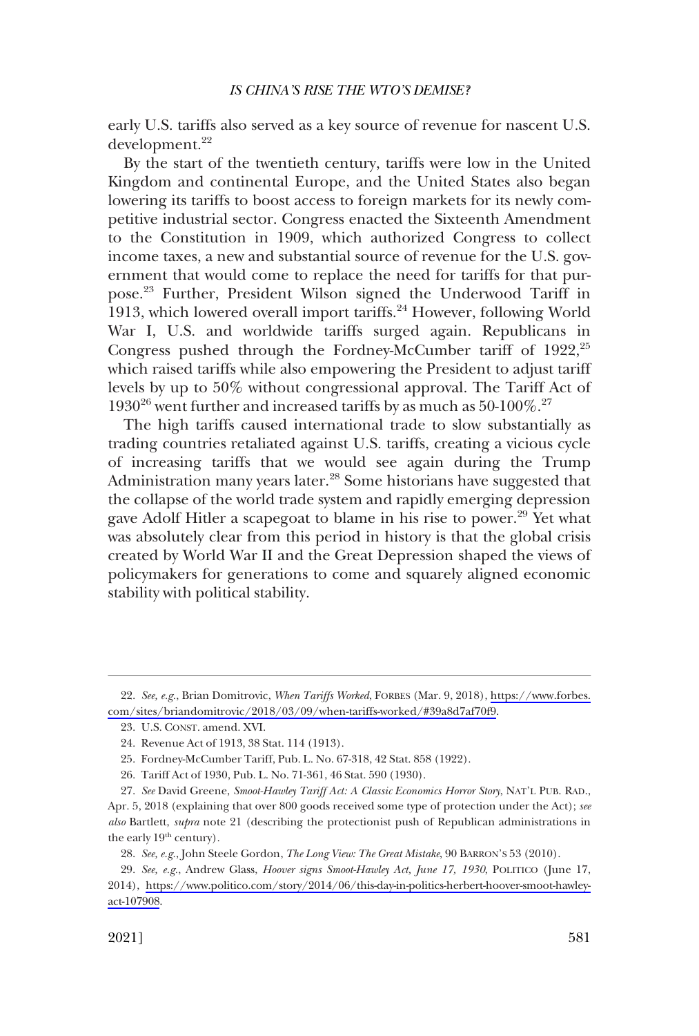early U.S. tariffs also served as a key source of revenue for nascent U.S. development.[22]

By the start of the twentieth century, tariffs were low in the United Kingdom and continental Europe, and the United States also began lowering its tariffs to boost access to foreign markets for its newly competitive industrial sector. Congress enacted the Sixteenth Amendment to the Constitution in 1909, which authorized Congress to collect income taxes, a new and substantial source of revenue for the U.S. government that would come to replace the need for tariffs for that purpose.[23] Further, President Wilson signed the Underwood Tariff in 1913, which lowered overall import tariffs.[24] However, following World War I, U.S. and worldwide tariffs surged again. Republicans in Congress pushed through the Fordney-McCumber tariff of 1922,[25] which raised tariffs while also empowering the President to adjust tariff levels by up to 50% without congressional approval. The Tariff Act of 1930[26] went further and increased tariffs by as much as 50-100%.[27]

The high tariffs caused international trade to slow substantially as trading countries retaliated against U.S. tariffs, creating a vicious cycle of increasing tariffs that we would see again during the Trump Administration many years later.[28] Some historians have suggested that the collapse of the world trade system and rapidly emerging depression gave Adolf Hitler a scapegoat to blame in his rise to power.[29] Yet what was absolutely clear from this period in history is that the global crisis created by World War II and the Great Depression shaped the views of policymakers for generations to come and squarely aligned economic stability with political stability.

---

22. *See, e.g.*, Brian Domitrovic, *When Tariffs Worked*, FORBES (Mar. 9, 2018), https://www.forbes.com/sites/briandomitrovic/2018/03/09/when-tariffs-worked/#39a8d7af70f9.

23. U.S. CONST. amend. XVI.

24. Revenue Act of 1913, 38 Stat. 114 (1913).

25. Fordney-McCumber Tariff, Pub. L. No. 67-318, 42 Stat. 858 (1922).

26. Tariff Act of 1930, Pub. L. No. 71-361, 46 Stat. 590 (1930).

27. *See* David Greene, *Smoot-Hawley Tariff Act: A Classic Economics Horror Story*, NAT'L PUB. RAD., Apr. 5, 2018 (explaining that over 800 goods received some type of protection under the Act); *see also* Bartlett, *supra* note 21 (describing the protectionist push of Republican administrations in the early 19th century).

28. *See, e.g.*, John Steele Gordon, *The Long View: The Great Mistake*, 90 BARRON'S 53 (2010).

29. *See, e.g.*, Andrew Glass, *Hoover signs Smoot-Hawley Act, June 17, 1930*, POLITICO (June 17, 2014), https://www.politico.com/story/2014/06/this-day-in-politics-herbert-hoover-smoot-hawley-act-107908.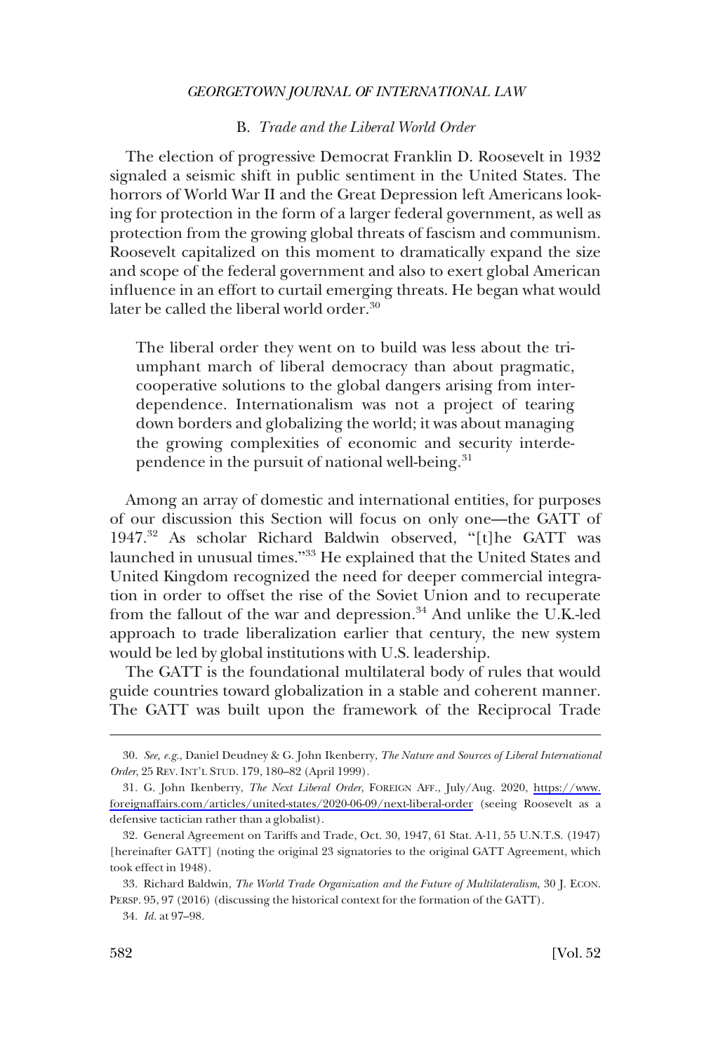### B. *Trade and the Liberal World Order*

The election of progressive Democrat Franklin D. Roosevelt in 1932 signaled a seismic shift in public sentiment in the United States. The horrors of World War II and the Great Depression left Americans looking for protection in the form of a larger federal government, as well as protection from the growing global threats of fascism and communism. Roosevelt capitalized on this moment to dramatically expand the size and scope of the federal government and also to exert global American influence in an effort to curtail emerging threats. He began what would later be called the liberal world order.[30]

> The liberal order they went on to build was less about the triumphant march of liberal democracy than about pragmatic, cooperative solutions to the global dangers arising from interdependence. Internationalism was not a project of tearing down borders and globalizing the world; it was about managing the growing complexities of economic and security interdependence in the pursuit of national well-being.[31]

Among an array of domestic and international entities, for purposes of our discussion this Section will focus on only one—the GATT of 1947.[32] As scholar Richard Baldwin observed, "[t]he GATT was launched in unusual times."[33] He explained that the United States and United Kingdom recognized the need for deeper commercial integration in order to offset the rise of the Soviet Union and to recuperate from the fallout of the war and depression.[34] And unlike the U.K.-led approach to trade liberalization earlier that century, the new system would be led by global institutions with U.S. leadership.

The GATT is the foundational multilateral body of rules that would guide countries toward globalization in a stable and coherent manner. The GATT was built upon the framework of the Reciprocal Trade

---

30. *See, e.g.*, Daniel Deudney & G. John Ikenberry, *The Nature and Sources of Liberal International Order*, 25 REV. INT'L STUD. 179, 180–82 (April 1999).

31. G. John Ikenberry, *The Next Liberal Order*, FOREIGN AFF., July/Aug. 2020, https://www.foreignaffairs.com/articles/united-states/2020-06-09/next-liberal-order (seeing Roosevelt as a defensive tactician rather than a globalist).

32. General Agreement on Tariffs and Trade, Oct. 30, 1947, 61 Stat. A-11, 55 U.N.T.S. (1947) [hereinafter GATT] (noting the original 23 signatories to the original GATT Agreement, which took effect in 1948).

33. Richard Baldwin, *The World Trade Organization and the Future of Multilateralism*, 30 J. ECON. PERSP. 95, 97 (2016) (discussing the historical context for the formation of the GATT).

34. *Id.* at 97–98.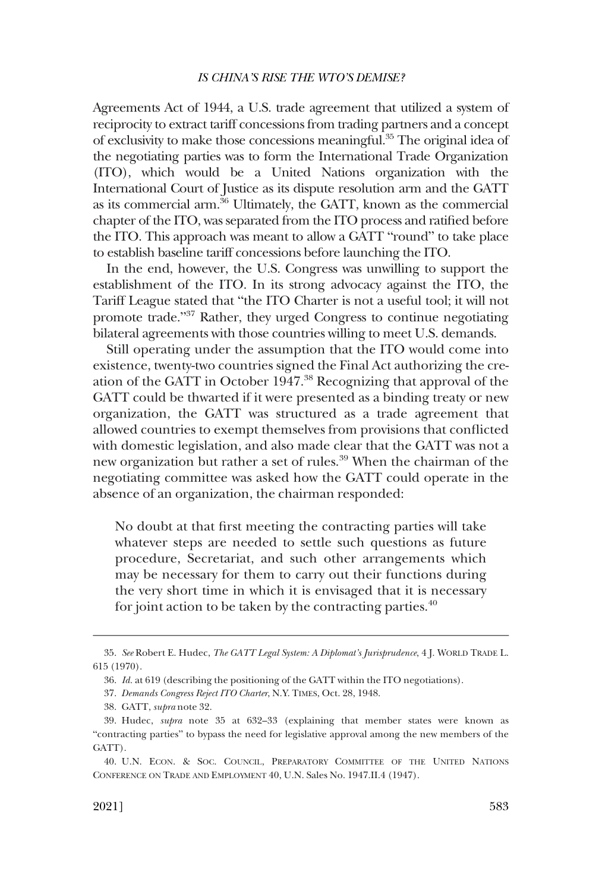Agreements Act of 1944, a U.S. trade agreement that utilized a system of reciprocity to extract tariff concessions from trading partners and a concept of exclusivity to make those concessions meaningful.[35] The original idea of the negotiating parties was to form the International Trade Organization (ITO), which would be a United Nations organization with the International Court of Justice as its dispute resolution arm and the GATT as its commercial arm.[36] Ultimately, the GATT, known as the commercial chapter of the ITO, was separated from the ITO process and ratified before the ITO. This approach was meant to allow a GATT "round" to take place to establish baseline tariff concessions before launching the ITO.

In the end, however, the U.S. Congress was unwilling to support the establishment of the ITO. In its strong advocacy against the ITO, the Tariff League stated that "the ITO Charter is not a useful tool; it will not promote trade."[37] Rather, they urged Congress to continue negotiating bilateral agreements with those countries willing to meet U.S. demands.

Still operating under the assumption that the ITO would come into existence, twenty-two countries signed the Final Act authorizing the creation of the GATT in October 1947.[38] Recognizing that approval of the GATT could be thwarted if it were presented as a binding treaty or new organization, the GATT was structured as a trade agreement that allowed countries to exempt themselves from provisions that conflicted with domestic legislation, and also made clear that the GATT was not a new organization but rather a set of rules.[39] When the chairman of the negotiating committee was asked how the GATT could operate in the absence of an organization, the chairman responded:

> No doubt at that first meeting the contracting parties will take whatever steps are needed to settle such questions as future procedure, Secretariat, and such other arrangements which may be necessary for them to carry out their functions during the very short time in which it is envisaged that it is necessary for joint action to be taken by the contracting parties.[40]

---

35. *See* Robert E. Hudec, *The GATT Legal System: A Diplomat's Jurisprudence*, 4 J. WORLD TRADE L. 615 (1970).

36. *Id.* at 619 (describing the positioning of the GATT within the ITO negotiations).

37. *Demands Congress Reject ITO Charter*, N.Y. TIMES, Oct. 28, 1948.

38. GATT, *supra* note 32.

39. Hudec, *supra* note 35 at 632–33 (explaining that member states were known as "contracting parties" to bypass the need for legislative approval among the new members of the GATT).

40. U.N. ECON. & SOC. COUNCIL, PREPARATORY COMMITTEE OF THE UNITED NATIONS CONFERENCE ON TRADE AND EMPLOYMENT 40, U.N. Sales No. 1947.II.4 (1947).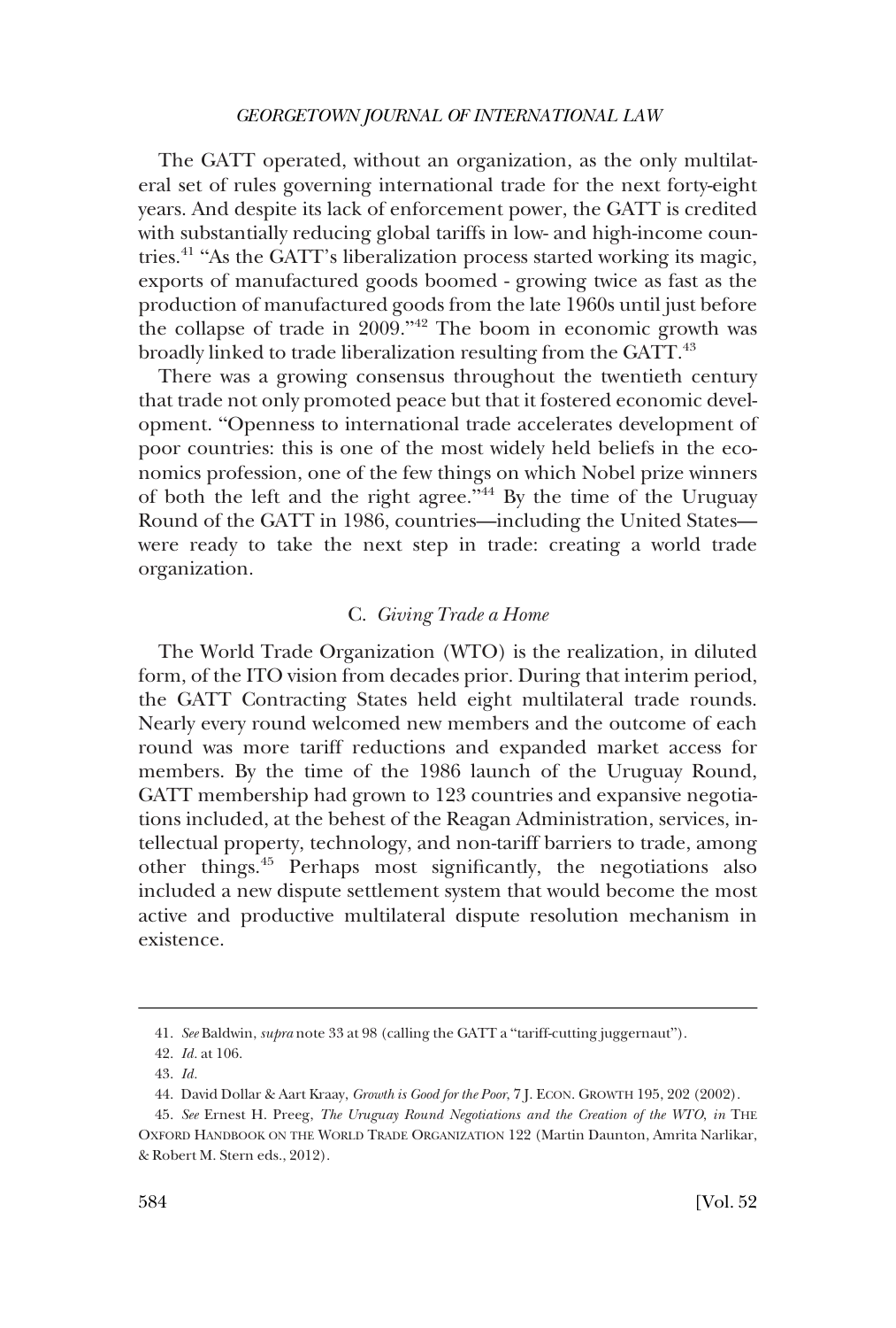The GATT operated, without an organization, as the only multilateral set of rules governing international trade for the next forty-eight years. And despite its lack of enforcement power, the GATT is credited with substantially reducing global tariffs in low- and high-income countries.[41] "As the GATT's liberalization process started working its magic, exports of manufactured goods boomed - growing twice as fast as the production of manufactured goods from the late 1960s until just before the collapse of trade in 2009."[42] The boom in economic growth was broadly linked to trade liberalization resulting from the GATT.[43]

There was a growing consensus throughout the twentieth century that trade not only promoted peace but that it fostered economic development. "Openness to international trade accelerates development of poor countries: this is one of the most widely held beliefs in the economics profession, one of the few things on which Nobel prize winners of both the left and the right agree."[44] By the time of the Uruguay Round of the GATT in 1986, countries—including the United States—were ready to take the next step in trade: creating a world trade organization.

### C. *Giving Trade a Home*

The World Trade Organization (WTO) is the realization, in diluted form, of the ITO vision from decades prior. During that interim period, the GATT Contracting States held eight multilateral trade rounds. Nearly every round welcomed new members and the outcome of each round was more tariff reductions and expanded market access for members. By the time of the 1986 launch of the Uruguay Round, GATT membership had grown to 123 countries and expansive negotiations included, at the behest of the Reagan Administration, services, intellectual property, technology, and non-tariff barriers to trade, among other things.[45] Perhaps most significantly, the negotiations also included a new dispute settlement system that would become the most active and productive multilateral dispute resolution mechanism in existence.

---

41. *See* Baldwin, *supra* note 33 at 98 (calling the GATT a "tariff-cutting juggernaut").

42. *Id.* at 106.

43. *Id.*

44. David Dollar & Aart Kraay, *Growth is Good for the Poor*, 7 J. ECON. GROWTH 195, 202 (2002).

45. *See* Ernest H. Preeg, *The Uruguay Round Negotiations and the Creation of the WTO*, *in* THE OXFORD HANDBOOK ON THE WORLD TRADE ORGANIZATION 122 (Martin Daunton, Amrita Narlikar, & Robert M. Stern eds., 2012).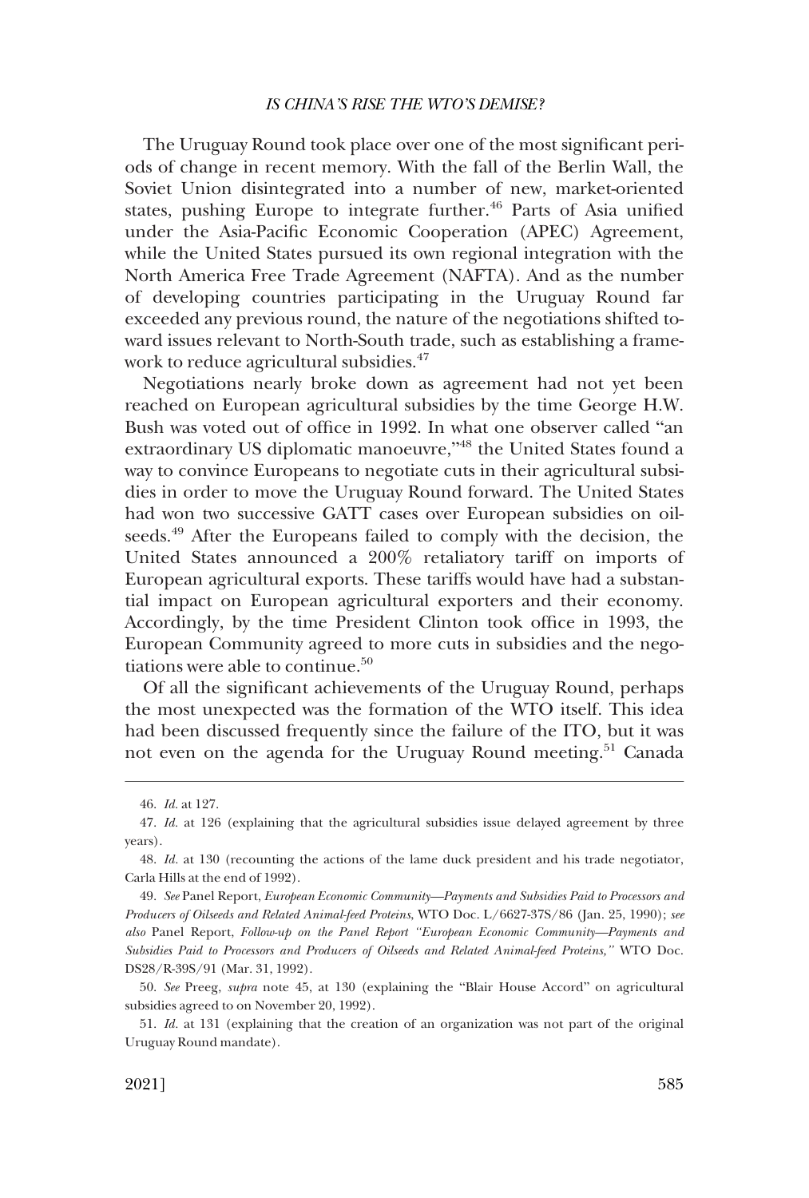The Uruguay Round took place over one of the most significant periods of change in recent memory. With the fall of the Berlin Wall, the Soviet Union disintegrated into a number of new, market-oriented states, pushing Europe to integrate further.[46] Parts of Asia unified under the Asia-Pacific Economic Cooperation (APEC) Agreement, while the United States pursued its own regional integration with the North America Free Trade Agreement (NAFTA). And as the number of developing countries participating in the Uruguay Round far exceeded any previous round, the nature of the negotiations shifted toward issues relevant to North-South trade, such as establishing a framework to reduce agricultural subsidies.[47]

Negotiations nearly broke down as agreement had not yet been reached on European agricultural subsidies by the time George H.W. Bush was voted out of office in 1992. In what one observer called "an extraordinary US diplomatic manoeuvre,"[48] the United States found a way to convince Europeans to negotiate cuts in their agricultural subsidies in order to move the Uruguay Round forward. The United States had won two successive GATT cases over European subsidies on oilseeds.[49] After the Europeans failed to comply with the decision, the United States announced a 200% retaliatory tariff on imports of European agricultural exports. These tariffs would have had a substantial impact on European agricultural exporters and their economy. Accordingly, by the time President Clinton took office in 1993, the European Community agreed to more cuts in subsidies and the negotiations were able to continue.[50]

Of all the significant achievements of the Uruguay Round, perhaps the most unexpected was the formation of the WTO itself. This idea had been discussed frequently since the failure of the ITO, but it was not even on the agenda for the Uruguay Round meeting.[51] Canada

---

46. *Id.* at 127.

47. *Id.* at 126 (explaining that the agricultural subsidies issue delayed agreement by three years).

48. *Id.* at 130 (recounting the actions of the lame duck president and his trade negotiator, Carla Hills at the end of 1992).

49. *See* Panel Report, *European Economic Community—Payments and Subsidies Paid to Processors and Producers of Oilseeds and Related Animal-feed Proteins*, WTO Doc. L/6627-37S/86 (Jan. 25, 1990); *see also* Panel Report, *Follow-up on the Panel Report "European Economic Community—Payments and Subsidies Paid to Processors and Producers of Oilseeds and Related Animal-feed Proteins,"* WTO Doc. DS28/R-39S/91 (Mar. 31, 1992).

50. *See* Preeg, *supra* note 45, at 130 (explaining the "Blair House Accord" on agricultural subsidies agreed to on November 20, 1992).

51. *Id.* at 131 (explaining that the creation of an organization was not part of the original Uruguay Round mandate).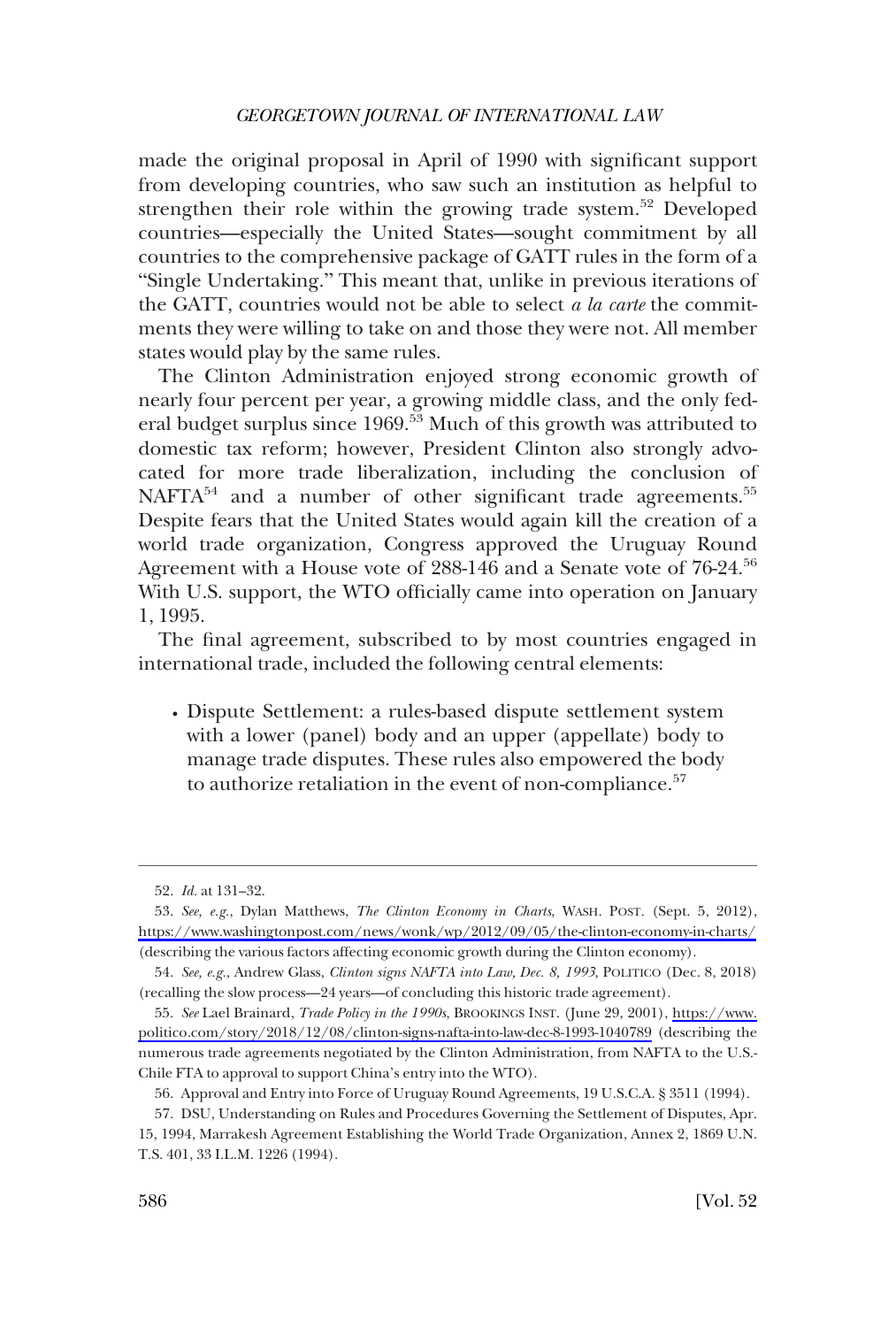made the original proposal in April of 1990 with significant support from developing countries, who saw such an institution as helpful to strengthen their role within the growing trade system.[52] Developed countries—especially the United States—sought commitment by all countries to the comprehensive package of GATT rules in the form of a "Single Undertaking." This meant that, unlike in previous iterations of the GATT, countries would not be able to select *a la carte* the commitments they were willing to take on and those they were not. All member states would play by the same rules.

The Clinton Administration enjoyed strong economic growth of nearly four percent per year, a growing middle class, and the only federal budget surplus since 1969.[53] Much of this growth was attributed to domestic tax reform; however, President Clinton also strongly advocated for more trade liberalization, including the conclusion of NAFTA[54] and a number of other significant trade agreements.[55] Despite fears that the United States would again kill the creation of a world trade organization, Congress approved the Uruguay Round Agreement with a House vote of 288-146 and a Senate vote of 76-24.[56] With U.S. support, the WTO officially came into operation on January 1, 1995.

The final agreement, subscribed to by most countries engaged in international trade, included the following central elements:

- Dispute Settlement: a rules-based dispute settlement system with a lower (panel) body and an upper (appellate) body to manage trade disputes. These rules also empowered the body to authorize retaliation in the event of non-compliance.[57]

---

52. *Id.* at 131–32.

53. *See, e.g.*, Dylan Matthews, *The Clinton Economy in Charts*, WASH. POST. (Sept. 5, 2012), https://www.washingtonpost.com/news/wonk/wp/2012/09/05/the-clinton-economy-in-charts/ (describing the various factors affecting economic growth during the Clinton economy).

54. *See, e.g.*, Andrew Glass, *Clinton signs NAFTA into Law, Dec. 8, 1993*, POLITICO (Dec. 8, 2018) (recalling the slow process—24 years—of concluding this historic trade agreement).

55. *See* Lael Brainard, *Trade Policy in the 1990s*, BROOKINGS INST. (June 29, 2001), https://www.politico.com/story/2018/12/08/clinton-signs-nafta-into-law-dec-8-1993-1040789 (describing the numerous trade agreements negotiated by the Clinton Administration, from NAFTA to the U.S.-Chile FTA to approval to support China's entry into the WTO).

56. Approval and Entry into Force of Uruguay Round Agreements, 19 U.S.C.A. § 3511 (1994).

57. DSU, Understanding on Rules and Procedures Governing the Settlement of Disputes, Apr. 15, 1994, Marrakesh Agreement Establishing the World Trade Organization, Annex 2, 1869 U.N. T.S. 401, 33 I.L.M. 1226 (1994).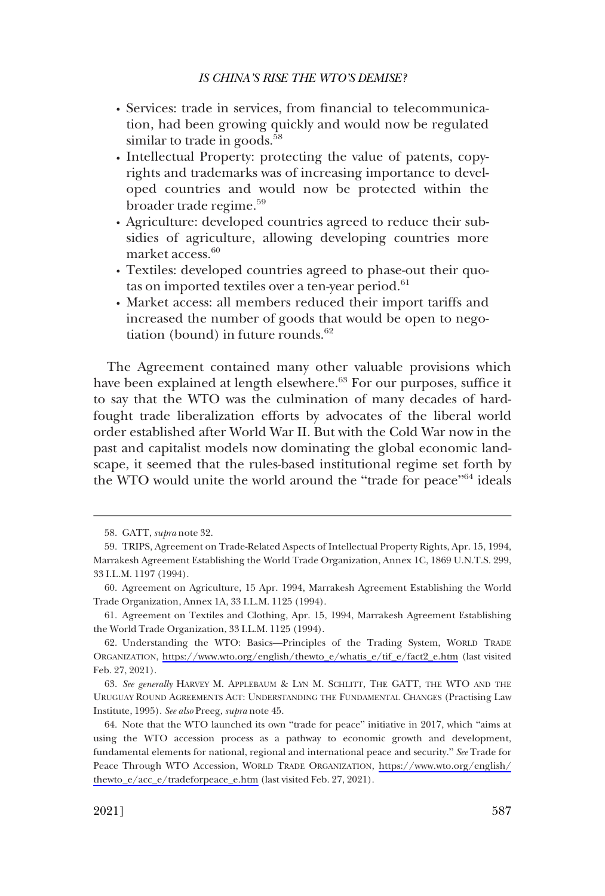- Services: trade in services, from financial to telecommunication, had been growing quickly and would now be regulated similar to trade in goods.[58]
- Intellectual Property: protecting the value of patents, copyrights and trademarks was of increasing importance to developed countries and would now be protected within the broader trade regime.[59]
- Agriculture: developed countries agreed to reduce their subsidies of agriculture, allowing developing countries more market access.[60]
- Textiles: developed countries agreed to phase-out their quotas on imported textiles over a ten-year period.[61]
- Market access: all members reduced their import tariffs and increased the number of goods that would be open to negotiation (bound) in future rounds.[62]

The Agreement contained many other valuable provisions which have been explained at length elsewhere.[63] For our purposes, suffice it to say that the WTO was the culmination of many decades of hard-fought trade liberalization efforts by advocates of the liberal world order established after World War II. But with the Cold War now in the past and capitalist models now dominating the global economic landscape, it seemed that the rules-based institutional regime set forth by the WTO would unite the world around the "trade for peace"[64] ideals

---

58. GATT, *supra* note 32.

59. TRIPS, Agreement on Trade-Related Aspects of Intellectual Property Rights, Apr. 15, 1994, Marrakesh Agreement Establishing the World Trade Organization, Annex 1C, 1869 U.N.T.S. 299, 33 I.L.M. 1197 (1994).

60. Agreement on Agriculture, 15 Apr. 1994, Marrakesh Agreement Establishing the World Trade Organization, Annex 1A, 33 I.L.M. 1125 (1994).

61. Agreement on Textiles and Clothing, Apr. 15, 1994, Marrakesh Agreement Establishing the World Trade Organization, 33 I.L.M. 1125 (1994).

62. Understanding the WTO: Basics—Principles of the Trading System, WORLD TRADE ORGANIZATION, https://www.wto.org/english/thewto_e/whatis_e/tif_e/fact2_e.htm (last visited Feb. 27, 2021).

63. *See generally* HARVEY M. APPLEBAUM & LYN M. SCHLITT, THE GATT, THE WTO AND THE URUGUAY ROUND AGREEMENTS ACT: UNDERSTANDING THE FUNDAMENTAL CHANGES (Practising Law Institute, 1995). *See also* Preeg, *supra* note 45.

64. Note that the WTO launched its own "trade for peace" initiative in 2017, which "aims at using the WTO accession process as a pathway to economic growth and development, fundamental elements for national, regional and international peace and security." *See* Trade for Peace Through WTO Accession, WORLD TRADE ORGANIZATION, https://www.wto.org/english/thewto_e/acc_e/tradeforpeace_e.htm (last visited Feb. 27, 2021).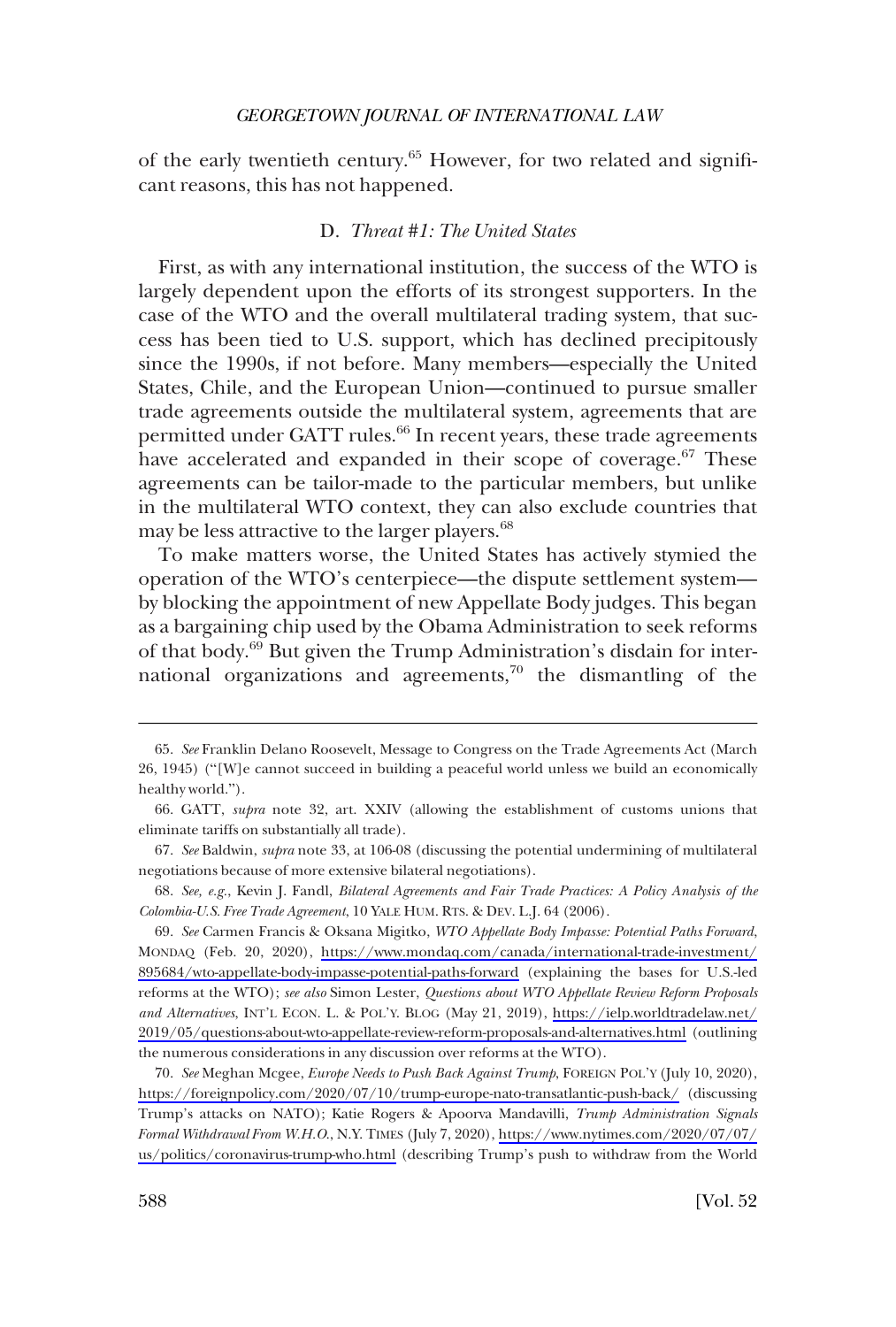of the early twentieth century.[65] However, for two related and significant reasons, this has not happened.

### D. *Threat #1: The United States*

First, as with any international institution, the success of the WTO is largely dependent upon the efforts of its strongest supporters. In the case of the WTO and the overall multilateral trading system, that success has been tied to U.S. support, which has declined precipitously since the 1990s, if not before. Many members—especially the United States, Chile, and the European Union—continued to pursue smaller trade agreements outside the multilateral system, agreements that are permitted under GATT rules.[66] In recent years, these trade agreements have accelerated and expanded in their scope of coverage.[67] These agreements can be tailor-made to the particular members, but unlike in the multilateral WTO context, they can also exclude countries that may be less attractive to the larger players.[68]

To make matters worse, the United States has actively stymied the operation of the WTO's centerpiece—the dispute settlement system—by blocking the appointment of new Appellate Body judges. This began as a bargaining chip used by the Obama Administration to seek reforms of that body.[69] But given the Trump Administration's disdain for international organizations and agreements,[70] the dismantling of the

---

65. *See* Franklin Delano Roosevelt, Message to Congress on the Trade Agreements Act (March 26, 1945) ("[W]e cannot succeed in building a peaceful world unless we build an economically healthy world.").

66. GATT, *supra* note 32, art. XXIV (allowing the establishment of customs unions that eliminate tariffs on substantially all trade).

67. *See* Baldwin, *supra* note 33, at 106-08 (discussing the potential undermining of multilateral negotiations because of more extensive bilateral negotiations).

68. *See, e.g.*, Kevin J. Fandl, *Bilateral Agreements and Fair Trade Practices: A Policy Analysis of the Colombia-U.S. Free Trade Agreement*, 10 YALE HUM. RTS. & DEV. L.J. 64 (2006).

69. *See* Carmen Francis & Oksana Migitko, *WTO Appellate Body Impasse: Potential Paths Forward*, MONDAQ (Feb. 20, 2020), https://www.mondaq.com/canada/international-trade-investment/895684/wto-appellate-body-impasse-potential-paths-forward (explaining the bases for U.S.-led reforms at the WTO); *see also* Simon Lester, *Questions about WTO Appellate Review Reform Proposals and Alternatives*, INT'L ECON. L. & POL'Y. BLOG (May 21, 2019), https://ielp.worldtradelaw.net/2019/05/questions-about-wto-appellate-review-reform-proposals-and-alternatives.html (outlining the numerous considerations in any discussion over reforms at the WTO).

70. *See* Meghan Mcgee, *Europe Needs to Push Back Against Trump*, FOREIGN POL'Y (July 10, 2020), https://foreignpolicy.com/2020/07/10/trump-europe-nato-transatlantic-push-back/ (discussing Trump's attacks on NATO); Katie Rogers & Apoorva Mandavilli, *Trump Administration Signals Formal Withdrawal From W.H.O.*, N.Y. TIMES (July 7, 2020), https://www.nytimes.com/2020/07/07/us/politics/coronavirus-trump-who.html (describing Trump's push to withdraw from the World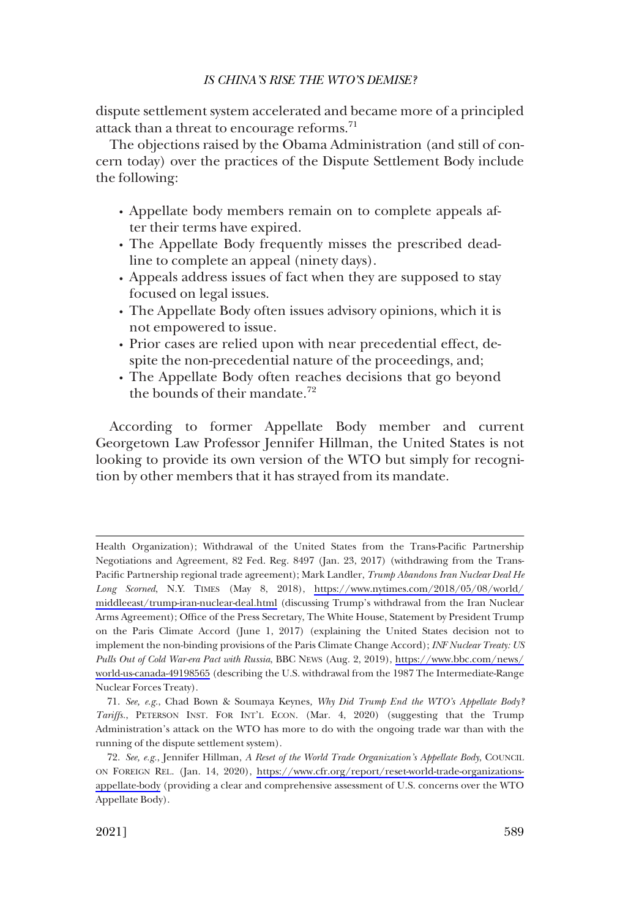dispute settlement system accelerated and became more of a principled attack than a threat to encourage reforms.[71]

The objections raised by the Obama Administration (and still of concern today) over the practices of the Dispute Settlement Body include the following:

- Appellate body members remain on to complete appeals after their terms have expired.
- The Appellate Body frequently misses the prescribed deadline to complete an appeal (ninety days).
- Appeals address issues of fact when they are supposed to stay focused on legal issues.
- The Appellate Body often issues advisory opinions, which it is not empowered to issue.
- Prior cases are relied upon with near precedential effect, despite the non-precedential nature of the proceedings, and;
- The Appellate Body often reaches decisions that go beyond the bounds of their mandate.[72]

According to former Appellate Body member and current Georgetown Law Professor Jennifer Hillman, the United States is not looking to provide its own version of the WTO but simply for recognition by other members that it has strayed from its mandate.

---

Health Organization); Withdrawal of the United States from the Trans-Pacific Partnership Negotiations and Agreement, 82 Fed. Reg. 8497 (Jan. 23, 2017) (withdrawing from the Trans-Pacific Partnership regional trade agreement); Mark Landler, *Trump Abandons Iran Nuclear Deal He Long Scorned*, N.Y. TIMES (May 8, 2018), https://www.nytimes.com/2018/05/08/world/middleeast/trump-iran-nuclear-deal.html (discussing Trump's withdrawal from the Iran Nuclear Arms Agreement); Office of the Press Secretary, The White House, Statement by President Trump on the Paris Climate Accord (June 1, 2017) (explaining the United States decision not to implement the non-binding provisions of the Paris Climate Change Accord); *INF Nuclear Treaty: US Pulls Out of Cold War-era Pact with Russia*, BBC NEWS (Aug. 2, 2019), https://www.bbc.com/news/world-us-canada-49198565 (describing the U.S. withdrawal from the 1987 The Intermediate-Range Nuclear Forces Treaty).

71. *See, e.g.*, Chad Bown & Soumaya Keynes, *Why Did Trump End the WTO's Appellate Body? Tariffs.*, PETERSON INST. FOR INT'L ECON. (Mar. 4, 2020) (suggesting that the Trump Administration's attack on the WTO has more to do with the ongoing trade war than with the running of the dispute settlement system).

72. *See, e.g.*, Jennifer Hillman, *A Reset of the World Trade Organization's Appellate Body*, COUNCIL ON FOREIGN REL. (Jan. 14, 2020), https://www.cfr.org/report/reset-world-trade-organizations-appellate-body (providing a clear and comprehensive assessment of U.S. concerns over the WTO Appellate Body).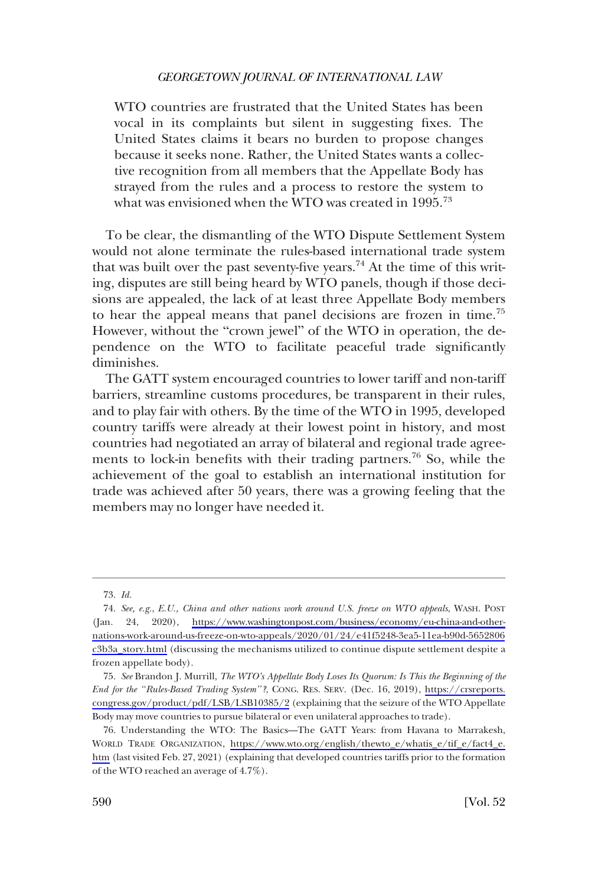> WTO countries are frustrated that the United States has been vocal in its complaints but silent in suggesting fixes. The United States claims it bears no burden to propose changes because it seeks none. Rather, the United States wants a collective recognition from all members that the Appellate Body has strayed from the rules and a process to restore the system to what was envisioned when the WTO was created in 1995.[73]

To be clear, the dismantling of the WTO Dispute Settlement System would not alone terminate the rules-based international trade system that was built over the past seventy-five years.[74] At the time of this writing, disputes are still being heard by WTO panels, though if those decisions are appealed, the lack of at least three Appellate Body members to hear the appeal means that panel decisions are frozen in time.[75] However, without the "crown jewel" of the WTO in operation, the dependence on the WTO to facilitate peaceful trade significantly diminishes.

The GATT system encouraged countries to lower tariff and non-tariff barriers, streamline customs procedures, be transparent in their rules, and to play fair with others. By the time of the WTO in 1995, developed country tariffs were already at their lowest point in history, and most countries had negotiated an array of bilateral and regional trade agreements to lock-in benefits with their trading partners.[76] So, while the achievement of the goal to establish an international institution for trade was achieved after 50 years, there was a growing feeling that the members may no longer have needed it.

---

73. *Id.*

74. *See, e.g.*, *E.U., China and other nations work around U.S. freeze on WTO appeals*, WASH. POST (Jan. 24, 2020), https://www.washingtonpost.com/business/economy/eu-china-and-other-nations-work-around-us-freeze-on-wto-appeals/2020/01/24/e41f5248-3ea5-11ea-b90d-5652806c3b3a_story.html (discussing the mechanisms utilized to continue dispute settlement despite a frozen appellate body).

75. *See* Brandon J. Murrill, *The WTO's Appellate Body Loses Its Quorum: Is This the Beginning of the End for the "Rules-Based Trading System"?*, CONG. RES. SERV. (Dec. 16, 2019), https://crsreports.congress.gov/product/pdf/LSB/LSB10385/2 (explaining that the seizure of the WTO Appellate Body may move countries to pursue bilateral or even unilateral approaches to trade).

76. Understanding the WTO: The Basics—The GATT Years: from Havana to Marrakesh, WORLD TRADE ORGANIZATION, https://www.wto.org/english/thewto_e/whatis_e/tif_e/fact4_e.htm (last visited Feb. 27, 2021) (explaining that developed countries tariffs prior to the formation of the WTO reached an average of 4.7%).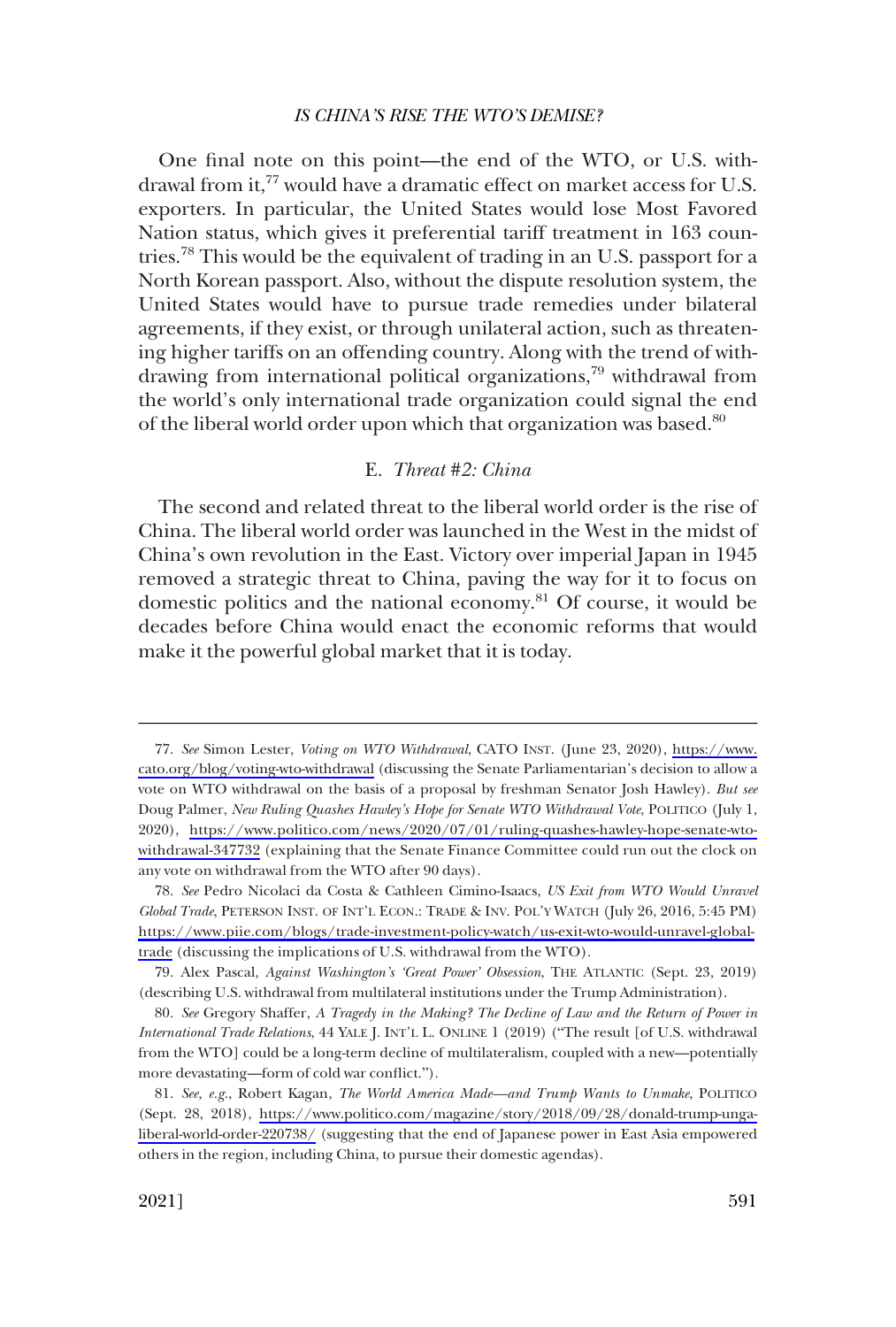One final note on this point—the end of the WTO, or U.S. withdrawal from it,[77] would have a dramatic effect on market access for U.S. exporters. In particular, the United States would lose Most Favored Nation status, which gives it preferential tariff treatment in 163 countries.[78] This would be the equivalent of trading in an U.S. passport for a North Korean passport. Also, without the dispute resolution system, the United States would have to pursue trade remedies under bilateral agreements, if they exist, or through unilateral action, such as threatening higher tariffs on an offending country. Along with the trend of withdrawing from international political organizations,[79] withdrawal from the world's only international trade organization could signal the end of the liberal world order upon which that organization was based.[80]

### E. *Threat #2: China*

The second and related threat to the liberal world order is the rise of China. The liberal world order was launched in the West in the midst of China's own revolution in the East. Victory over imperial Japan in 1945 removed a strategic threat to China, paving the way for it to focus on domestic politics and the national economy.[81] Of course, it would be decades before China would enact the economic reforms that would make it the powerful global market that it is today.

---

77. *See* Simon Lester, *Voting on WTO Withdrawal*, CATO INST. (June 23, 2020), https://www.cato.org/blog/voting-wto-withdrawal (discussing the Senate Parliamentarian's decision to allow a vote on WTO withdrawal on the basis of a proposal by freshman Senator Josh Hawley). *But see* Doug Palmer, *New Ruling Quashes Hawley's Hope for Senate WTO Withdrawal Vote*, POLITICO (July 1, 2020), https://www.politico.com/news/2020/07/01/ruling-quashes-hawley-hope-senate-wto-withdrawal-347732 (explaining that the Senate Finance Committee could run out the clock on any vote on withdrawal from the WTO after 90 days).

78. *See* Pedro Nicolaci da Costa & Cathleen Cimino-Isaacs, *US Exit from WTO Would Unravel Global Trade*, PETERSON INST. OF INT'L ECON.: TRADE & INV. POL'Y WATCH (July 26, 2016, 5:45 PM) https://www.piie.com/blogs/trade-investment-policy-watch/us-exit-wto-would-unravel-global-trade (discussing the implications of U.S. withdrawal from the WTO).

79. Alex Pascal, *Against Washington's 'Great Power' Obsession*, THE ATLANTIC (Sept. 23, 2019) (describing U.S. withdrawal from multilateral institutions under the Trump Administration).

80. *See* Gregory Shaffer, *A Tragedy in the Making? The Decline of Law and the Return of Power in International Trade Relations*, 44 YALE J. INT'L L. ONLINE 1 (2019) ("The result [of U.S. withdrawal from the WTO] could be a long-term decline of multilateralism, coupled with a new—potentially more devastating—form of cold war conflict.").

81. *See, e.g.*, Robert Kagan, *The World America Made—and Trump Wants to Unmake*, POLITICO (Sept. 28, 2018), https://www.politico.com/magazine/story/2018/09/28/donald-trump-unga-liberal-world-order-220738/ (suggesting that the end of Japanese power in East Asia empowered others in the region, including China, to pursue their domestic agendas).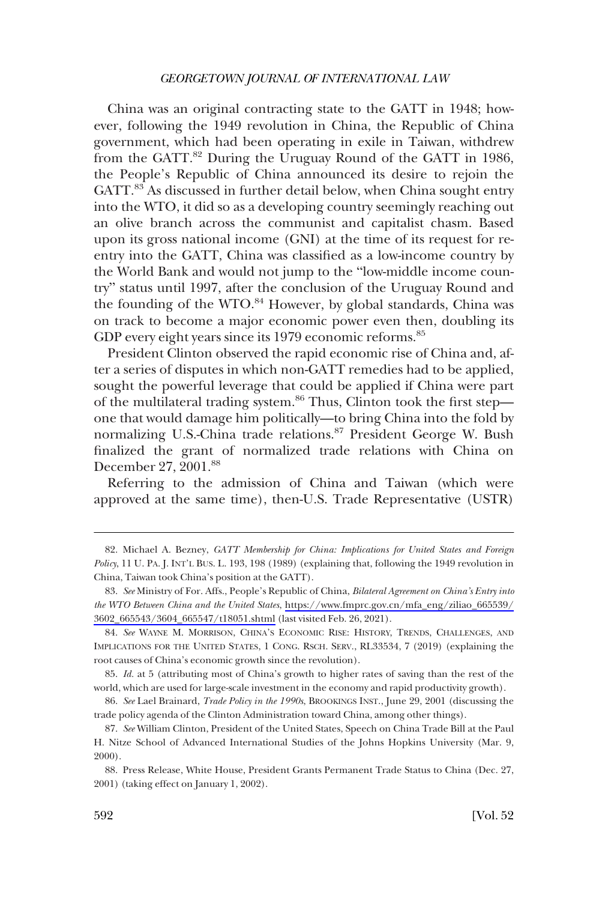China was an original contracting state to the GATT in 1948; however, following the 1949 revolution in China, the Republic of China government, which had been operating in exile in Taiwan, withdrew from the GATT.[82] During the Uruguay Round of the GATT in 1986, the People's Republic of China announced its desire to rejoin the GATT.[83] As discussed in further detail below, when China sought entry into the WTO, it did so as a developing country seemingly reaching out an olive branch across the communist and capitalist chasm. Based upon its gross national income (GNI) at the time of its request for re-entry into the GATT, China was classified as a low-income country by the World Bank and would not jump to the "low-middle income country" status until 1997, after the conclusion of the Uruguay Round and the founding of the WTO.[84] However, by global standards, China was on track to become a major economic power even then, doubling its GDP every eight years since its 1979 economic reforms.[85]

President Clinton observed the rapid economic rise of China and, after a series of disputes in which non-GATT remedies had to be applied, sought the powerful leverage that could be applied if China were part of the multilateral trading system.[86] Thus, Clinton took the first step—one that would damage him politically—to bring China into the fold by normalizing U.S.-China trade relations.[87] President George W. Bush finalized the grant of normalized trade relations with China on December 27, 2001.[88]

Referring to the admission of China and Taiwan (which were approved at the same time), then-U.S. Trade Representative (USTR)

---

82. Michael A. Bezney, *GATT Membership for China: Implications for United States and Foreign Policy*, 11 U. PA. J. INT'L BUS. L. 193, 198 (1989) (explaining that, following the 1949 revolution in China, Taiwan took China's position at the GATT).

83. *See* Ministry of For. Affs., People's Republic of China, *Bilateral Agreement on China's Entry into the WTO Between China and the United States*, https://www.fmprc.gov.cn/mfa_eng/ziliao_665539/3602_665543/3604_665547/t18051.shtml (last visited Feb. 26, 2021).

84. *See* WAYNE M. MORRISON, CHINA'S ECONOMIC RISE: HISTORY, TRENDS, CHALLENGES, AND IMPLICATIONS FOR THE UNITED STATES, 1 CONG. RSCH. SERV., RL33534, 7 (2019) (explaining the root causes of China's economic growth since the revolution).

85. *Id.* at 5 (attributing most of China's growth to higher rates of saving than the rest of the world, which are used for large-scale investment in the economy and rapid productivity growth).

86. *See* Lael Brainard, *Trade Policy in the 1990s*, BROOKINGS INST., June 29, 2001 (discussing the trade policy agenda of the Clinton Administration toward China, among other things).

87. *See* William Clinton, President of the United States, Speech on China Trade Bill at the Paul H. Nitze School of Advanced International Studies of the Johns Hopkins University (Mar. 9, 2000).

88. Press Release, White House, President Grants Permanent Trade Status to China (Dec. 27, 2001) (taking effect on January 1, 2002).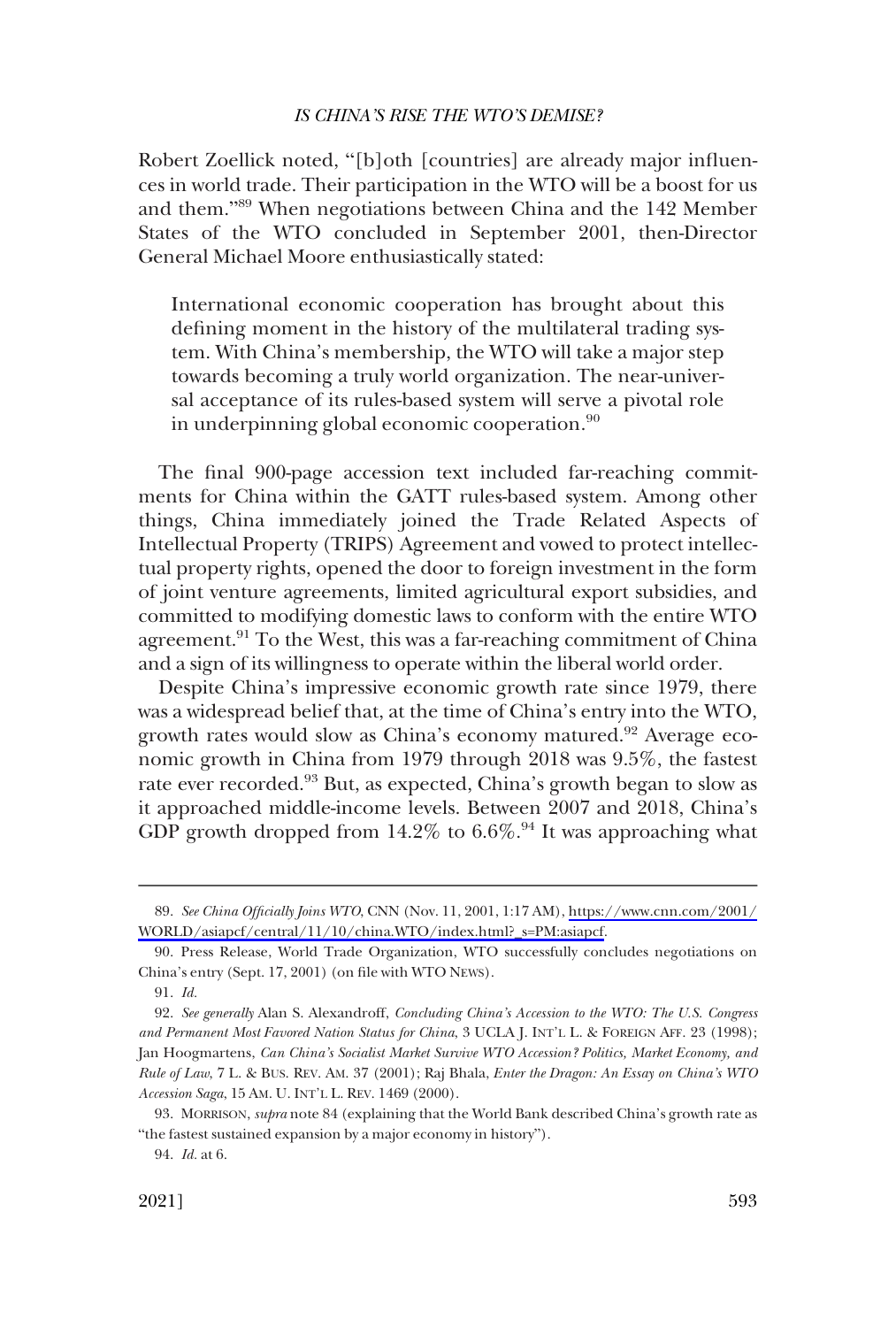Robert Zoellick noted, "[b]oth [countries] are already major influences in world trade. Their participation in the WTO will be a boost for us and them."[89] When negotiations between China and the 142 Member States of the WTO concluded in September 2001, then-Director General Michael Moore enthusiastically stated:

> International economic cooperation has brought about this defining moment in the history of the multilateral trading system. With China's membership, the WTO will take a major step towards becoming a truly world organization. The near-universal acceptance of its rules-based system will serve a pivotal role in underpinning global economic cooperation.[90]

The final 900-page accession text included far-reaching commitments for China within the GATT rules-based system. Among other things, China immediately joined the Trade Related Aspects of Intellectual Property (TRIPS) Agreement and vowed to protect intellectual property rights, opened the door to foreign investment in the form of joint venture agreements, limited agricultural export subsidies, and committed to modifying domestic laws to conform with the entire WTO agreement.[91] To the West, this was a far-reaching commitment of China and a sign of its willingness to operate within the liberal world order.

Despite China's impressive economic growth rate since 1979, there was a widespread belief that, at the time of China's entry into the WTO, growth rates would slow as China's economy matured.[92] Average economic growth in China from 1979 through 2018 was 9.5%, the fastest rate ever recorded.[93] But, as expected, China's growth began to slow as it approached middle-income levels. Between 2007 and 2018, China's GDP growth dropped from 14.2% to 6.6%.[94] It was approaching what

---

89. *See China Officially Joins WTO*, CNN (Nov. 11, 2001, 1:17 AM), https://www.cnn.com/2001/WORLD/asiapcf/central/11/10/china.WTO/index.html?_s=PM:asiapcf.

90. Press Release, World Trade Organization, WTO successfully concludes negotiations on China's entry (Sept. 17, 2001) (on file with WTO NEWS).

91. *Id.*

92. *See generally* Alan S. Alexandroff, *Concluding China's Accession to the WTO: The U.S. Congress and Permanent Most Favored Nation Status for China*, 3 UCLA J. INT'L L. & FOREIGN AFF. 23 (1998); Jan Hoogmartens, *Can China's Socialist Market Survive WTO Accession? Politics, Market Economy, and Rule of Law*, 7 L. & BUS. REV. AM. 37 (2001); Raj Bhala, *Enter the Dragon: An Essay on China's WTO Accession Saga*, 15 AM. U. INT'L L. REV. 1469 (2000).

93. MORRISON, *supra* note 84 (explaining that the World Bank described China's growth rate as "the fastest sustained expansion by a major economy in history").

94. *Id.* at 6.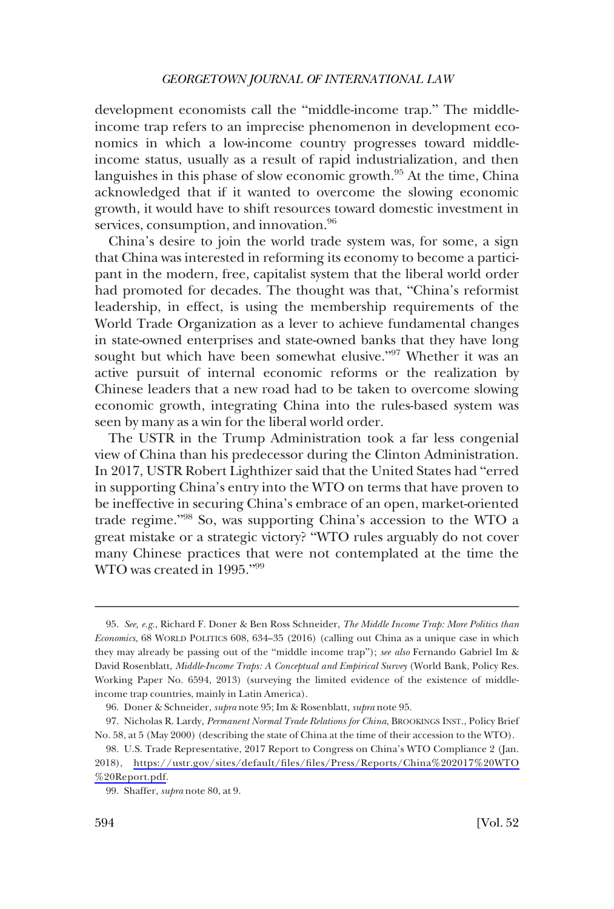development economists call the "middle-income trap." The middle-income trap refers to an imprecise phenomenon in development economics in which a low-income country progresses toward middle-income status, usually as a result of rapid industrialization, and then languishes in this phase of slow economic growth.[95] At the time, China acknowledged that if it wanted to overcome the slowing economic growth, it would have to shift resources toward domestic investment in services, consumption, and innovation.[96]

China's desire to join the world trade system was, for some, a sign that China was interested in reforming its economy to become a participant in the modern, free, capitalist system that the liberal world order had promoted for decades. The thought was that, "China's reformist leadership, in effect, is using the membership requirements of the World Trade Organization as a lever to achieve fundamental changes in state-owned enterprises and state-owned banks that they have long sought but which have been somewhat elusive."[97] Whether it was an active pursuit of internal economic reforms or the realization by Chinese leaders that a new road had to be taken to overcome slowing economic growth, integrating China into the rules-based system was seen by many as a win for the liberal world order.

The USTR in the Trump Administration took a far less congenial view of China than his predecessor during the Clinton Administration. In 2017, USTR Robert Lighthizer said that the United States had "erred in supporting China's entry into the WTO on terms that have proven to be ineffective in securing China's embrace of an open, market-oriented trade regime."[98] So, was supporting China's accession to the WTO a great mistake or a strategic victory? "WTO rules arguably do not cover many Chinese practices that were not contemplated at the time the WTO was created in 1995."[99]

---

95. *See, e.g.*, Richard F. Doner & Ben Ross Schneider, *The Middle Income Trap: More Politics than Economics*, 68 WORLD POLITICS 608, 634–35 (2016) (calling out China as a unique case in which they may already be passing out of the "middle income trap"); *see also* Fernando Gabriel Im & David Rosenblatt, *Middle-Income Traps: A Conceptual and Empirical Survey* (World Bank, Policy Res. Working Paper No. 6594, 2013) (surveying the limited evidence of the existence of middle-income trap countries, mainly in Latin America).

96. Doner & Schneider, *supra* note 95; Im & Rosenblatt, *supra* note 95.

97. Nicholas R. Lardy, *Permanent Normal Trade Relations for China*, BROOKINGS INST., Policy Brief No. 58, at 5 (May 2000) (describing the state of China at the time of their accession to the WTO).

98. U.S. Trade Representative, 2017 Report to Congress on China's WTO Compliance 2 (Jan. 2018), https://ustr.gov/sites/default/files/files/Press/Reports/China%202017%20WTO%20Report.pdf.

99. Shaffer, *supra* note 80, at 9.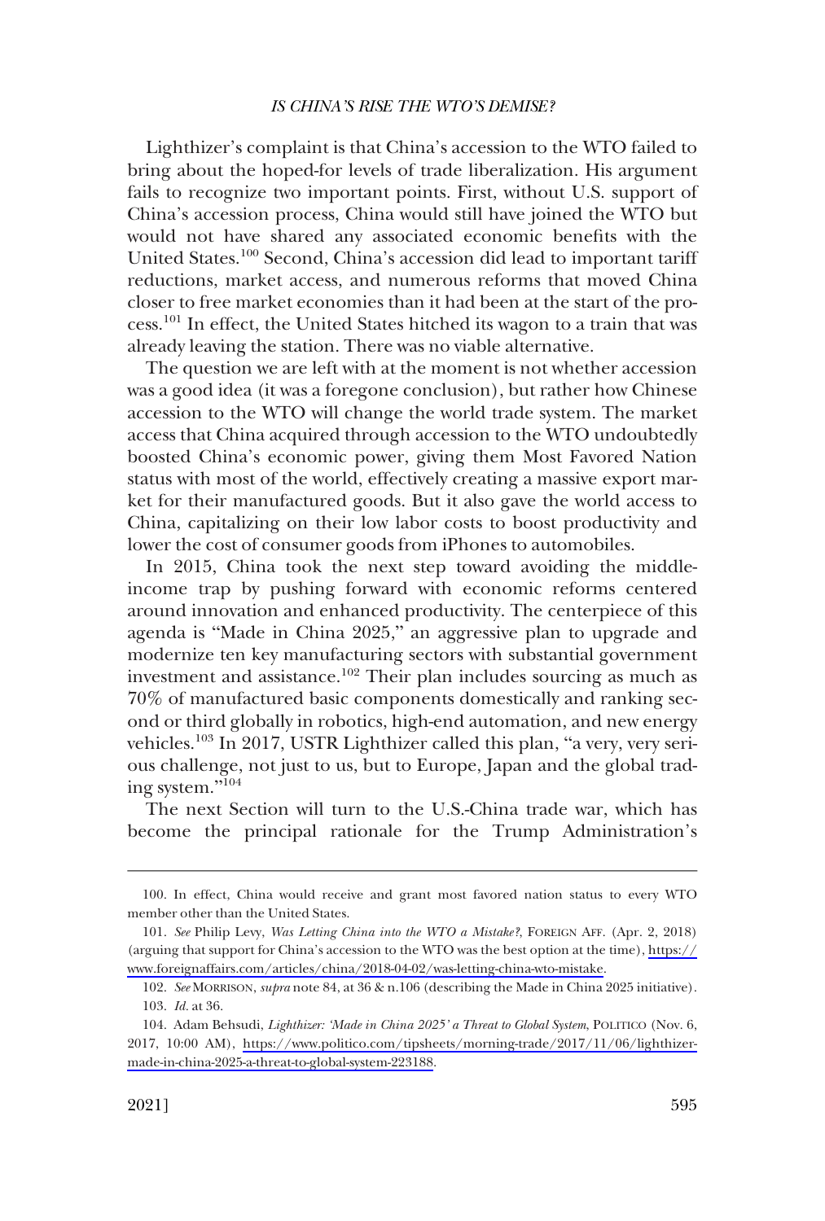Lighthizer's complaint is that China's accession to the WTO failed to bring about the hoped-for levels of trade liberalization. His argument fails to recognize two important points. First, without U.S. support of China's accession process, China would still have joined the WTO but would not have shared any associated economic benefits with the United States.[100] Second, China's accession did lead to important tariff reductions, market access, and numerous reforms that moved China closer to free market economies than it had been at the start of the process.[101] In effect, the United States hitched its wagon to a train that was already leaving the station. There was no viable alternative.

The question we are left with at the moment is not whether accession was a good idea (it was a foregone conclusion), but rather how Chinese accession to the WTO will change the world trade system. The market access that China acquired through accession to the WTO undoubtedly boosted China's economic power, giving them Most Favored Nation status with most of the world, effectively creating a massive export market for their manufactured goods. But it also gave the world access to China, capitalizing on their low labor costs to boost productivity and lower the cost of consumer goods from iPhones to automobiles.

In 2015, China took the next step toward avoiding the middle-income trap by pushing forward with economic reforms centered around innovation and enhanced productivity. The centerpiece of this agenda is "Made in China 2025," an aggressive plan to upgrade and modernize ten key manufacturing sectors with substantial government investment and assistance.[102] Their plan includes sourcing as much as 70% of manufactured basic components domestically and ranking second or third globally in robotics, high-end automation, and new energy vehicles.[103] In 2017, USTR Lighthizer called this plan, "a very, very serious challenge, not just to us, but to Europe, Japan and the global trading system."[104]

The next Section will turn to the U.S.-China trade war, which has become the principal rationale for the Trump Administration's

---

100. In effect, China would receive and grant most favored nation status to every WTO member other than the United States.

101. *See* Philip Levy, *Was Letting China into the WTO a Mistake?*, FOREIGN AFF. (Apr. 2, 2018) (arguing that support for China's accession to the WTO was the best option at the time), https://www.foreignaffairs.com/articles/china/2018-04-02/was-letting-china-wto-mistake.

102. *See* MORRISON, *supra* note 84, at 36 & n.106 (describing the Made in China 2025 initiative).

103. *Id.* at 36.

104. Adam Behsudi, *Lighthizer: 'Made in China 2025' a Threat to Global System*, POLITICO (Nov. 6, 2017, 10:00 AM), https://www.politico.com/tipsheets/morning-trade/2017/11/06/lighthizer-made-in-china-2025-a-threat-to-global-system-223188.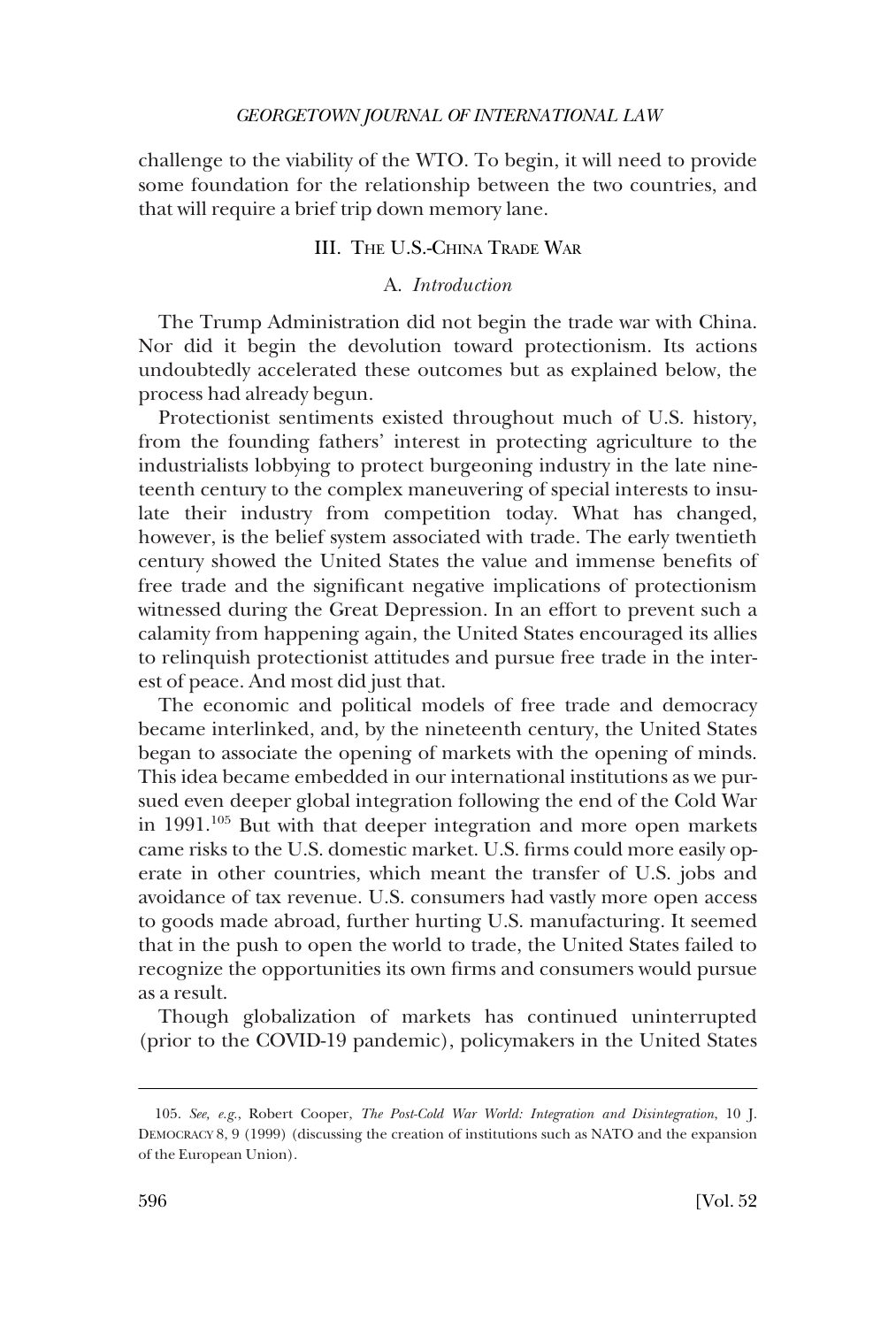challenge to the viability of the WTO. To begin, it will need to provide some foundation for the relationship between the two countries, and that will require a brief trip down memory lane.

## III. The U.S.-China Trade War

### A. *Introduction*

The Trump Administration did not begin the trade war with China. Nor did it begin the devolution toward protectionism. Its actions undoubtedly accelerated these outcomes but as explained below, the process had already begun.

Protectionist sentiments existed throughout much of U.S. history, from the founding fathers' interest in protecting agriculture to the industrialists lobbying to protect burgeoning industry in the late nineteenth century to the complex maneuvering of special interests to insulate their industry from competition today. What has changed, however, is the belief system associated with trade. The early twentieth century showed the United States the value and immense benefits of free trade and the significant negative implications of protectionism witnessed during the Great Depression. In an effort to prevent such a calamity from happening again, the United States encouraged its allies to relinquish protectionist attitudes and pursue free trade in the interest of peace. And most did just that.

The economic and political models of free trade and democracy became interlinked, and, by the nineteenth century, the United States began to associate the opening of markets with the opening of minds. This idea became embedded in our international institutions as we pursued even deeper global integration following the end of the Cold War in 1991.[105] But with that deeper integration and more open markets came risks to the U.S. domestic market. U.S. firms could more easily operate in other countries, which meant the transfer of U.S. jobs and avoidance of tax revenue. U.S. consumers had vastly more open access to goods made abroad, further hurting U.S. manufacturing. It seemed that in the push to open the world to trade, the United States failed to recognize the opportunities its own firms and consumers would pursue as a result.

Though globalization of markets has continued uninterrupted (prior to the COVID-19 pandemic), policymakers in the United States

---

105. *See, e.g.*, Robert Cooper, *The Post-Cold War World: Integration and Disintegration*, 10 J. DEMOCRACY 8, 9 (1999) (discussing the creation of institutions such as NATO and the expansion of the European Union).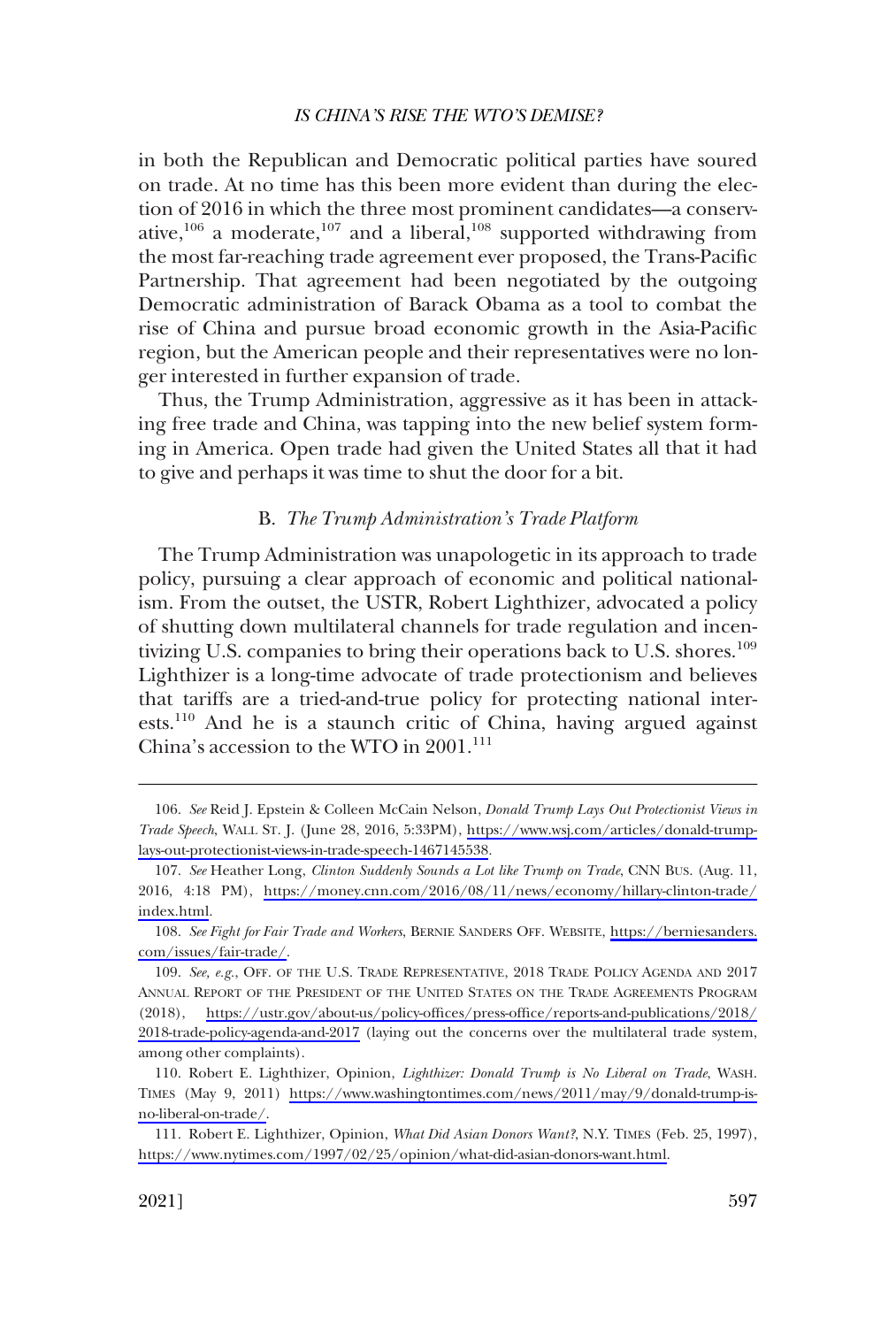in both the Republican and Democratic political parties have soured on trade. At no time has this been more evident than during the election of 2016 in which the three most prominent candidates—a conservative,[106] a moderate,[107] and a liberal,[108] supported withdrawing from the most far-reaching trade agreement ever proposed, the Trans-Pacific Partnership. That agreement had been negotiated by the outgoing Democratic administration of Barack Obama as a tool to combat the rise of China and pursue broad economic growth in the Asia-Pacific region, but the American people and their representatives were no longer interested in further expansion of trade.

Thus, the Trump Administration, aggressive as it has been in attacking free trade and China, was tapping into the new belief system forming in America. Open trade had given the United States all that it had to give and perhaps it was time to shut the door for a bit.

### B. *The Trump Administration's Trade Platform*

The Trump Administration was unapologetic in its approach to trade policy, pursuing a clear approach of economic and political nationalism. From the outset, the USTR, Robert Lighthizer, advocated a policy of shutting down multilateral channels for trade regulation and incentivizing U.S. companies to bring their operations back to U.S. shores.[109] Lighthizer is a long-time advocate of trade protectionism and believes that tariffs are a tried-and-true policy for protecting national interests.[110] And he is a staunch critic of China, having argued against China's accession to the WTO in 2001.[111]

---

106. *See* Reid J. Epstein & Colleen McCain Nelson, *Donald Trump Lays Out Protectionist Views in Trade Speech*, WALL ST. J. (June 28, 2016, 5:33PM), https://www.wsj.com/articles/donald-trump-lays-out-protectionist-views-in-trade-speech-1467145538.

107. *See* Heather Long, *Clinton Suddenly Sounds a Lot like Trump on Trade*, CNN BUS. (Aug. 11, 2016, 4:18 PM), https://money.cnn.com/2016/08/11/news/economy/hillary-clinton-trade/index.html.

108. *See Fight for Fair Trade and Workers*, BERNIE SANDERS OFF. WEBSITE, https://berniesanders.com/issues/fair-trade/.

109. *See, e.g.*, OFF. OF THE U.S. TRADE REPRESENTATIVE, 2018 TRADE POLICY AGENDA AND 2017 ANNUAL REPORT OF THE PRESIDENT OF THE UNITED STATES ON THE TRADE AGREEMENTS PROGRAM (2018), https://ustr.gov/about-us/policy-offices/press-office/reports-and-publications/2018/2018-trade-policy-agenda-and-2017 (laying out the concerns over the multilateral trade system, among other complaints).

110. Robert E. Lighthizer, Opinion, *Lighthizer: Donald Trump is No Liberal on Trade*, WASH. TIMES (May 9, 2011) https://www.washingtontimes.com/news/2011/may/9/donald-trump-is-no-liberal-on-trade/.

111. Robert E. Lighthizer, Opinion, *What Did Asian Donors Want?*, N.Y. TIMES (Feb. 25, 1997), https://www.nytimes.com/1997/02/25/opinion/what-did-asian-donors-want.html.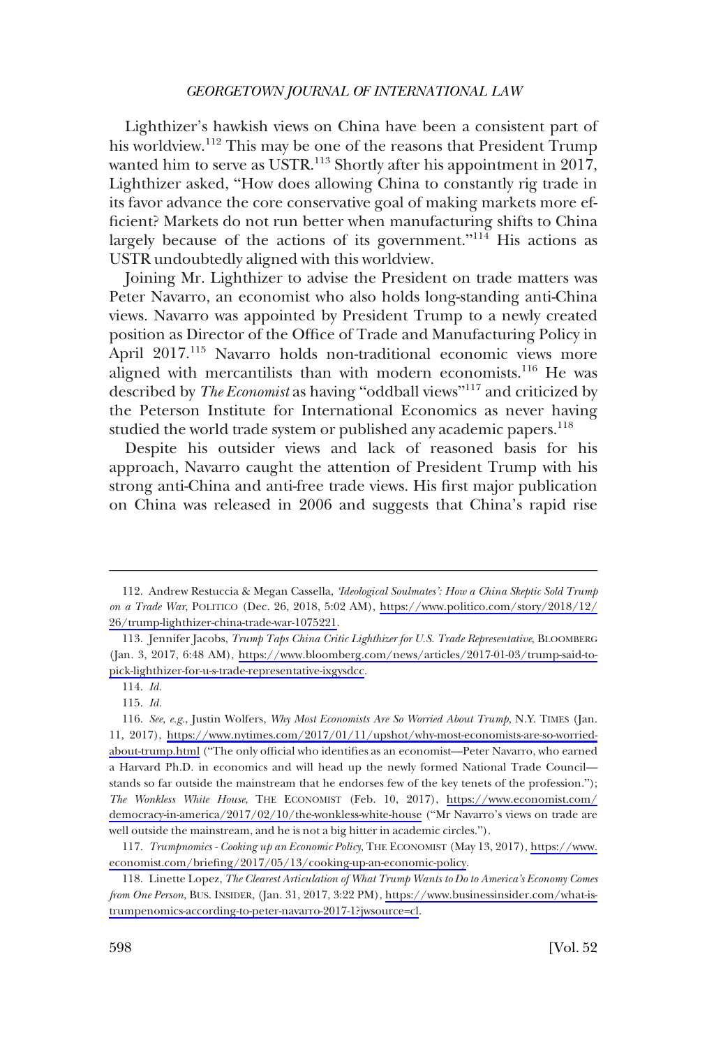Lighthizer's hawkish views on China have been a consistent part of his worldview.[112] This may be one of the reasons that President Trump wanted him to serve as USTR.[113] Shortly after his appointment in 2017, Lighthizer asked, "How does allowing China to constantly rig trade in its favor advance the core conservative goal of making markets more efficient? Markets do not run better when manufacturing shifts to China largely because of the actions of its government."[114] His actions as USTR undoubtedly aligned with this worldview.

Joining Mr. Lighthizer to advise the President on trade matters was Peter Navarro, an economist who also holds long-standing anti-China views. Navarro was appointed by President Trump to a newly created position as Director of the Office of Trade and Manufacturing Policy in April 2017.[115] Navarro holds non-traditional economic views more aligned with mercantilists than with modern economists.[116] He was described by *The Economist* as having "oddball views"[117] and criticized by the Peterson Institute for International Economics as never having studied the world trade system or published any academic papers.[118]

Despite his outsider views and lack of reasoned basis for his approach, Navarro caught the attention of President Trump with his strong anti-China and anti-free trade views. His first major publication on China was released in 2006 and suggests that China's rapid rise

---

112. Andrew Restuccia & Megan Cassella, *'Ideological Soulmates': How a China Skeptic Sold Trump on a Trade War*, POLITICO (Dec. 26, 2018, 5:02 AM), https://www.politico.com/story/2018/12/26/trump-lighthizer-china-trade-war-1075221.

113. Jennifer Jacobs, *Trump Taps China Critic Lighthizer for U.S. Trade Representative*, BLOOMBERG (Jan. 3, 2017, 6:48 AM), https://www.bloomberg.com/news/articles/2017-01-03/trump-said-to-pick-lighthizer-for-u-s-trade-representative-ixgysdcc.

114. *Id.*

115. *Id.*

116. *See, e.g.*, Justin Wolfers, *Why Most Economists Are So Worried About Trump*, N.Y. TIMES (Jan. 11, 2017), https://www.nytimes.com/2017/01/11/upshot/why-most-economists-are-so-worried-about-trump.html ("The only official who identifies as an economist—Peter Navarro, who earned a Harvard Ph.D. in economics and will head up the newly formed National Trade Council—stands so far outside the mainstream that he endorses few of the key tenets of the profession."); *The Wonkless White House*, THE ECONOMIST (Feb. 10, 2017), https://www.economist.com/democracy-in-america/2017/02/10/the-wonkless-white-house ("Mr Navarro's views on trade are well outside the mainstream, and he is not a big hitter in academic circles.").

117. *Trumpnomics - Cooking up an Economic Policy*, THE ECONOMIST (May 13, 2017), https://www.economist.com/briefing/2017/05/13/cooking-up-an-economic-policy.

118. Linette Lopez, *The Clearest Articulation of What Trump Wants to Do to America's Economy Comes from One Person*, BUS. INSIDER, (Jan. 31, 2017, 3:22 PM), https://www.businessinsider.com/what-is-trumpenomics-according-to-peter-navarro-2017-1?jwsource=cl.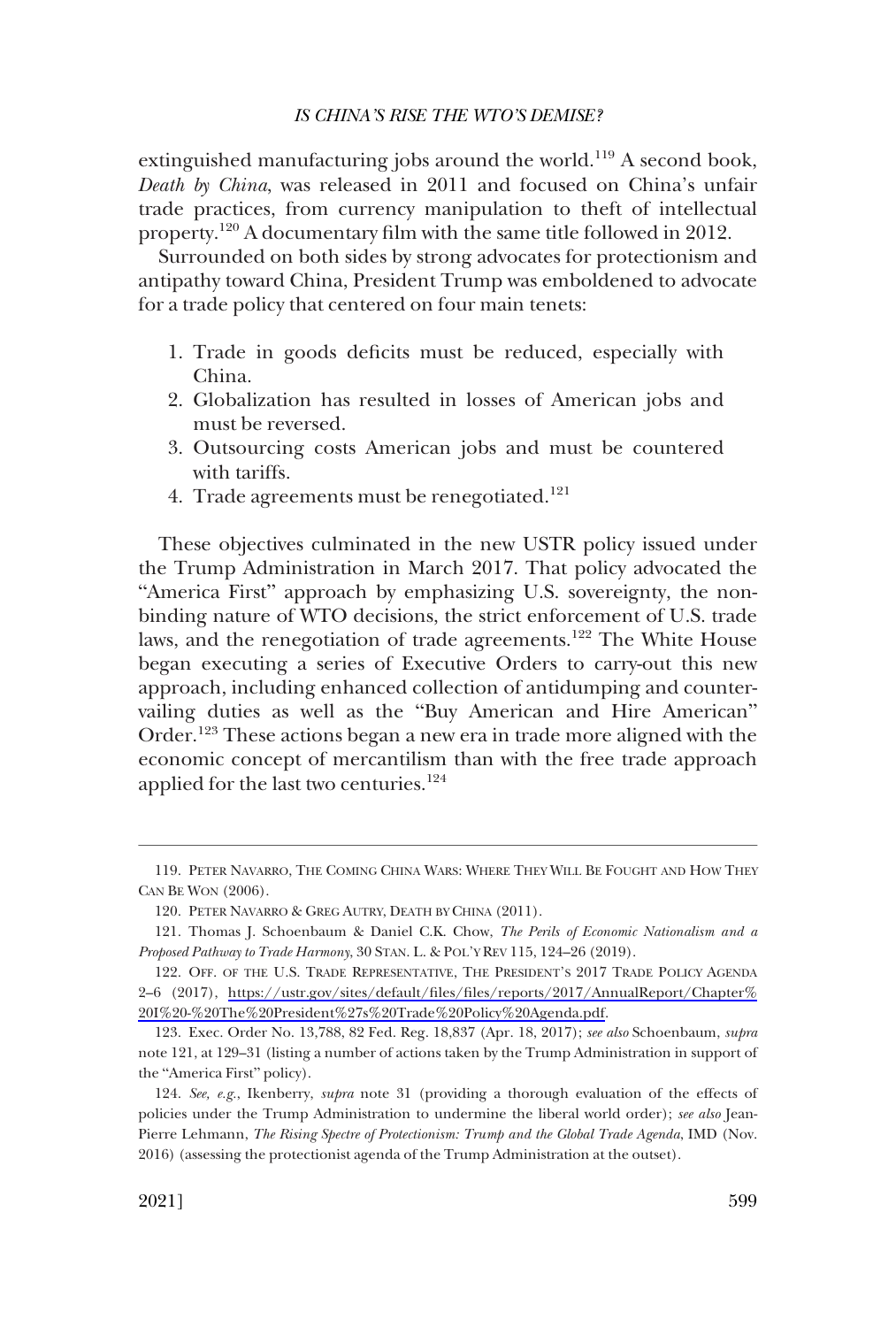extinguished manufacturing jobs around the world.[119] A second book, *Death by China*, was released in 2011 and focused on China's unfair trade practices, from currency manipulation to theft of intellectual property.[120] A documentary film with the same title followed in 2012.

Surrounded on both sides by strong advocates for protectionism and antipathy toward China, President Trump was emboldened to advocate for a trade policy that centered on four main tenets:

1. Trade in goods deficits must be reduced, especially with China.
2. Globalization has resulted in losses of American jobs and must be reversed.
3. Outsourcing costs American jobs and must be countered with tariffs.
4. Trade agreements must be renegotiated.[121]

These objectives culminated in the new USTR policy issued under the Trump Administration in March 2017. That policy advocated the "America First" approach by emphasizing U.S. sovereignty, the non-binding nature of WTO decisions, the strict enforcement of U.S. trade laws, and the renegotiation of trade agreements.[122] The White House began executing a series of Executive Orders to carry-out this new approach, including enhanced collection of antidumping and countervailing duties as well as the "Buy American and Hire American" Order.[123] These actions began a new era in trade more aligned with the economic concept of mercantilism than with the free trade approach applied for the last two centuries.[124]

---

119. PETER NAVARRO, THE COMING CHINA WARS: WHERE THEY WILL BE FOUGHT AND HOW THEY CAN BE WON (2006).

120. PETER NAVARRO & GREG AUTRY, DEATH BY CHINA (2011).

121. Thomas J. Schoenbaum & Daniel C.K. Chow, *The Perils of Economic Nationalism and a Proposed Pathway to Trade Harmony*, 30 STAN. L. & POL'Y REV 115, 124–26 (2019).

122. OFF. OF THE U.S. TRADE REPRESENTATIVE, THE PRESIDENT'S 2017 TRADE POLICY AGENDA 2–6 (2017), https://ustr.gov/sites/default/files/files/reports/2017/AnnualReport/Chapter%20I%20-%20The%20President%27s%20Trade%20Policy%20Agenda.pdf.

123. Exec. Order No. 13,788, 82 Fed. Reg. 18,837 (Apr. 18, 2017); *see also* Schoenbaum, *supra* note 121, at 129–31 (listing a number of actions taken by the Trump Administration in support of the "America First" policy).

124. *See, e.g.*, Ikenberry, *supra* note 31 (providing a thorough evaluation of the effects of policies under the Trump Administration to undermine the liberal world order); *see also* Jean-Pierre Lehmann, *The Rising Spectre of Protectionism: Trump and the Global Trade Agenda*, IMD (Nov. 2016) (assessing the protectionist agenda of the Trump Administration at the outset).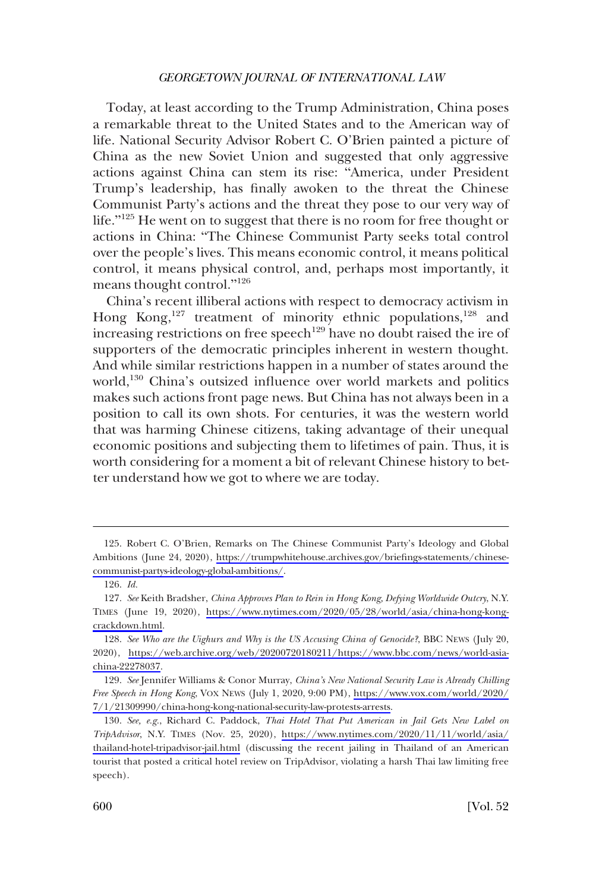Today, at least according to the Trump Administration, China poses a remarkable threat to the United States and to the American way of life. National Security Advisor Robert C. O'Brien painted a picture of China as the new Soviet Union and suggested that only aggressive actions against China can stem its rise: "America, under President Trump's leadership, has finally awoken to the threat the Chinese Communist Party's actions and the threat they pose to our very way of life."[125] He went on to suggest that there is no room for free thought or actions in China: "The Chinese Communist Party seeks total control over the people's lives. This means economic control, it means political control, it means physical control, and, perhaps most importantly, it means thought control."[126]

China's recent illiberal actions with respect to democracy activism in Hong Kong,[127] treatment of minority ethnic populations,[128] and increasing restrictions on free speech[129] have no doubt raised the ire of supporters of the democratic principles inherent in western thought. And while similar restrictions happen in a number of states around the world,[130] China's outsized influence over world markets and politics makes such actions front page news. But China has not always been in a position to call its own shots. For centuries, it was the western world that was harming Chinese citizens, taking advantage of their unequal economic positions and subjecting them to lifetimes of pain. Thus, it is worth considering for a moment a bit of relevant Chinese history to better understand how we got to where we are today.

---

125. Robert C. O'Brien, Remarks on The Chinese Communist Party's Ideology and Global Ambitions (June 24, 2020), https://trumpwhitehouse.archives.gov/briefings-statements/chinese-communist-partys-ideology-global-ambitions/.

126. *Id.*

127. *See* Keith Bradsher, *China Approves Plan to Rein in Hong Kong, Defying Worldwide Outcry*, N.Y. TIMES (June 19, 2020), https://www.nytimes.com/2020/05/28/world/asia/china-hong-kong-crackdown.html.

128. *See Who are the Uighurs and Why is the US Accusing China of Genocide?*, BBC NEWS (July 20, 2020), https://web.archive.org/web/20200720180211/https://www.bbc.com/news/world-asia-china-22278037.

129. *See* Jennifer Williams & Conor Murray, *China's New National Security Law is Already Chilling Free Speech in Hong Kong*, VOX NEWS (July 1, 2020, 9:00 PM), https://www.vox.com/world/2020/7/1/21309990/china-hong-kong-national-security-law-protests-arrests.

130. *See, e.g.*, Richard C. Paddock, *Thai Hotel That Put American in Jail Gets New Label on TripAdvisor*, N.Y. TIMES (Nov. 25, 2020), https://www.nytimes.com/2020/11/11/world/asia/thailand-hotel-tripadvisor-jail.html (discussing the recent jailing in Thailand of an American tourist that posted a critical hotel review on TripAdvisor, violating a harsh Thai law limiting free speech).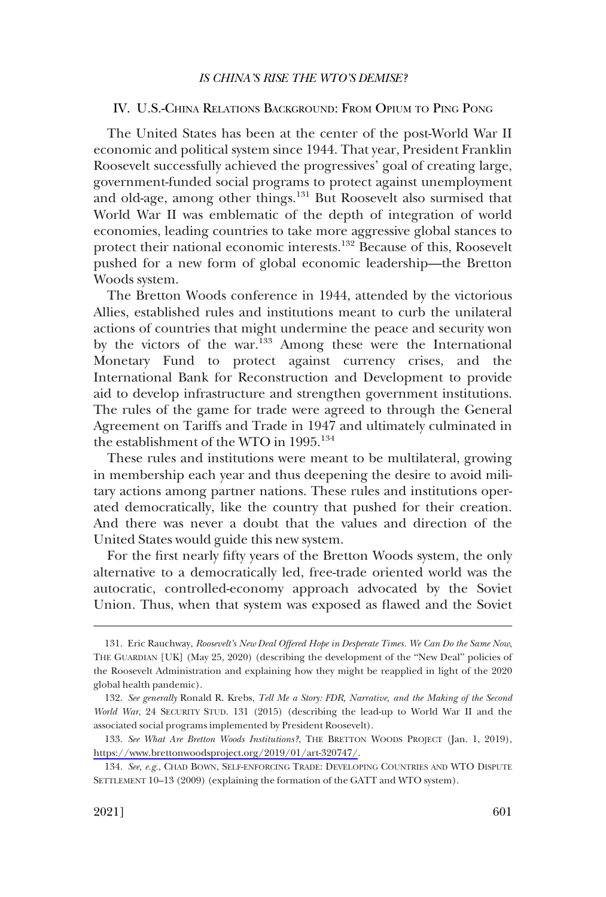## IV. U.S.-CHINA RELATIONS BACKGROUND: FROM OPIUM TO PING PONG

The United States has been at the center of the post-World War II economic and political system since 1944. That year, President Franklin Roosevelt successfully achieved the progressives' goal of creating large, government-funded social programs to protect against unemployment and old-age, among other things.[131] But Roosevelt also surmised that World War II was emblematic of the depth of integration of world economies, leading countries to take more aggressive global stances to protect their national economic interests.[132] Because of this, Roosevelt pushed for a new form of global economic leadership—the Bretton Woods system.

The Bretton Woods conference in 1944, attended by the victorious Allies, established rules and institutions meant to curb the unilateral actions of countries that might undermine the peace and security won by the victors of the war.[133] Among these were the International Monetary Fund to protect against currency crises, and the International Bank for Reconstruction and Development to provide aid to develop infrastructure and strengthen government institutions. The rules of the game for trade were agreed to through the General Agreement on Tariffs and Trade in 1947 and ultimately culminated in the establishment of the WTO in 1995.[134]

These rules and institutions were meant to be multilateral, growing in membership each year and thus deepening the desire to avoid military actions among partner nations. These rules and institutions operated democratically, like the country that pushed for their creation. And there was never a doubt that the values and direction of the United States would guide this new system.

For the first nearly fifty years of the Bretton Woods system, the only alternative to a democratically led, free-trade oriented world was the autocratic, controlled-economy approach advocated by the Soviet Union. Thus, when that system was exposed as flawed and the Soviet

---

131. Eric Rauchway, *Roosevelt's New Deal Offered Hope in Desperate Times. We Can Do the Same Now*, THE GUARDIAN [UK] (May 25, 2020) (describing the development of the "New Deal" policies of the Roosevelt Administration and explaining how they might be reapplied in light of the 2020 global health pandemic).

132. *See generally* Ronald R. Krebs, *Tell Me a Story: FDR, Narrative, and the Making of the Second World War*, 24 SECURITY STUD. 131 (2015) (describing the lead-up to World War II and the associated social programs implemented by President Roosevelt).

133. *See What Are Bretton Woods Institutions?*, THE BRETTON WOODS PROJECT (Jan. 1, 2019), https://www.brettonwoodsproject.org/2019/01/art-320747/.

134. *See, e.g.*, CHAD BOWN, SELF-ENFORCING TRADE: DEVELOPING COUNTRIES AND WTO DISPUTE SETTLEMENT 10–13 (2009) (explaining the formation of the GATT and WTO system).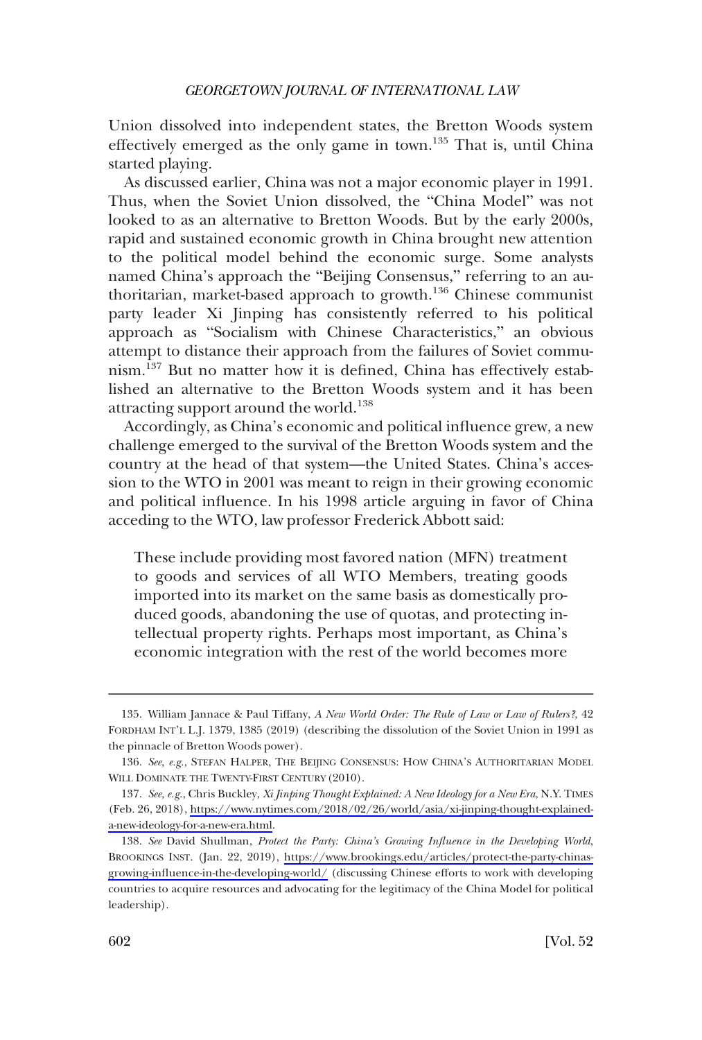Union dissolved into independent states, the Bretton Woods system effectively emerged as the only game in town.[135] That is, until China started playing.

As discussed earlier, China was not a major economic player in 1991. Thus, when the Soviet Union dissolved, the "China Model" was not looked to as an alternative to Bretton Woods. But by the early 2000s, rapid and sustained economic growth in China brought new attention to the political model behind the economic surge. Some analysts named China's approach the "Beijing Consensus," referring to an authoritarian, market-based approach to growth.[136] Chinese communist party leader Xi Jinping has consistently referred to his political approach as "Socialism with Chinese Characteristics," an obvious attempt to distance their approach from the failures of Soviet communism.[137] But no matter how it is defined, China has effectively established an alternative to the Bretton Woods system and it has been attracting support around the world.[138]

Accordingly, as China's economic and political influence grew, a new challenge emerged to the survival of the Bretton Woods system and the country at the head of that system—the United States. China's accession to the WTO in 2001 was meant to reign in their growing economic and political influence. In his 1998 article arguing in favor of China acceding to the WTO, law professor Frederick Abbott said:

> These include providing most favored nation (MFN) treatment to goods and services of all WTO Members, treating goods imported into its market on the same basis as domestically produced goods, abandoning the use of quotas, and protecting intellectual property rights. Perhaps most important, as China's economic integration with the rest of the world becomes more

---

135. William Jannace & Paul Tiffany, *A New World Order: The Rule of Law or Law of Rulers?*, 42 FORDHAM INT'L L.J. 1379, 1385 (2019) (describing the dissolution of the Soviet Union in 1991 as the pinnacle of Bretton Woods power).

136. *See, e.g.*, STEFAN HALPER, THE BEIJING CONSENSUS: HOW CHINA'S AUTHORITARIAN MODEL WILL DOMINATE THE TWENTY-FIRST CENTURY (2010).

137. *See, e.g.*, Chris Buckley, *Xi Jinping Thought Explained: A New Ideology for a New Era*, N.Y. TIMES (Feb. 26, 2018), https://www.nytimes.com/2018/02/26/world/asia/xi-jinping-thought-explained-a-new-ideology-for-a-new-era.html.

138. *See* David Shullman, *Protect the Party: China's Growing Influence in the Developing World*, BROOKINGS INST. (Jan. 22, 2019), https://www.brookings.edu/articles/protect-the-party-chinas-growing-influence-in-the-developing-world/ (discussing Chinese efforts to work with developing countries to acquire resources and advocating for the legitimacy of the China Model for political leadership).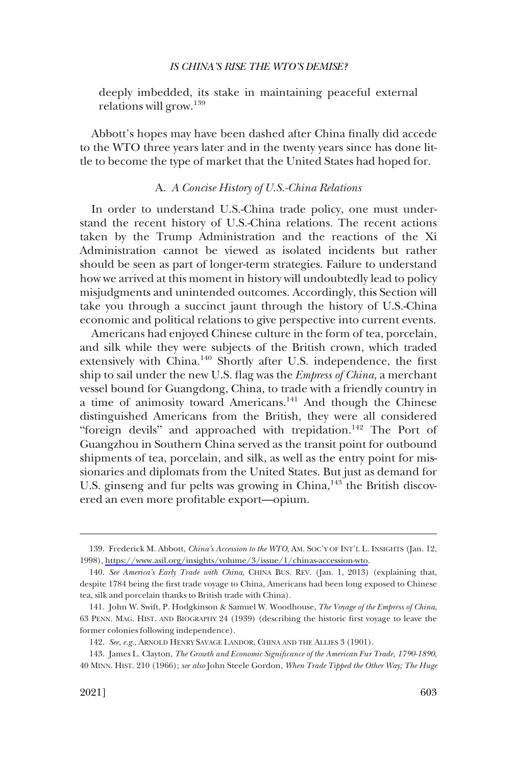deeply imbedded, its stake in maintaining peaceful external relations will grow.[139]

Abbott's hopes may have been dashed after China finally did accede to the WTO three years later and in the twenty years since has done little to become the type of market that the United States had hoped for.

### A. *A Concise History of U.S.-China Relations*

In order to understand U.S.-China trade policy, one must understand the recent history of U.S.-China relations. The recent actions taken by the Trump Administration and the reactions of the Xi Administration cannot be viewed as isolated incidents but rather should be seen as part of longer-term strategies. Failure to understand how we arrived at this moment in history will undoubtedly lead to policy misjudgments and unintended outcomes. Accordingly, this Section will take you through a succinct jaunt through the history of U.S.-China economic and political relations to give perspective into current events.

Americans had enjoyed Chinese culture in the form of tea, porcelain, and silk while they were subjects of the British crown, which traded extensively with China.[140] Shortly after U.S. independence, the first ship to sail under the new U.S. flag was the *Empress of China,* a merchant vessel bound for Guangdong, China, to trade with a friendly country in a time of animosity toward Americans.[141] And though the Chinese distinguished Americans from the British, they were all considered "foreign devils" and approached with trepidation.[142] The Port of Guangzhou in Southern China served as the transit point for outbound shipments of tea, porcelain, and silk, as well as the entry point for missionaries and diplomats from the United States. But just as demand for U.S. ginseng and fur pelts was growing in China,[143] the British discovered an even more profitable export—opium.

---

139. Frederick M. Abbott, *China's Accession to the WTO*, AM. SOC'Y OF INT'L L. INSIGHTS (Jan. 12, 1998), https://www.asil.org/insights/volume/3/issue/1/chinas-accession-wto.

140. *See America's Early Trade with China*, CHINA BUS. REV. (Jan. 1, 2013) (explaining that, despite 1784 being the first trade voyage to China, Americans had been long exposed to Chinese tea, silk and porcelain thanks to British trade with China).

141. John W. Swift, P. Hodgkinson & Samuel W. Woodhouse, *The Voyage of the Empress of China*, 63 PENN. MAG. HIST. AND BIOGRAPHY 24 (1939) (describing the historic first voyage to leave the former colonies following independence).

142. *See, e.g.*, ARNOLD HENRY SAVAGE LANDOR, CHINA AND THE ALLIES 3 (1901).

143. James L. Clayton, *The Growth and Economic Significance of the American Fur Trade, 1790-1890*, 40 MINN. HIST. 210 (1966); *see also* John Steele Gordon, *When Trade Tipped the Other Way; The Huge*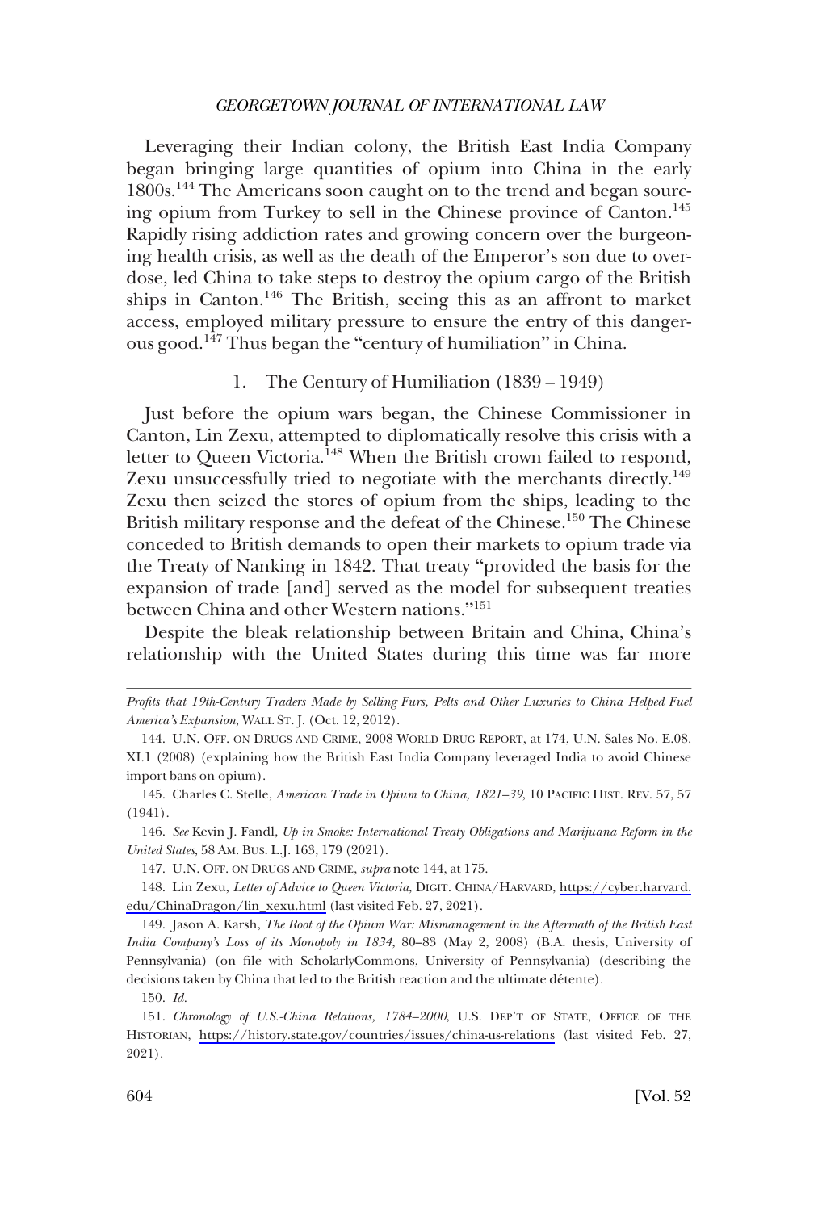Leveraging their Indian colony, the British East India Company began bringing large quantities of opium into China in the early 1800s.[144] The Americans soon caught on to the trend and began sourcing opium from Turkey to sell in the Chinese province of Canton.[145] Rapidly rising addiction rates and growing concern over the burgeoning health crisis, as well as the death of the Emperor's son due to overdose, led China to take steps to destroy the opium cargo of the British ships in Canton.[146] The British, seeing this as an affront to market access, employed military pressure to ensure the entry of this dangerous good.[147] Thus began the "century of humiliation" in China.

### 1. The Century of Humiliation (1839 – 1949)

Just before the opium wars began, the Chinese Commissioner in Canton, Lin Zexu, attempted to diplomatically resolve this crisis with a letter to Queen Victoria.[148] When the British crown failed to respond, Zexu unsuccessfully tried to negotiate with the merchants directly.[149] Zexu then seized the stores of opium from the ships, leading to the British military response and the defeat of the Chinese.[150] The Chinese conceded to British demands to open their markets to opium trade via the Treaty of Nanking in 1842. That treaty "provided the basis for the expansion of trade [and] served as the model for subsequent treaties between China and other Western nations."[151]

Despite the bleak relationship between Britain and China, China's relationship with the United States during this time was far more

---

*Profits that 19th-Century Traders Made by Selling Furs, Pelts and Other Luxuries to China Helped Fuel America's Expansion*, WALL ST. J. (Oct. 12, 2012).

144. U.N. OFF. ON DRUGS AND CRIME, 2008 WORLD DRUG REPORT, at 174, U.N. Sales No. E.08. XI.1 (2008) (explaining how the British East India Company leveraged India to avoid Chinese import bans on opium).

145. Charles C. Stelle, *American Trade in Opium to China, 1821–39*, 10 PACIFIC HIST. REV. 57, 57 (1941).

146. *See* Kevin J. Fandl, *Up in Smoke: International Treaty Obligations and Marijuana Reform in the United States*, 58 AM. BUS. L.J. 163, 179 (2021).

147. U.N. OFF. ON DRUGS AND CRIME, *supra* note 144, at 175.

148. Lin Zexu, *Letter of Advice to Queen Victoria*, DIGIT. CHINA/HARVARD, https://cyber.harvard.edu/ChinaDragon/lin_xexu.html (last visited Feb. 27, 2021).

149. Jason A. Karsh, *The Root of the Opium War: Mismanagement in the Aftermath of the British East India Company's Loss of its Monopoly in 1834*, 80–83 (May 2, 2008) (B.A. thesis, University of Pennsylvania) (on file with ScholarlyCommons, University of Pennsylvania) (describing the decisions taken by China that led to the British reaction and the ultimate détente).

150. *Id.*

151. *Chronology of U.S.-China Relations, 1784–2000*, U.S. DEP'T OF STATE, OFFICE OF THE HISTORIAN, https://history.state.gov/countries/issues/china-us-relations (last visited Feb. 27, 2021).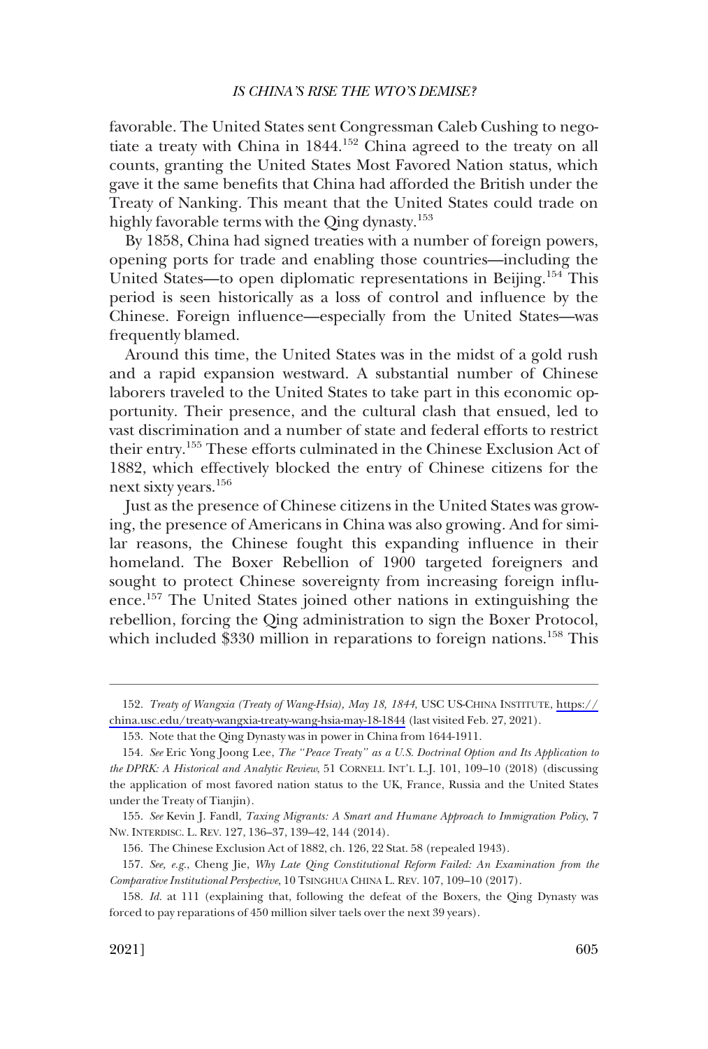favorable. The United States sent Congressman Caleb Cushing to negotiate a treaty with China in 1844.[152] China agreed to the treaty on all counts, granting the United States Most Favored Nation status, which gave it the same benefits that China had afforded the British under the Treaty of Nanking. This meant that the United States could trade on highly favorable terms with the Qing dynasty.[153]

By 1858, China had signed treaties with a number of foreign powers, opening ports for trade and enabling those countries—including the United States—to open diplomatic representations in Beijing.[154] This period is seen historically as a loss of control and influence by the Chinese. Foreign influence—especially from the United States—was frequently blamed.

Around this time, the United States was in the midst of a gold rush and a rapid expansion westward. A substantial number of Chinese laborers traveled to the United States to take part in this economic opportunity. Their presence, and the cultural clash that ensued, led to vast discrimination and a number of state and federal efforts to restrict their entry.[155] These efforts culminated in the Chinese Exclusion Act of 1882, which effectively blocked the entry of Chinese citizens for the next sixty years.[156]

Just as the presence of Chinese citizens in the United States was growing, the presence of Americans in China was also growing. And for similar reasons, the Chinese fought this expanding influence in their homeland. The Boxer Rebellion of 1900 targeted foreigners and sought to protect Chinese sovereignty from increasing foreign influence.[157] The United States joined other nations in extinguishing the rebellion, forcing the Qing administration to sign the Boxer Protocol, which included $330 million in reparations to foreign nations.[158] This

---

152. *Treaty of Wangxia (Treaty of Wang-Hsia), May 18, 1844*, USC US-CHINA INSTITUTE, https://china.usc.edu/treaty-wangxia-treaty-wang-hsia-may-18-1844 (last visited Feb. 27, 2021).

153. Note that the Qing Dynasty was in power in China from 1644-1911.

154. *See* Eric Yong Joong Lee, *The "Peace Treaty" as a U.S. Doctrinal Option and Its Application to the DPRK: A Historical and Analytic Review*, 51 CORNELL INT'L L.J. 101, 109–10 (2018) (discussing the application of most favored nation status to the UK, France, Russia and the United States under the Treaty of Tianjin).

155. *See* Kevin J. Fandl, *Taxing Migrants: A Smart and Humane Approach to Immigration Policy*, 7 NW. INTERDISC. L. REV. 127, 136–37, 139–42, 144 (2014).

156. The Chinese Exclusion Act of 1882, ch. 126, 22 Stat. 58 (repealed 1943).

157. *See, e.g.*, Cheng Jie, *Why Late Qing Constitutional Reform Failed: An Examination from the Comparative Institutional Perspective*, 10 TSINGHUA CHINA L. REV. 107, 109–10 (2017).

158. *Id.* at 111 (explaining that, following the defeat of the Boxers, the Qing Dynasty was forced to pay reparations of 450 million silver taels over the next 39 years).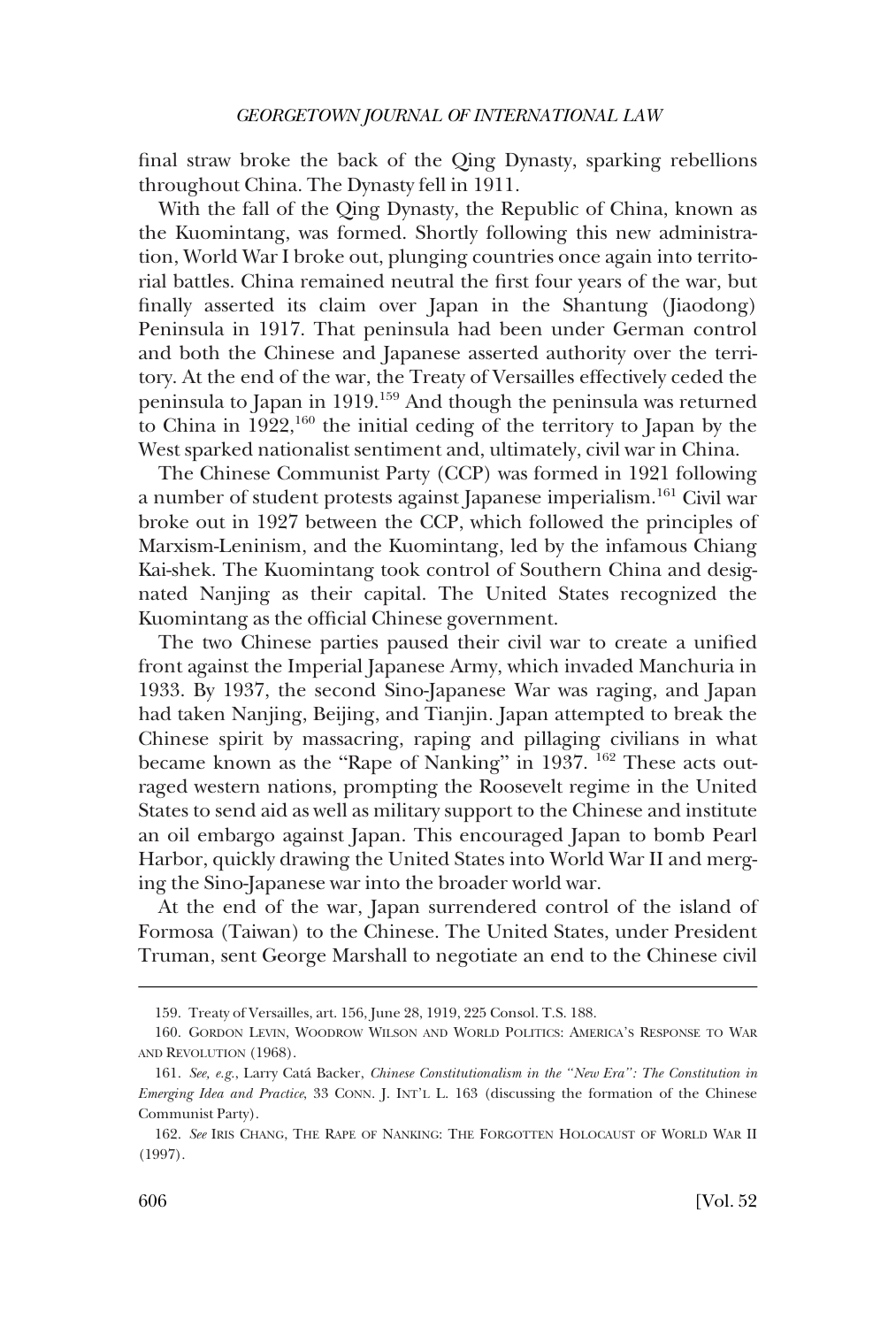final straw broke the back of the Qing Dynasty, sparking rebellions throughout China. The Dynasty fell in 1911.

With the fall of the Qing Dynasty, the Republic of China, known as the Kuomintang, was formed. Shortly following this new administration, World War I broke out, plunging countries once again into territorial battles. China remained neutral the first four years of the war, but finally asserted its claim over Japan in the Shantung (Jiaodong) Peninsula in 1917. That peninsula had been under German control and both the Chinese and Japanese asserted authority over the territory. At the end of the war, the Treaty of Versailles effectively ceded the peninsula to Japan in 1919.[159] And though the peninsula was returned to China in 1922,[160] the initial ceding of the territory to Japan by the West sparked nationalist sentiment and, ultimately, civil war in China.

The Chinese Communist Party (CCP) was formed in 1921 following a number of student protests against Japanese imperialism.[161] Civil war broke out in 1927 between the CCP, which followed the principles of Marxism-Leninism, and the Kuomintang, led by the infamous Chiang Kai-shek. The Kuomintang took control of Southern China and designated Nanjing as their capital. The United States recognized the Kuomintang as the official Chinese government.

The two Chinese parties paused their civil war to create a unified front against the Imperial Japanese Army, which invaded Manchuria in 1933. By 1937, the second Sino-Japanese War was raging, and Japan had taken Nanjing, Beijing, and Tianjin. Japan attempted to break the Chinese spirit by massacring, raping and pillaging civilians in what became known as the "Rape of Nanking" in 1937. [162] These acts outraged western nations, prompting the Roosevelt regime in the United States to send aid as well as military support to the Chinese and institute an oil embargo against Japan. This encouraged Japan to bomb Pearl Harbor, quickly drawing the United States into World War II and merging the Sino-Japanese war into the broader world war.

At the end of the war, Japan surrendered control of the island of Formosa (Taiwan) to the Chinese. The United States, under President Truman, sent George Marshall to negotiate an end to the Chinese civil

---

159. Treaty of Versailles, art. 156, June 28, 1919, 225 Consol. T.S. 188.

160. GORDON LEVIN, WOODROW WILSON AND WORLD POLITICS: AMERICA'S RESPONSE TO WAR AND REVOLUTION (1968).

161. *See, e.g.*, Larry Catá Backer, *Chinese Constitutionalism in the "New Era": The Constitution in Emerging Idea and Practice*, 33 CONN. J. INT'L L. 163 (discussing the formation of the Chinese Communist Party).

162. *See* IRIS CHANG, THE RAPE OF NANKING: THE FORGOTTEN HOLOCAUST OF WORLD WAR II (1997).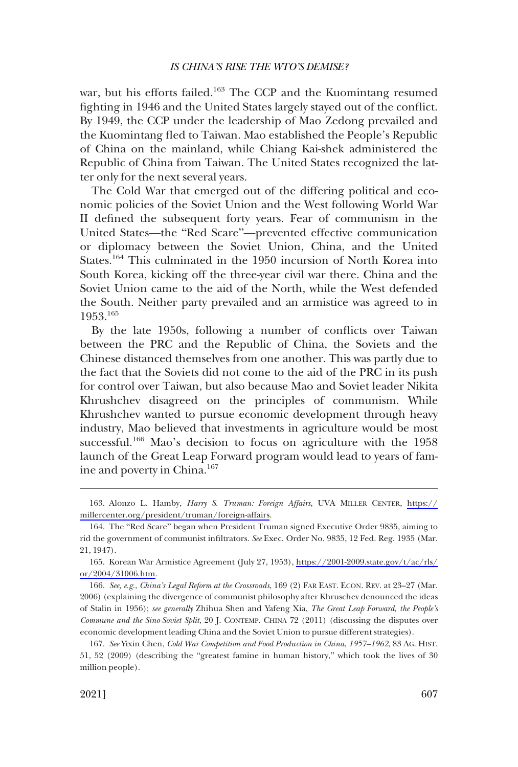war, but his efforts failed.[163] The CCP and the Kuomintang resumed fighting in 1946 and the United States largely stayed out of the conflict. By 1949, the CCP under the leadership of Mao Zedong prevailed and the Kuomintang fled to Taiwan. Mao established the People's Republic of China on the mainland, while Chiang Kai-shek administered the Republic of China from Taiwan. The United States recognized the latter only for the next several years.

The Cold War that emerged out of the differing political and economic policies of the Soviet Union and the West following World War II defined the subsequent forty years. Fear of communism in the United States—the "Red Scare"—prevented effective communication or diplomacy between the Soviet Union, China, and the United States.[164] This culminated in the 1950 incursion of North Korea into South Korea, kicking off the three-year civil war there. China and the Soviet Union came to the aid of the North, while the West defended the South. Neither party prevailed and an armistice was agreed to in 1953.[165]

By the late 1950s, following a number of conflicts over Taiwan between the PRC and the Republic of China, the Soviets and the Chinese distanced themselves from one another. This was partly due to the fact that the Soviets did not come to the aid of the PRC in its push for control over Taiwan, but also because Mao and Soviet leader Nikita Khrushchev disagreed on the principles of communism. While Khrushchev wanted to pursue economic development through heavy industry, Mao believed that investments in agriculture would be most successful.[166] Mao's decision to focus on agriculture with the 1958 launch of the Great Leap Forward program would lead to years of famine and poverty in China.[167]

---

163. Alonzo L. Hamby, *Harry S. Truman: Foreign Affairs*, UVA MILLER CENTER, https://millercenter.org/president/truman/foreign-affairs.

164. The "Red Scare" began when President Truman signed Executive Order 9835, aiming to rid the government of communist infiltrators. *See* Exec. Order No. 9835, 12 Fed. Reg. 1935 (Mar. 21, 1947).

165. Korean War Armistice Agreement (July 27, 1953), https://2001-2009.state.gov/t/ac/rls/or/2004/31006.htm.

166. *See, e.g.*, *China's Legal Reform at the Crossroads*, 169 (2) FAR EAST. ECON. REV. at 23–27 (Mar. 2006) (explaining the divergence of communist philosophy after Khruschev denounced the ideas of Stalin in 1956); *see generally* Zhihua Shen and Yafeng Xia, *The Great Leap Forward, the People's Commune and the Sino-Soviet Split*, 20 J. CONTEMP. CHINA 72 (2011) (discussing the disputes over economic development leading China and the Soviet Union to pursue different strategies).

167. *See* Yixin Chen, *Cold War Competition and Food Production in China, 1957–1962*, 83 AG. HIST. 51, 52 (2009) (describing the "greatest famine in human history," which took the lives of 30 million people).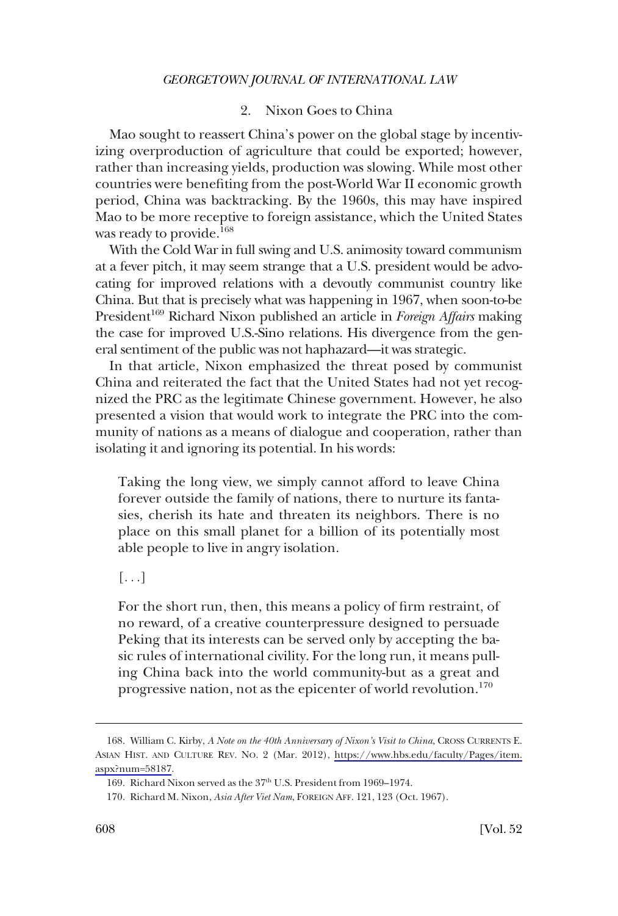### 2. Nixon Goes to China

Mao sought to reassert China's power on the global stage by incentivizing overproduction of agriculture that could be exported; however, rather than increasing yields, production was slowing. While most other countries were benefiting from the post-World War II economic growth period, China was backtracking. By the 1960s, this may have inspired Mao to be more receptive to foreign assistance, which the United States was ready to provide.[168]

With the Cold War in full swing and U.S. animosity toward communism at a fever pitch, it may seem strange that a U.S. president would be advocating for improved relations with a devoutly communist country like China. But that is precisely what was happening in 1967, when soon-to-be President[169] Richard Nixon published an article in *Foreign Affairs* making the case for improved U.S.-Sino relations. His divergence from the general sentiment of the public was not haphazard—it was strategic.

In that article, Nixon emphasized the threat posed by communist China and reiterated the fact that the United States had not yet recognized the PRC as the legitimate Chinese government. However, he also presented a vision that would work to integrate the PRC into the community of nations as a means of dialogue and cooperation, rather than isolating it and ignoring its potential. In his words:

> Taking the long view, we simply cannot afford to leave China forever outside the family of nations, there to nurture its fantasies, cherish its hate and threaten its neighbors. There is no place on this small planet for a billion of its potentially most able people to live in angry isolation.
>
> [. . .]
>
> For the short run, then, this means a policy of firm restraint, of no reward, of a creative counterpressure designed to persuade Peking that its interests can be served only by accepting the basic rules of international civility. For the long run, it means pulling China back into the world community-but as a great and progressive nation, not as the epicenter of world revolution.[170]

---

168. William C. Kirby, *A Note on the 40th Anniversary of Nixon's Visit to China*, CROSS CURRENTS E. ASIAN HIST. AND CULTURE REV. NO. 2 (Mar. 2012), https://www.hbs.edu/faculty/Pages/item.aspx?num=58187.

169. Richard Nixon served as the 37th U.S. President from 1969–1974.

170. Richard M. Nixon, *Asia After Viet Nam*, FOREIGN AFF. 121, 123 (Oct. 1967).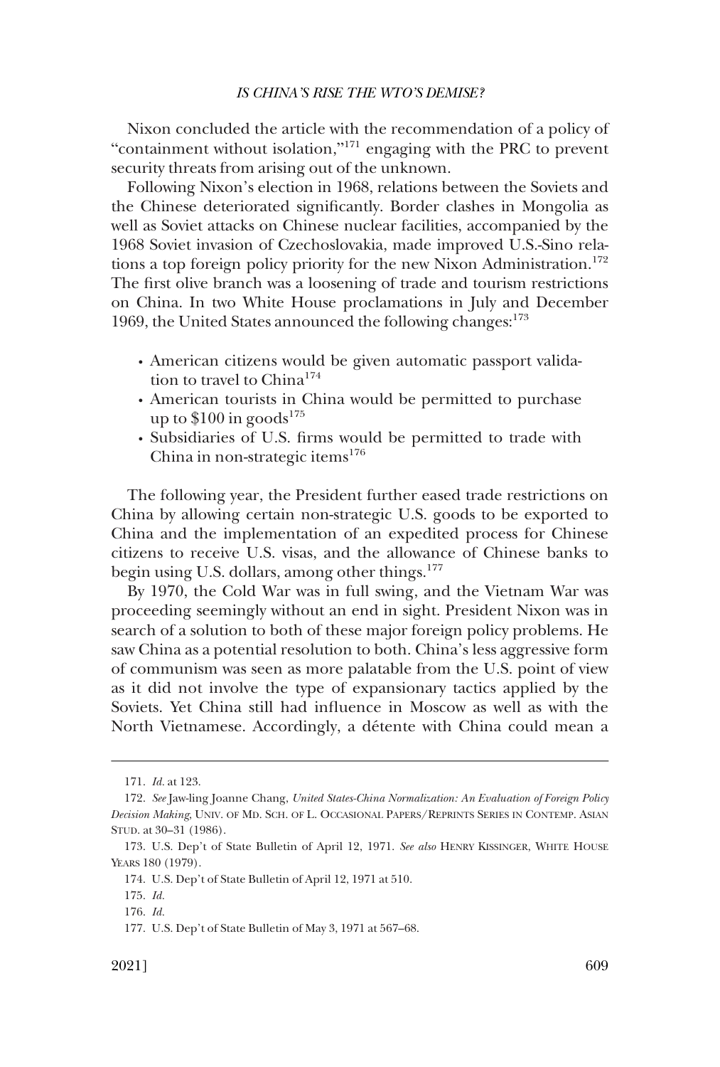Nixon concluded the article with the recommendation of a policy of "containment without isolation,"[171] engaging with the PRC to prevent security threats from arising out of the unknown.

Following Nixon's election in 1968, relations between the Soviets and the Chinese deteriorated significantly. Border clashes in Mongolia as well as Soviet attacks on Chinese nuclear facilities, accompanied by the 1968 Soviet invasion of Czechoslovakia, made improved U.S.-Sino relations a top foreign policy priority for the new Nixon Administration.[172] The first olive branch was a loosening of trade and tourism restrictions on China. In two White House proclamations in July and December 1969, the United States announced the following changes:[173]

- American citizens would be given automatic passport validation to travel to China[174]
- American tourists in China would be permitted to purchase up to $100 in goods[175]
- Subsidiaries of U.S. firms would be permitted to trade with China in non-strategic items[176]

The following year, the President further eased trade restrictions on China by allowing certain non-strategic U.S. goods to be exported to China and the implementation of an expedited process for Chinese citizens to receive U.S. visas, and the allowance of Chinese banks to begin using U.S. dollars, among other things.[177]

By 1970, the Cold War was in full swing, and the Vietnam War was proceeding seemingly without an end in sight. President Nixon was in search of a solution to both of these major foreign policy problems. He saw China as a potential resolution to both. China's less aggressive form of communism was seen as more palatable from the U.S. point of view as it did not involve the type of expansionary tactics applied by the Soviets. Yet China still had influence in Moscow as well as with the North Vietnamese. Accordingly, a détente with China could mean a

---

171. *Id.* at 123.

172. *See* Jaw-ling Joanne Chang, *United States-China Normalization: An Evaluation of Foreign Policy Decision Making*, UNIV. OF MD. SCH. OF L. OCCASIONAL PAPERS/REPRINTS SERIES IN CONTEMP. ASIAN STUD. at 30–31 (1986).

173. U.S. Dep't of State Bulletin of April 12, 1971. *See also* HENRY KISSINGER, WHITE HOUSE YEARS 180 (1979).

174. U.S. Dep't of State Bulletin of April 12, 1971 at 510.

175. *Id.*

176. *Id.*

177. U.S. Dep't of State Bulletin of May 3, 1971 at 567–68.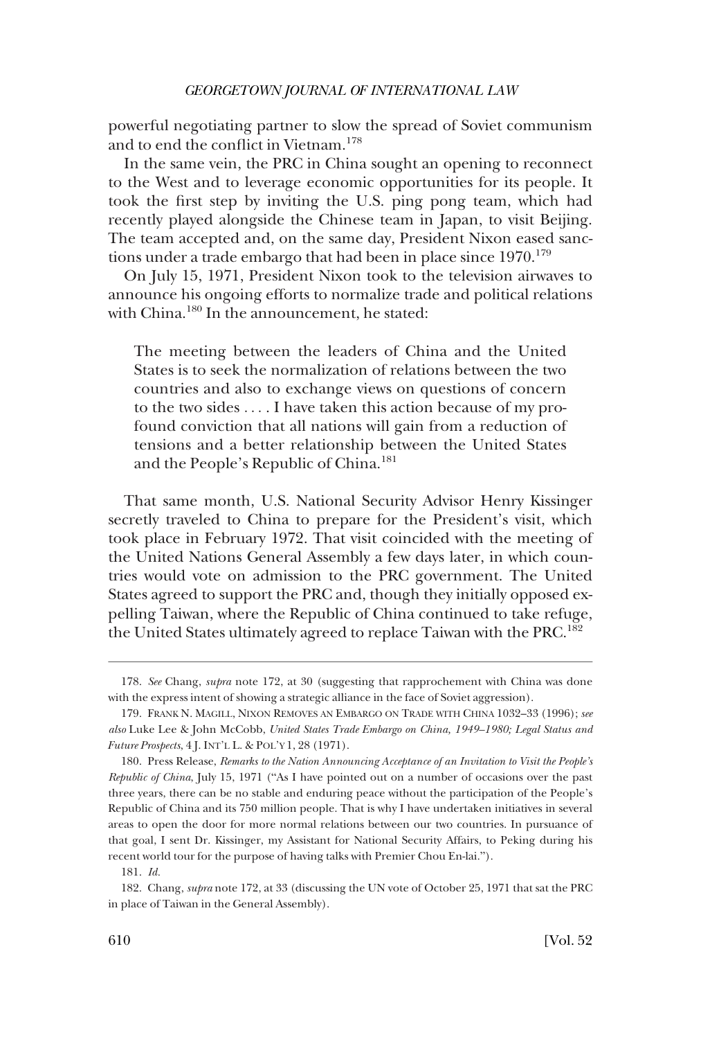powerful negotiating partner to slow the spread of Soviet communism and to end the conflict in Vietnam.[178]

In the same vein, the PRC in China sought an opening to reconnect to the West and to leverage economic opportunities for its people. It took the first step by inviting the U.S. ping pong team, which had recently played alongside the Chinese team in Japan, to visit Beijing. The team accepted and, on the same day, President Nixon eased sanctions under a trade embargo that had been in place since 1970.[179]

On July 15, 1971, President Nixon took to the television airwaves to announce his ongoing efforts to normalize trade and political relations with China.[180] In the announcement, he stated:

> The meeting between the leaders of China and the United States is to seek the normalization of relations between the two countries and also to exchange views on questions of concern to the two sides . . . . I have taken this action because of my profound conviction that all nations will gain from a reduction of tensions and a better relationship between the United States and the People's Republic of China.[181]

That same month, U.S. National Security Advisor Henry Kissinger secretly traveled to China to prepare for the President's visit, which took place in February 1972. That visit coincided with the meeting of the United Nations General Assembly a few days later, in which countries would vote on admission to the PRC government. The United States agreed to support the PRC and, though they initially opposed expelling Taiwan, where the Republic of China continued to take refuge, the United States ultimately agreed to replace Taiwan with the PRC.[182]

---

178. *See* Chang, *supra* note 172, at 30 (suggesting that rapprochement with China was done with the express intent of showing a strategic alliance in the face of Soviet aggression).

179. FRANK N. MAGILL, NIXON REMOVES AN EMBARGO ON TRADE WITH CHINA 1032–33 (1996); *see also* Luke Lee & John McCobb, *United States Trade Embargo on China, 1949–1980; Legal Status and Future Prospects*, 4 J. INT'L L. & POL'Y 1, 28 (1971).

180. Press Release, *Remarks to the Nation Announcing Acceptance of an Invitation to Visit the People's Republic of China*, July 15, 1971 ("As I have pointed out on a number of occasions over the past three years, there can be no stable and enduring peace without the participation of the People's Republic of China and its 750 million people. That is why I have undertaken initiatives in several areas to open the door for more normal relations between our two countries. In pursuance of that goal, I sent Dr. Kissinger, my Assistant for National Security Affairs, to Peking during his recent world tour for the purpose of having talks with Premier Chou En-lai.").

181. *Id.*

182. Chang, *supra* note 172, at 33 (discussing the UN vote of October 25, 1971 that sat the PRC in place of Taiwan in the General Assembly).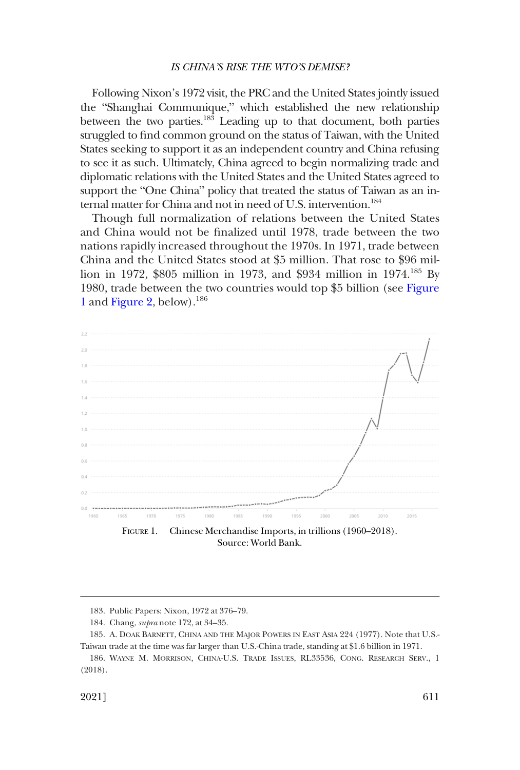Following Nixon's 1972 visit, the PRC and the United States jointly issued the "Shanghai Communique," which established the new relationship between the two parties.[183] Leading up to that document, both parties struggled to find common ground on the status of Taiwan, with the United States seeking to support it as an independent country and China refusing to see it as such. Ultimately, China agreed to begin normalizing trade and diplomatic relations with the United States and the United States agreed to support the "One China" policy that treated the status of Taiwan as an internal matter for China and not in need of U.S. intervention.[184]

Though full normalization of relations between the United States and China would not be finalized until 1978, trade between the two nations rapidly increased throughout the 1970s. In 1971, trade between China and the United States stood at $5 million. That rose to $96 million in 1972, $805 million in 1973, and $934 million in 1974.[185] By 1980, trade between the two countries would top $5 billion (see Figure 1 and Figure 2, below).[186]

FIGURE 1. Chinese Merchandise Imports, in trillions (1960–2018). Source: World Bank.

---

183. Public Papers: Nixon, 1972 at 376–79.

184. Chang, *supra* note 172, at 34–35.

185. A. DOAK BARNETT, CHINA AND THE MAJOR POWERS IN EAST ASIA 224 (1977). Note that U.S.-Taiwan trade at the time was far larger than U.S.-China trade, standing at $1.6 billion in 1971.

186. WAYNE M. MORRISON, CHINA-U.S. TRADE ISSUES, RL33536, CONG. RESEARCH SERV., 1 (2018).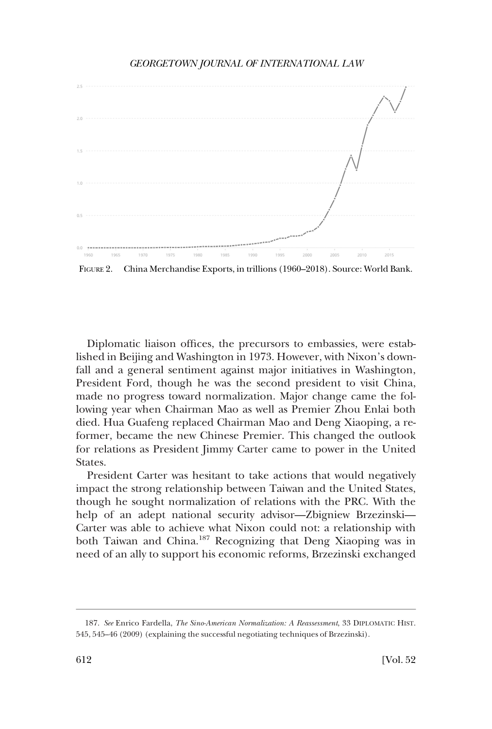FIGURE 2. China Merchandise Exports, in trillions (1960–2018). Source: World Bank.

Diplomatic liaison offices, the precursors to embassies, were established in Beijing and Washington in 1973. However, with Nixon's downfall and a general sentiment against major initiatives in Washington, President Ford, though he was the second president to visit China, made no progress toward normalization. Major change came the following year when Chairman Mao as well as Premier Zhou Enlai both died. Hua Guafeng replaced Chairman Mao and Deng Xiaoping, a reformer, became the new Chinese Premier. This changed the outlook for relations as President Jimmy Carter came to power in the United States.

President Carter was hesitant to take actions that would negatively impact the strong relationship between Taiwan and the United States, though he sought normalization of relations with the PRC. With the help of an adept national security advisor—Zbigniew Brzezinski—Carter was able to achieve what Nixon could not: a relationship with both Taiwan and China.[187] Recognizing that Deng Xiaoping was in need of an ally to support his economic reforms, Brzezinski exchanged

---

187. *See* Enrico Fardella, *The Sino-American Normalization: A Reassessment*, 33 DIPLOMATIC HIST. 545, 545–46 (2009) (explaining the successful negotiating techniques of Brzezinski).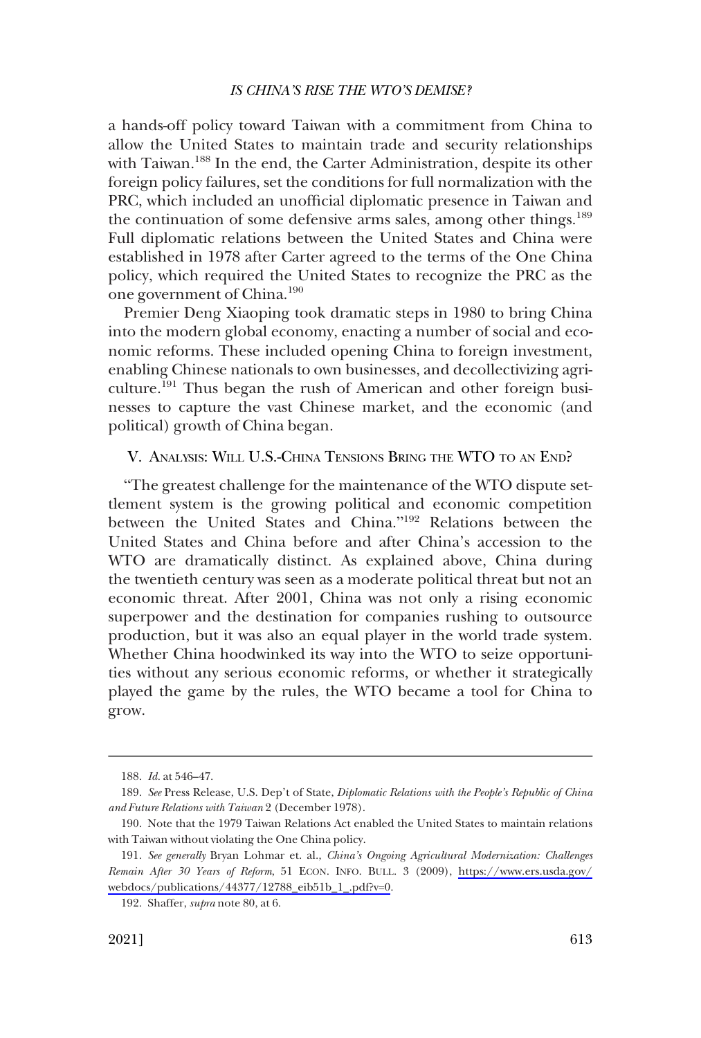a hands-off policy toward Taiwan with a commitment from China to allow the United States to maintain trade and security relationships with Taiwan.[188] In the end, the Carter Administration, despite its other foreign policy failures, set the conditions for full normalization with the PRC, which included an unofficial diplomatic presence in Taiwan and the continuation of some defensive arms sales, among other things.[189] Full diplomatic relations between the United States and China were established in 1978 after Carter agreed to the terms of the One China policy, which required the United States to recognize the PRC as the one government of China.[190]

Premier Deng Xiaoping took dramatic steps in 1980 to bring China into the modern global economy, enacting a number of social and economic reforms. These included opening China to foreign investment, enabling Chinese nationals to own businesses, and decollectivizing agriculture.[191] Thus began the rush of American and other foreign businesses to capture the vast Chinese market, and the economic (and political) growth of China began.

## V. Analysis: Will U.S.-China Tensions Bring the WTO to an End?

"The greatest challenge for the maintenance of the WTO dispute settlement system is the growing political and economic competition between the United States and China."[192] Relations between the United States and China before and after China's accession to the WTO are dramatically distinct. As explained above, China during the twentieth century was seen as a moderate political threat but not an economic threat. After 2001, China was not only a rising economic superpower and the destination for companies rushing to outsource production, but it was also an equal player in the world trade system. Whether China hoodwinked its way into the WTO to seize opportunities without any serious economic reforms, or whether it strategically played the game by the rules, the WTO became a tool for China to grow.

---

188. *Id.* at 546–47.

189. *See* Press Release, U.S. Dep't of State, *Diplomatic Relations with the People's Republic of China and Future Relations with Taiwan* 2 (December 1978).

190. Note that the 1979 Taiwan Relations Act enabled the United States to maintain relations with Taiwan without violating the One China policy.

191. *See generally* Bryan Lohmar et. al., *China's Ongoing Agricultural Modernization: Challenges Remain After 30 Years of Reform*, 51 ECON. INFO. BULL. 3 (2009), https://www.ers.usda.gov/webdocs/publications/44377/12788_eib51b_1_.pdf?v=0.

192. Shaffer, *supra* note 80, at 6.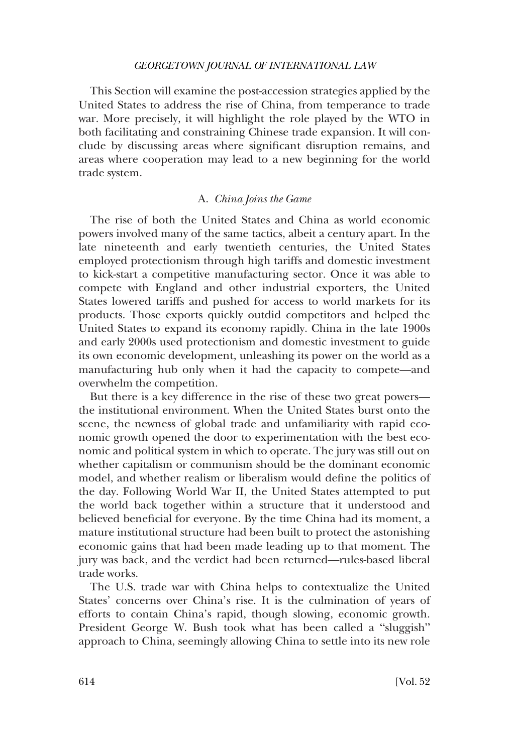This Section will examine the post-accession strategies applied by the United States to address the rise of China, from temperance to trade war. More precisely, it will highlight the role played by the WTO in both facilitating and constraining Chinese trade expansion. It will conclude by discussing areas where significant disruption remains, and areas where cooperation may lead to a new beginning for the world trade system.

### A. *China Joins the Game*

The rise of both the United States and China as world economic powers involved many of the same tactics, albeit a century apart. In the late nineteenth and early twentieth centuries, the United States employed protectionism through high tariffs and domestic investment to kick-start a competitive manufacturing sector. Once it was able to compete with England and other industrial exporters, the United States lowered tariffs and pushed for access to world markets for its products. Those exports quickly outdid competitors and helped the United States to expand its economy rapidly. China in the late 1900s and early 2000s used protectionism and domestic investment to guide its own economic development, unleashing its power on the world as a manufacturing hub only when it had the capacity to compete—and overwhelm the competition.

But there is a key difference in the rise of these two great powers—the institutional environment. When the United States burst onto the scene, the newness of global trade and unfamiliarity with rapid economic growth opened the door to experimentation with the best economic and political system in which to operate. The jury was still out on whether capitalism or communism should be the dominant economic model, and whether realism or liberalism would define the politics of the day. Following World War II, the United States attempted to put the world back together within a structure that it understood and believed beneficial for everyone. By the time China had its moment, a mature institutional structure had been built to protect the astonishing economic gains that had been made leading up to that moment. The jury was back, and the verdict had been returned—rules-based liberal trade works.

The U.S. trade war with China helps to contextualize the United States' concerns over China's rise. It is the culmination of years of efforts to contain China's rapid, though slowing, economic growth. President George W. Bush took what has been called a "sluggish" approach to China, seemingly allowing China to settle into its new role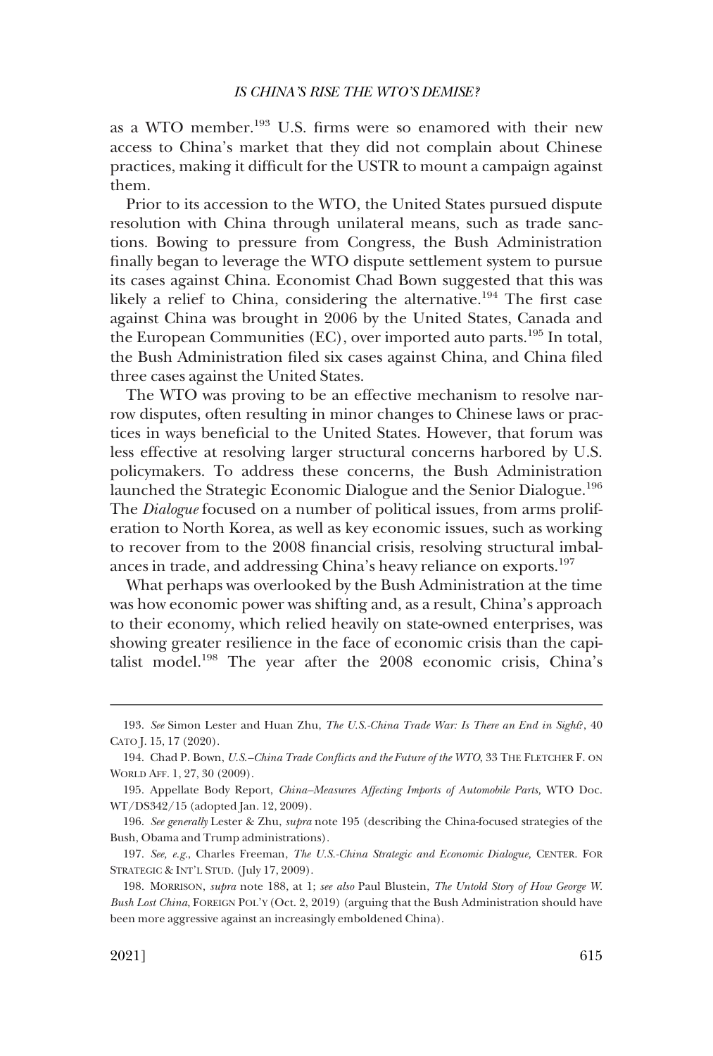as a WTO member.[193] U.S. firms were so enamored with their new access to China's market that they did not complain about Chinese practices, making it difficult for the USTR to mount a campaign against them.

Prior to its accession to the WTO, the United States pursued dispute resolution with China through unilateral means, such as trade sanctions. Bowing to pressure from Congress, the Bush Administration finally began to leverage the WTO dispute settlement system to pursue its cases against China. Economist Chad Bown suggested that this was likely a relief to China, considering the alternative.[194] The first case against China was brought in 2006 by the United States, Canada and the European Communities (EC), over imported auto parts.[195] In total, the Bush Administration filed six cases against China, and China filed three cases against the United States.

The WTO was proving to be an effective mechanism to resolve narrow disputes, often resulting in minor changes to Chinese laws or practices in ways beneficial to the United States. However, that forum was less effective at resolving larger structural concerns harbored by U.S. policymakers. To address these concerns, the Bush Administration launched the Strategic Economic Dialogue and the Senior Dialogue.[196] The *Dialogue* focused on a number of political issues, from arms proliferation to North Korea, as well as key economic issues, such as working to recover from to the 2008 financial crisis, resolving structural imbalances in trade, and addressing China's heavy reliance on exports.[197]

What perhaps was overlooked by the Bush Administration at the time was how economic power was shifting and, as a result, China's approach to their economy, which relied heavily on state-owned enterprises, was showing greater resilience in the face of economic crisis than the capitalist model.[198] The year after the 2008 economic crisis, China's

---

193. *See* Simon Lester and Huan Zhu, *The U.S.-China Trade War: Is There an End in Sight?*, 40 CATO J. 15, 17 (2020).

194. Chad P. Bown, *U.S.–China Trade Conflicts and the Future of the WTO*, 33 THE FLETCHER F. ON WORLD AFF. 1, 27, 30 (2009).

195. Appellate Body Report, *China–Measures Affecting Imports of Automobile Parts,* WTO Doc. WT/DS342/15 (adopted Jan. 12, 2009).

196. *See generally* Lester & Zhu, *supra* note 195 (describing the China-focused strategies of the Bush, Obama and Trump administrations).

197. *See, e.g.*, Charles Freeman, *The U.S.-China Strategic and Economic Dialogue,* CENTER. FOR STRATEGIC & INT'L STUD. (July 17, 2009).

198. MORRISON, *supra* note 188, at 1; *see also* Paul Blustein, *The Untold Story of How George W. Bush Lost China*, FOREIGN POL'Y (Oct. 2, 2019) (arguing that the Bush Administration should have been more aggressive against an increasingly emboldened China).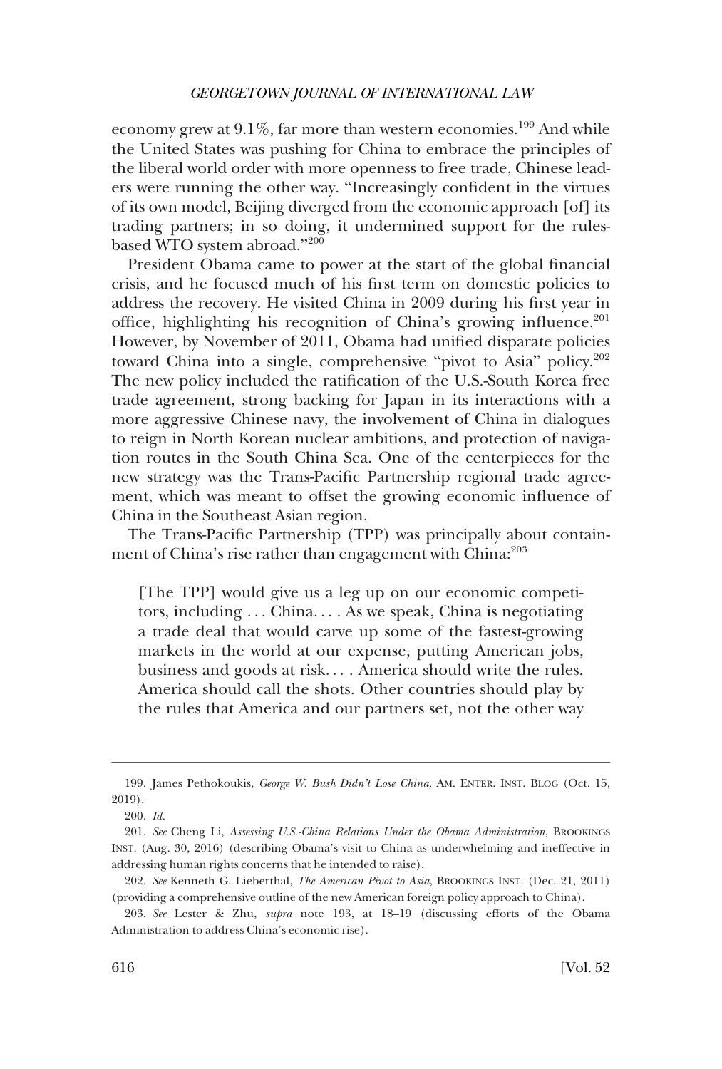economy grew at 9.1%, far more than western economies.[199] And while the United States was pushing for China to embrace the principles of the liberal world order with more openness to free trade, Chinese leaders were running the other way. "Increasingly confident in the virtues of its own model, Beijing diverged from the economic approach [of] its trading partners; in so doing, it undermined support for the rules-based WTO system abroad."[200]

President Obama came to power at the start of the global financial crisis, and he focused much of his first term on domestic policies to address the recovery. He visited China in 2009 during his first year in office, highlighting his recognition of China's growing influence.[201] However, by November of 2011, Obama had unified disparate policies toward China into a single, comprehensive "pivot to Asia" policy.[202] The new policy included the ratification of the U.S.-South Korea free trade agreement, strong backing for Japan in its interactions with a more aggressive Chinese navy, the involvement of China in dialogues to reign in North Korean nuclear ambitions, and protection of navigation routes in the South China Sea. One of the centerpieces for the new strategy was the Trans-Pacific Partnership regional trade agreement, which was meant to offset the growing economic influence of China in the Southeast Asian region.

The Trans-Pacific Partnership (TPP) was principally about containment of China's rise rather than engagement with China:[203]

> [The TPP] would give us a leg up on our economic competitors, including . . . China. . . . As we speak, China is negotiating a trade deal that would carve up some of the fastest-growing markets in the world at our expense, putting American jobs, business and goods at risk. . . . America should write the rules. America should call the shots. Other countries should play by the rules that America and our partners set, not the other way

---

199. James Pethokoukis, *George W. Bush Didn't Lose China,* AM. ENTER. INST. BLOG (Oct. 15, 2019).

200. *Id.*

201. *See* Cheng Li, *Assessing U.S.-China Relations Under the Obama Administration*, BROOKINGS INST. (Aug. 30, 2016) (describing Obama's visit to China as underwhelming and ineffective in addressing human rights concerns that he intended to raise).

202. *See* Kenneth G. Lieberthal, *The American Pivot to Asia*, BROOKINGS INST. (Dec. 21, 2011) (providing a comprehensive outline of the new American foreign policy approach to China).

203. *See* Lester & Zhu, *supra* note 193, at 18–19 (discussing efforts of the Obama Administration to address China's economic rise).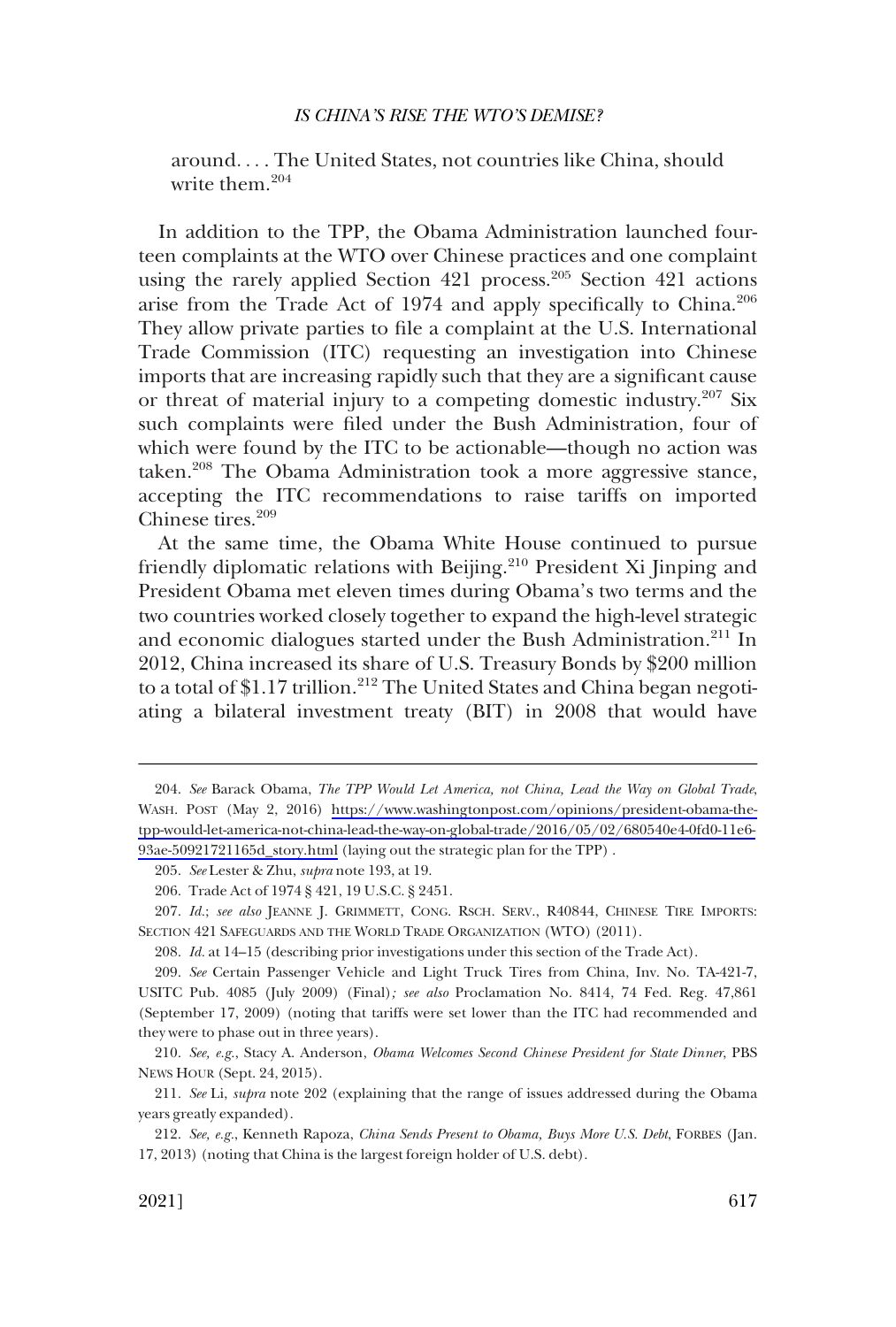around. . . . The United States, not countries like China, should write them.[204]

In addition to the TPP, the Obama Administration launched fourteen complaints at the WTO over Chinese practices and one complaint using the rarely applied Section 421 process.[205] Section 421 actions arise from the Trade Act of 1974 and apply specifically to China.[206] They allow private parties to file a complaint at the U.S. International Trade Commission (ITC) requesting an investigation into Chinese imports that are increasing rapidly such that they are a significant cause or threat of material injury to a competing domestic industry.[207] Six such complaints were filed under the Bush Administration, four of which were found by the ITC to be actionable—though no action was taken.[208] The Obama Administration took a more aggressive stance, accepting the ITC recommendations to raise tariffs on imported Chinese tires.[209]

At the same time, the Obama White House continued to pursue friendly diplomatic relations with Beijing.[210] President Xi Jinping and President Obama met eleven times during Obama's two terms and the two countries worked closely together to expand the high-level strategic and economic dialogues started under the Bush Administration.[211] In 2012, China increased its share of U.S. Treasury Bonds by $200 million to a total of $1.17 trillion.[212] The United States and China began negotiating a bilateral investment treaty (BIT) in 2008 that would have

---

204. *See* Barack Obama, *The TPP Would Let America, not China, Lead the Way on Global Trade*, WASH. POST (May 2, 2016) https://www.washingtonpost.com/opinions/president-obama-the-tpp-would-let-america-not-china-lead-the-way-on-global-trade/2016/05/02/680540e4-0fd0-11e6-93ae-50921721165d_story.html (laying out the strategic plan for the TPP) .

205. *See* Lester & Zhu, *supra* note 193, at 19.

206. Trade Act of 1974 § 421, 19 U.S.C. § 2451.

207. *Id.*; *see also* JEANNE J. GRIMMETT, CONG. RSCH. SERV., R40844, CHINESE TIRE IMPORTS: SECTION 421 SAFEGUARDS AND THE WORLD TRADE ORGANIZATION (WTO) (2011).

208. *Id.* at 14–15 (describing prior investigations under this section of the Trade Act).

209. *See* Certain Passenger Vehicle and Light Truck Tires from China, Inv. No. TA-421-7, USITC Pub. 4085 (July 2009) (Final)*; see also* Proclamation No. 8414, 74 Fed. Reg. 47,861 (September 17, 2009) (noting that tariffs were set lower than the ITC had recommended and they were to phase out in three years).

210. *See, e.g.*, Stacy A. Anderson, *Obama Welcomes Second Chinese President for State Dinner*, PBS NEWS HOUR (Sept. 24, 2015).

211. *See* Li, *supra* note 202 (explaining that the range of issues addressed during the Obama years greatly expanded).

212. *See, e.g.*, Kenneth Rapoza, *China Sends Present to Obama, Buys More U.S. Debt*, FORBES (Jan. 17, 2013) (noting that China is the largest foreign holder of U.S. debt).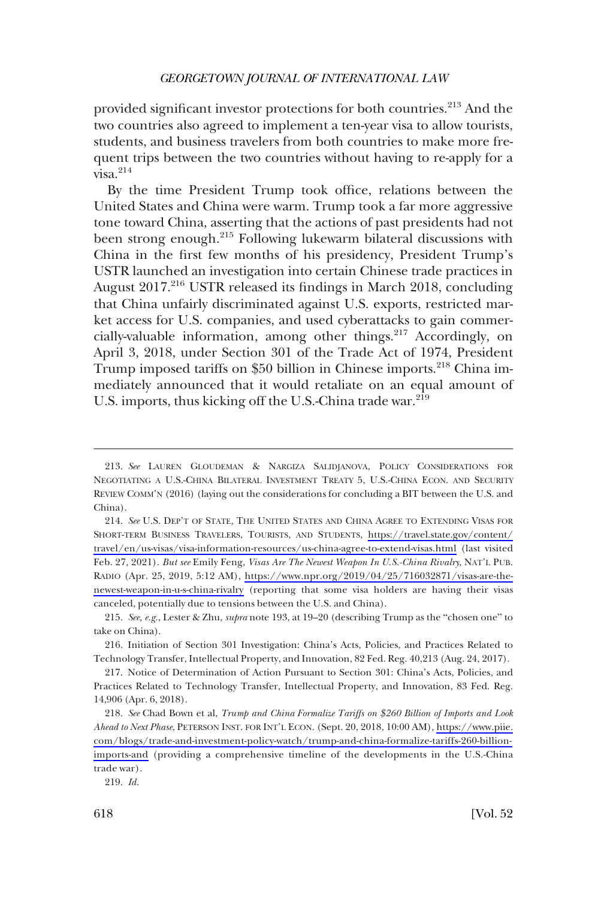provided significant investor protections for both countries.[213] And the two countries also agreed to implement a ten-year visa to allow tourists, students, and business travelers from both countries to make more frequent trips between the two countries without having to re-apply for a visa.[214]

By the time President Trump took office, relations between the United States and China were warm. Trump took a far more aggressive tone toward China, asserting that the actions of past presidents had not been strong enough.[215] Following lukewarm bilateral discussions with China in the first few months of his presidency, President Trump's USTR launched an investigation into certain Chinese trade practices in August 2017.[216] USTR released its findings in March 2018, concluding that China unfairly discriminated against U.S. exports, restricted market access for U.S. companies, and used cyberattacks to gain commercially-valuable information, among other things.[217] Accordingly, on April 3, 2018, under Section 301 of the Trade Act of 1974, President Trump imposed tariffs on $50 billion in Chinese imports.[218] China immediately announced that it would retaliate on an equal amount of U.S. imports, thus kicking off the U.S.-China trade war.[219]

---

213. *See* LAUREN GLOUDEMAN & NARGIZA SALIDJANOVA, POLICY CONSIDERATIONS FOR NEGOTIATING A U.S.-CHINA BILATERAL INVESTMENT TREATY 5, U.S.-CHINA ECON. AND SECURITY REVIEW COMM'N (2016) (laying out the considerations for concluding a BIT between the U.S. and China).

214. *See* U.S. DEP'T OF STATE, THE UNITED STATES AND CHINA AGREE TO EXTENDING VISAS FOR SHORT-TERM BUSINESS TRAVELERS, TOURISTS, AND STUDENTS, https://travel.state.gov/content/travel/en/us-visas/visa-information-resources/us-china-agree-to-extend-visas.html (last visited Feb. 27, 2021). *But see* Emily Feng, *Visas Are The Newest Weapon In U.S.-China Rivalry*, NAT'L PUB. RADIO (Apr. 25, 2019, 5:12 AM), https://www.npr.org/2019/04/25/716032871/visas-are-the-newest-weapon-in-u-s-china-rivalry (reporting that some visa holders are having their visas canceled, potentially due to tensions between the U.S. and China).

215. *See, e.g.*, Lester & Zhu, *supra* note 193, at 19–20 (describing Trump as the "chosen one" to take on China).

216. Initiation of Section 301 Investigation: China's Acts, Policies, and Practices Related to Technology Transfer, Intellectual Property, and Innovation, 82 Fed. Reg. 40,213 (Aug. 24, 2017).

217. Notice of Determination of Action Pursuant to Section 301: China's Acts, Policies, and Practices Related to Technology Transfer, Intellectual Property, and Innovation, 83 Fed. Reg. 14,906 (Apr. 6, 2018).

218. *See* Chad Bown et al, *Trump and China Formalize Tariffs on $260 Billion of Imports and Look Ahead to Next Phase*, PETERSON INST. FOR INT'L ECON. (Sept. 20, 2018, 10:00 AM), https://www.piie.com/blogs/trade-and-investment-policy-watch/trump-and-china-formalize-tariffs-260-billion-imports-and (providing a comprehensive timeline of the developments in the U.S.-China trade war).

219. *Id.*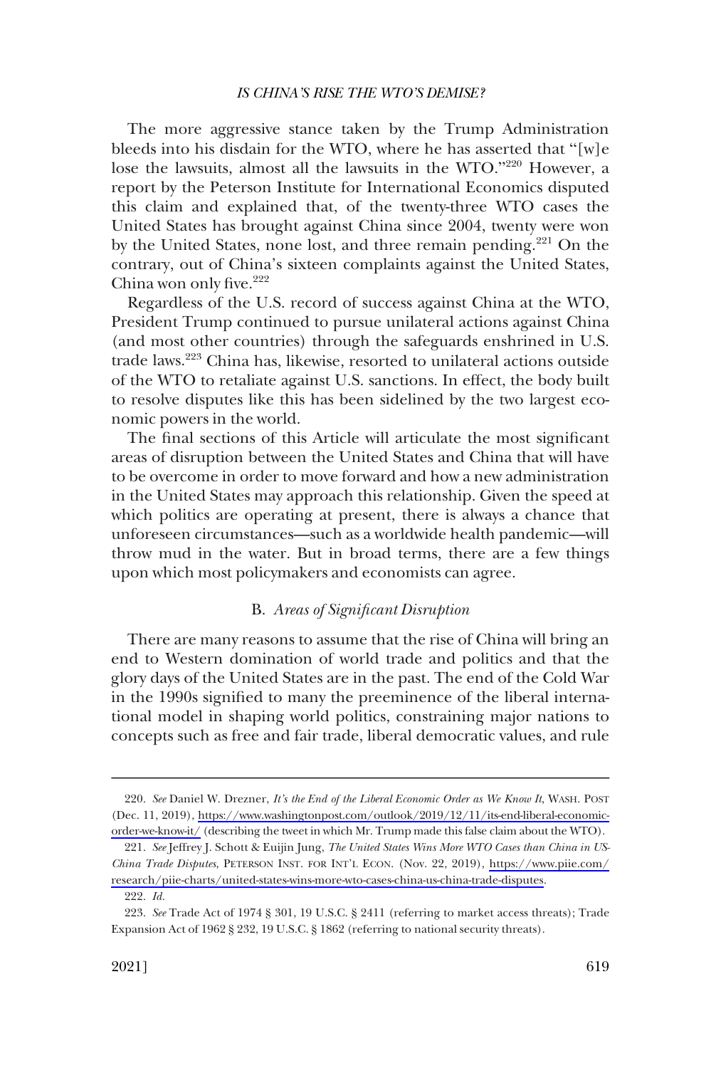The more aggressive stance taken by the Trump Administration bleeds into his disdain for the WTO, where he has asserted that "[w]e lose the lawsuits, almost all the lawsuits in the WTO."[220] However, a report by the Peterson Institute for International Economics disputed this claim and explained that, of the twenty-three WTO cases the United States has brought against China since 2004, twenty were won by the United States, none lost, and three remain pending.[221] On the contrary, out of China's sixteen complaints against the United States, China won only five.[222]

Regardless of the U.S. record of success against China at the WTO, President Trump continued to pursue unilateral actions against China (and most other countries) through the safeguards enshrined in U.S. trade laws.[223] China has, likewise, resorted to unilateral actions outside of the WTO to retaliate against U.S. sanctions. In effect, the body built to resolve disputes like this has been sidelined by the two largest economic powers in the world.

The final sections of this Article will articulate the most significant areas of disruption between the United States and China that will have to be overcome in order to move forward and how a new administration in the United States may approach this relationship. Given the speed at which politics are operating at present, there is always a chance that unforeseen circumstances—such as a worldwide health pandemic—will throw mud in the water. But in broad terms, there are a few things upon which most policymakers and economists can agree.

### B. *Areas of Significant Disruption*

There are many reasons to assume that the rise of China will bring an end to Western domination of world trade and politics and that the glory days of the United States are in the past. The end of the Cold War in the 1990s signified to many the preeminence of the liberal international model in shaping world politics, constraining major nations to concepts such as free and fair trade, liberal democratic values, and rule

---

220. *See* Daniel W. Drezner, *It's the End of the Liberal Economic Order as We Know It*, WASH. POST (Dec. 11, 2019), https://www.washingtonpost.com/outlook/2019/12/11/its-end-liberal-economic-order-we-know-it/ (describing the tweet in which Mr. Trump made this false claim about the WTO).

221. *See* Jeffrey J. Schott & Euijin Jung, *The United States Wins More WTO Cases than China in US-China Trade Disputes*, PETERSON INST. FOR INT'L ECON. (Nov. 22, 2019), https://www.piie.com/research/piie-charts/united-states-wins-more-wto-cases-china-us-china-trade-disputes.

222. *Id.*

223. *See* Trade Act of 1974 § 301, 19 U.S.C. § 2411 (referring to market access threats); Trade Expansion Act of 1962 § 232, 19 U.S.C. § 1862 (referring to national security threats).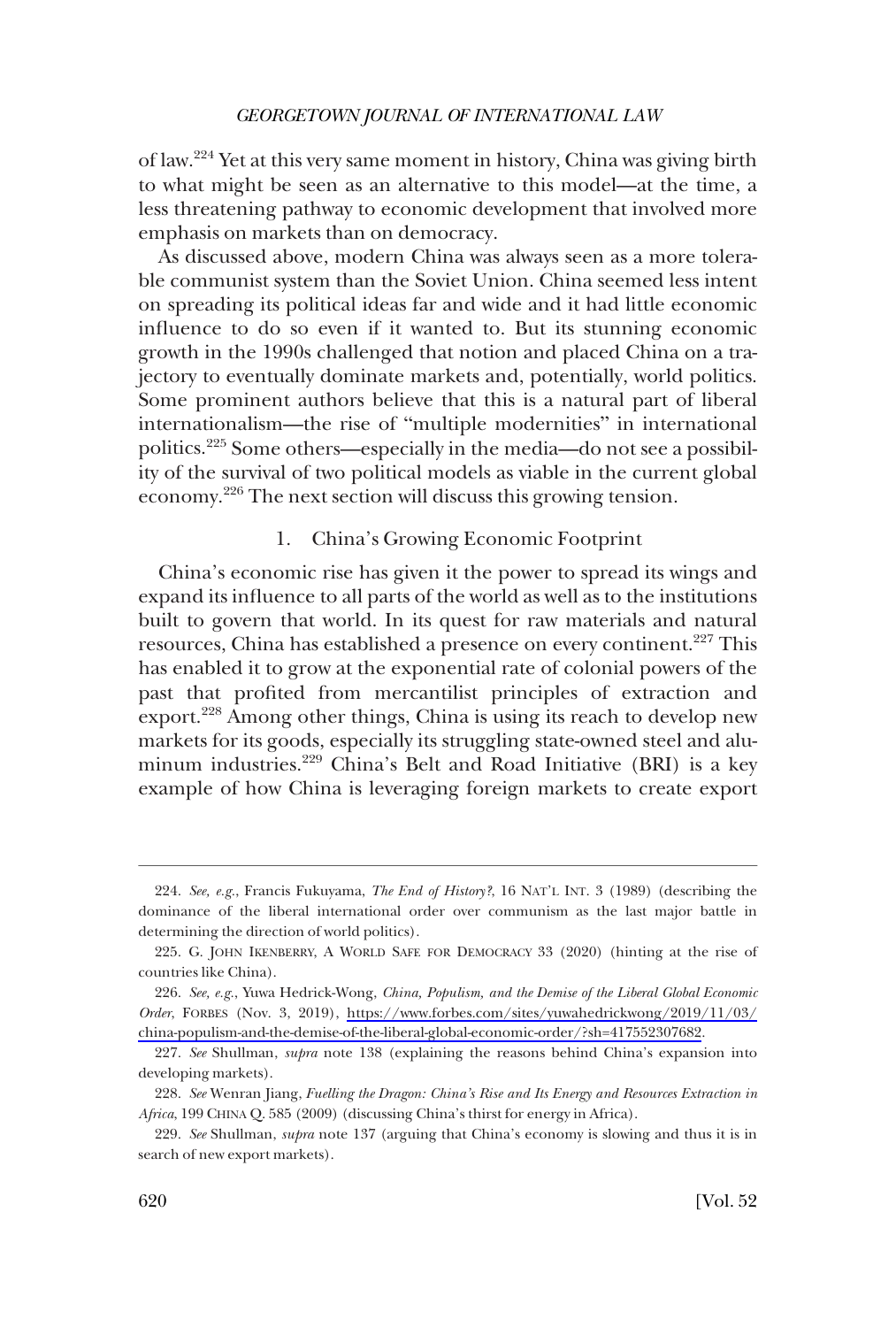of law.[224] Yet at this very same moment in history, China was giving birth to what might be seen as an alternative to this model—at the time, a less threatening pathway to economic development that involved more emphasis on markets than on democracy.

As discussed above, modern China was always seen as a more tolerable communist system than the Soviet Union. China seemed less intent on spreading its political ideas far and wide and it had little economic influence to do so even if it wanted to. But its stunning economic growth in the 1990s challenged that notion and placed China on a trajectory to eventually dominate markets and, potentially, world politics. Some prominent authors believe that this is a natural part of liberal internationalism—the rise of "multiple modernities" in international politics.[225] Some others—especially in the media—do not see a possibility of the survival of two political models as viable in the current global economy.[226] The next section will discuss this growing tension.

### 1. China's Growing Economic Footprint

China's economic rise has given it the power to spread its wings and expand its influence to all parts of the world as well as to the institutions built to govern that world. In its quest for raw materials and natural resources, China has established a presence on every continent.[227] This has enabled it to grow at the exponential rate of colonial powers of the past that profited from mercantilist principles of extraction and export.[228] Among other things, China is using its reach to develop new markets for its goods, especially its struggling state-owned steel and aluminum industries.[229] China's Belt and Road Initiative (BRI) is a key example of how China is leveraging foreign markets to create export

---

224. *See, e.g.*, Francis Fukuyama, *The End of History?*, 16 NAT'L INT. 3 (1989) (describing the dominance of the liberal international order over communism as the last major battle in determining the direction of world politics).

225. G. JOHN IKENBERRY, A WORLD SAFE FOR DEMOCRACY 33 (2020) (hinting at the rise of countries like China).

226. *See, e.g.*, Yuwa Hedrick-Wong, *China, Populism, and the Demise of the Liberal Global Economic Order*, FORBES (Nov. 3, 2019), https://www.forbes.com/sites/yuwahedrickwong/2019/11/03/china-populism-and-the-demise-of-the-liberal-global-economic-order/?sh=417552307682.

227. *See* Shullman, *supra* note 138 (explaining the reasons behind China's expansion into developing markets).

228. *See* Wenran Jiang, *Fuelling the Dragon: China's Rise and Its Energy and Resources Extraction in Africa*, 199 CHINA Q. 585 (2009) (discussing China's thirst for energy in Africa).

229. *See* Shullman, *supra* note 137 (arguing that China's economy is slowing and thus it is in search of new export markets).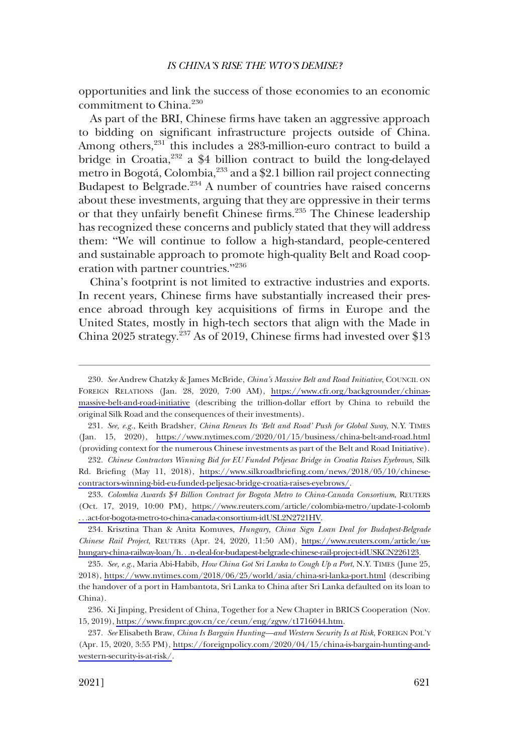opportunities and link the success of those economies to an economic commitment to China.[230]

As part of the BRI, Chinese firms have taken an aggressive approach to bidding on significant infrastructure projects outside of China. Among others,[231] this includes a 283-million-euro contract to build a bridge in Croatia,[232] a $4 billion contract to build the long-delayed metro in Bogotá, Colombia,[233] and a $2.1 billion rail project connecting Budapest to Belgrade.[234] A number of countries have raised concerns about these investments, arguing that they are oppressive in their terms or that they unfairly benefit Chinese firms.[235] The Chinese leadership has recognized these concerns and publicly stated that they will address them: "We will continue to follow a high-standard, people-centered and sustainable approach to promote high-quality Belt and Road cooperation with partner countries."[236]

China's footprint is not limited to extractive industries and exports. In recent years, Chinese firms have substantially increased their presence abroad through key acquisitions of firms in Europe and the United States, mostly in high-tech sectors that align with the Made in China 2025 strategy.[237] As of 2019, Chinese firms had invested over $13

---

230. *See* Andrew Chatzky & James McBride, *China's Massive Belt and Road Initiative*, COUNCIL ON FOREIGN RELATIONS (Jan. 28, 2020, 7:00 AM), https://www.cfr.org/backgrounder/chinas-massive-belt-and-road-initiative (describing the trillion-dollar effort by China to rebuild the original Silk Road and the consequences of their investments).

231. *See, e.g.*, Keith Bradsher, *China Renews Its 'Belt and Road' Push for Global Sway*, N.Y. TIMES (Jan. 15, 2020), https://www.nytimes.com/2020/01/15/business/china-belt-and-road.html (providing context for the numerous Chinese investments as part of the Belt and Road Initiative).

232. *Chinese Contractors Winning Bid for EU Funded Peljesac Bridge in Croatia Raises Eyebrows*, Silk Rd. Briefing (May 11, 2018), https://www.silkroadbriefing.com/news/2018/05/10/chinese-contractors-winning-bid-eu-funded-peljesac-bridge-croatia-raises-eyebrows/.

233. *Colombia Awards $4 Billion Contract for Bogota Metro to China-Canada Consortium*, REUTERS (Oct. 17, 2019, 10:00 PM), https://www.reuters.com/article/colombia-metro/update-1-colomb...act-for-bogota-metro-to-china-canada-consortium-idUSL2N2721HV.

234. Krisztina Than & Anita Komuves, *Hungary, China Sign Loan Deal for Budapest-Belgrade Chinese Rail Project*, REUTERS (Apr. 24, 2020, 11:50 AM), https://www.reuters.com/article/us-hungary-china-railway-loan/h...n-deal-for-budapest-belgrade-chinese-rail-project-idUSKCN22G123.

235. *See, e.g.*, Maria Abi-Habib, *How China Got Sri Lanka to Cough Up a Port*, N.Y. TIMES (June 25, 2018), https://www.nytimes.com/2018/06/25/world/asia/china-sri-lanka-port.html (describing the handover of a port in Hambantota, Sri Lanka to China after Sri Lanka defaulted on its loan to China).

236. Xi Jinping, President of China, Together for a New Chapter in BRICS Cooperation (Nov. 15, 2019), https://www.fmprc.gov.cn/ce/ceun/eng/zgyw/t1716044.htm.

237. *See* Elisabeth Braw, *China Is Bargain Hunting—and Western Security Is at Risk*, FOREIGN POL'Y (Apr. 15, 2020, 3:55 PM), https://foreignpolicy.com/2020/04/15/china-is-bargain-hunting-and-western-security-is-at-risk/.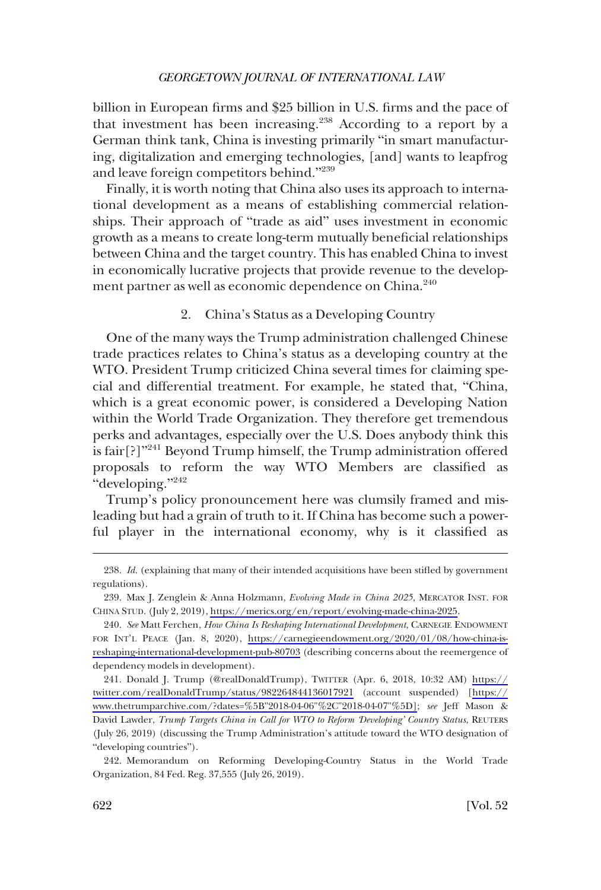billion in European firms and $25 billion in U.S. firms and the pace of that investment has been increasing.[238] According to a report by a German think tank, China is investing primarily "in smart manufacturing, digitalization and emerging technologies, [and] wants to leapfrog and leave foreign competitors behind."[239]

Finally, it is worth noting that China also uses its approach to international development as a means of establishing commercial relationships. Their approach of "trade as aid" uses investment in economic growth as a means to create long-term mutually beneficial relationships between China and the target country. This has enabled China to invest in economically lucrative projects that provide revenue to the development partner as well as economic dependence on China.[240]

### 2. China's Status as a Developing Country

One of the many ways the Trump administration challenged Chinese trade practices relates to China's status as a developing country at the WTO. President Trump criticized China several times for claiming special and differential treatment. For example, he stated that, "China, which is a great economic power, is considered a Developing Nation within the World Trade Organization. They therefore get tremendous perks and advantages, especially over the U.S. Does anybody think this is fair[?]"[241] Beyond Trump himself, the Trump administration offered proposals to reform the way WTO Members are classified as "developing."[242]

Trump's policy pronouncement here was clumsily framed and misleading but had a grain of truth to it. If China has become such a powerful player in the international economy, why is it classified as

---

238. *Id.* (explaining that many of their intended acquisitions have been stifled by government regulations).

239. Max J. Zenglein & Anna Holzmann, *Evolving Made in China 2025*, MERCATOR INST. FOR CHINA STUD. (July 2, 2019), https://merics.org/en/report/evolving-made-china-2025.

240. *See* Matt Ferchen, *How China Is Reshaping International Development*, CARNEGIE ENDOWMENT FOR INT'L PEACE (Jan. 8, 2020), https://carnegieendowment.org/2020/01/08/how-china-is-reshaping-international-development-pub-80703 (describing concerns about the reemergence of dependency models in development).

241. Donald J. Trump (@realDonaldTrump), TWITTER (Apr. 6, 2018, 10:32 AM) https://twitter.com/realDonaldTrump/status/982264844136017921 (account suspended) [https://www.thetrumparchive.com/?dates=%5B"2018-04-06"%2C"2018-04-07"%5D]; *see* Jeff Mason & David Lawder, *Trump Targets China in Call for WTO to Reform 'Developing' Country Status*, REUTERS (July 26, 2019) (discussing the Trump Administration's attitude toward the WTO designation of "developing countries").

242. Memorandum on Reforming Developing-Country Status in the World Trade Organization, 84 Fed. Reg. 37,555 (July 26, 2019).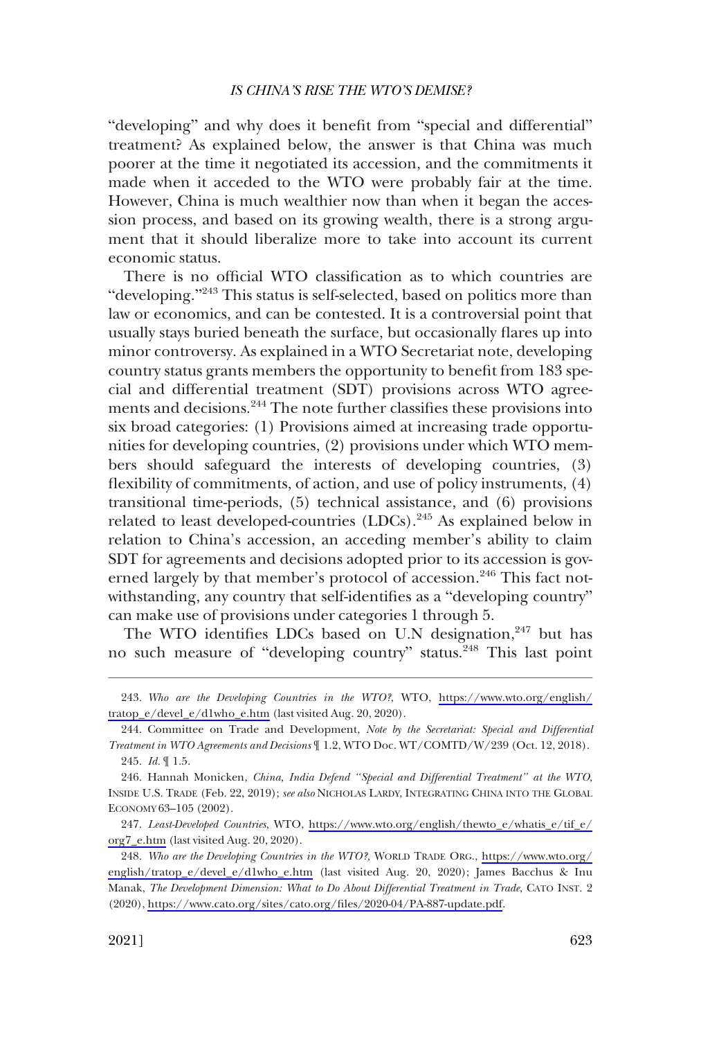"developing" and why does it benefit from "special and differential" treatment? As explained below, the answer is that China was much poorer at the time it negotiated its accession, and the commitments it made when it acceded to the WTO were probably fair at the time. However, China is much wealthier now than when it began the accession process, and based on its growing wealth, there is a strong argument that it should liberalize more to take into account its current economic status.

There is no official WTO classification as to which countries are "developing."[243] This status is self-selected, based on politics more than law or economics, and can be contested. It is a controversial point that usually stays buried beneath the surface, but occasionally flares up into minor controversy. As explained in a WTO Secretariat note, developing country status grants members the opportunity to benefit from 183 special and differential treatment (SDT) provisions across WTO agreements and decisions.[244] The note further classifies these provisions into six broad categories: (1) Provisions aimed at increasing trade opportunities for developing countries, (2) provisions under which WTO members should safeguard the interests of developing countries, (3) flexibility of commitments, of action, and use of policy instruments, (4) transitional time-periods, (5) technical assistance, and (6) provisions related to least developed-countries (LDCs).[245] As explained below in relation to China's accession, an acceding member's ability to claim SDT for agreements and decisions adopted prior to its accession is governed largely by that member's protocol of accession.[246] This fact notwithstanding, any country that self-identifies as a "developing country" can make use of provisions under categories 1 through 5.

The WTO identifies LDCs based on U.N designation,[247] but has no such measure of "developing country" status.[248] This last point

---

243. *Who are the Developing Countries in the WTO?*, WTO, https://www.wto.org/english/tratop_e/devel_e/d1who_e.htm (last visited Aug. 20, 2020).

244. Committee on Trade and Development, *Note by the Secretariat: Special and Differential Treatment in WTO Agreements and Decisions* ¶ 1.2, WTO Doc. WT/COMTD/W/239 (Oct. 12, 2018).

245. *Id.* ¶ 1.5.

246. Hannah Monicken, *China, India Defend "Special and Differential Treatment" at the WTO*, INSIDE U.S. TRADE (Feb. 22, 2019); *see also* NICHOLAS LARDY, INTEGRATING CHINA INTO THE GLOBAL ECONOMY 63–105 (2002).

247. *Least-Developed Countries*, WTO, https://www.wto.org/english/thewto_e/whatis_e/tif_e/org7_e.htm (last visited Aug. 20, 2020).

248. *Who are the Developing Countries in the WTO?*, WORLD TRADE ORG., https://www.wto.org/english/tratop_e/devel_e/d1who_e.htm (last visited Aug. 20, 2020); James Bacchus & Inu Manak, *The Development Dimension: What to Do About Differential Treatment in Trade*, CATO INST. 2 (2020), https://www.cato.org/sites/cato.org/files/2020-04/PA-887-update.pdf.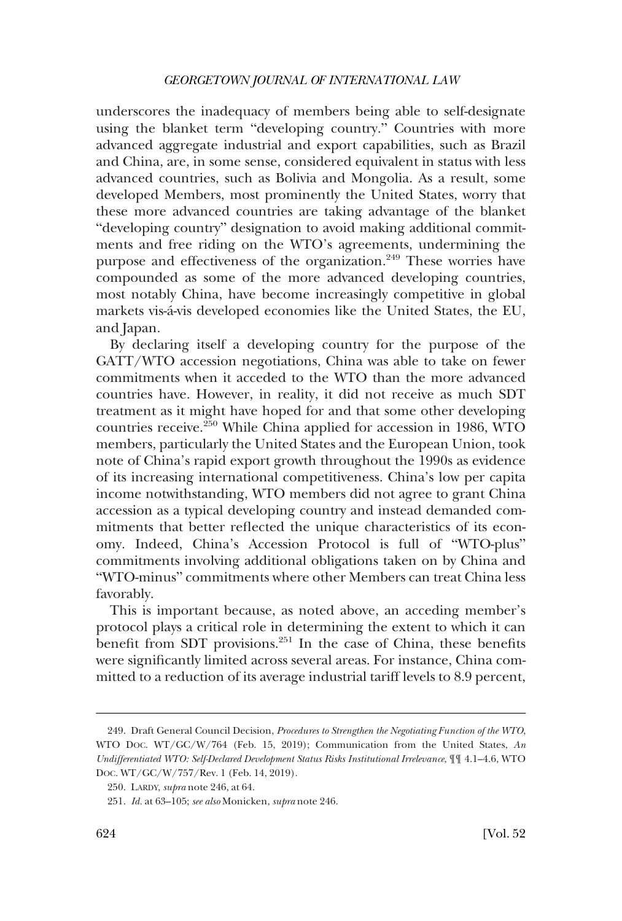underscores the inadequacy of members being able to self-designate using the blanket term "developing country." Countries with more advanced aggregate industrial and export capabilities, such as Brazil and China, are, in some sense, considered equivalent in status with less advanced countries, such as Bolivia and Mongolia. As a result, some developed Members, most prominently the United States, worry that these more advanced countries are taking advantage of the blanket "developing country" designation to avoid making additional commitments and free riding on the WTO's agreements, undermining the purpose and effectiveness of the organization.[249] These worries have compounded as some of the more advanced developing countries, most notably China, have become increasingly competitive in global markets vis-á-vis developed economies like the United States, the EU, and Japan.

By declaring itself a developing country for the purpose of the GATT/WTO accession negotiations, China was able to take on fewer commitments when it acceded to the WTO than the more advanced countries have. However, in reality, it did not receive as much SDT treatment as it might have hoped for and that some other developing countries receive.[250] While China applied for accession in 1986, WTO members, particularly the United States and the European Union, took note of China's rapid export growth throughout the 1990s as evidence of its increasing international competitiveness. China's low per capita income notwithstanding, WTO members did not agree to grant China accession as a typical developing country and instead demanded commitments that better reflected the unique characteristics of its economy. Indeed, China's Accession Protocol is full of "WTO-plus" commitments involving additional obligations taken on by China and "WTO-minus" commitments where other Members can treat China less favorably.

This is important because, as noted above, an acceding member's protocol plays a critical role in determining the extent to which it can benefit from SDT provisions.[251] In the case of China, these benefits were significantly limited across several areas. For instance, China committed to a reduction of its average industrial tariff levels to 8.9 percent,

---

249. Draft General Council Decision, *Procedures to Strengthen the Negotiating Function of the WTO*, WTO Doc. WT/GC/W/764 (Feb. 15, 2019); Communication from the United States, *An Undifferentiated WTO: Self-Declared Development Status Risks Institutional Irrelevance*, ¶¶ 4.1–4.6, WTO Doc. WT/GC/W/757/Rev. 1 (Feb. 14, 2019).

250. Lardy, *supra* note 246, at 64.

251. *Id.* at 63–105; *see also* Monicken, *supra* note 246.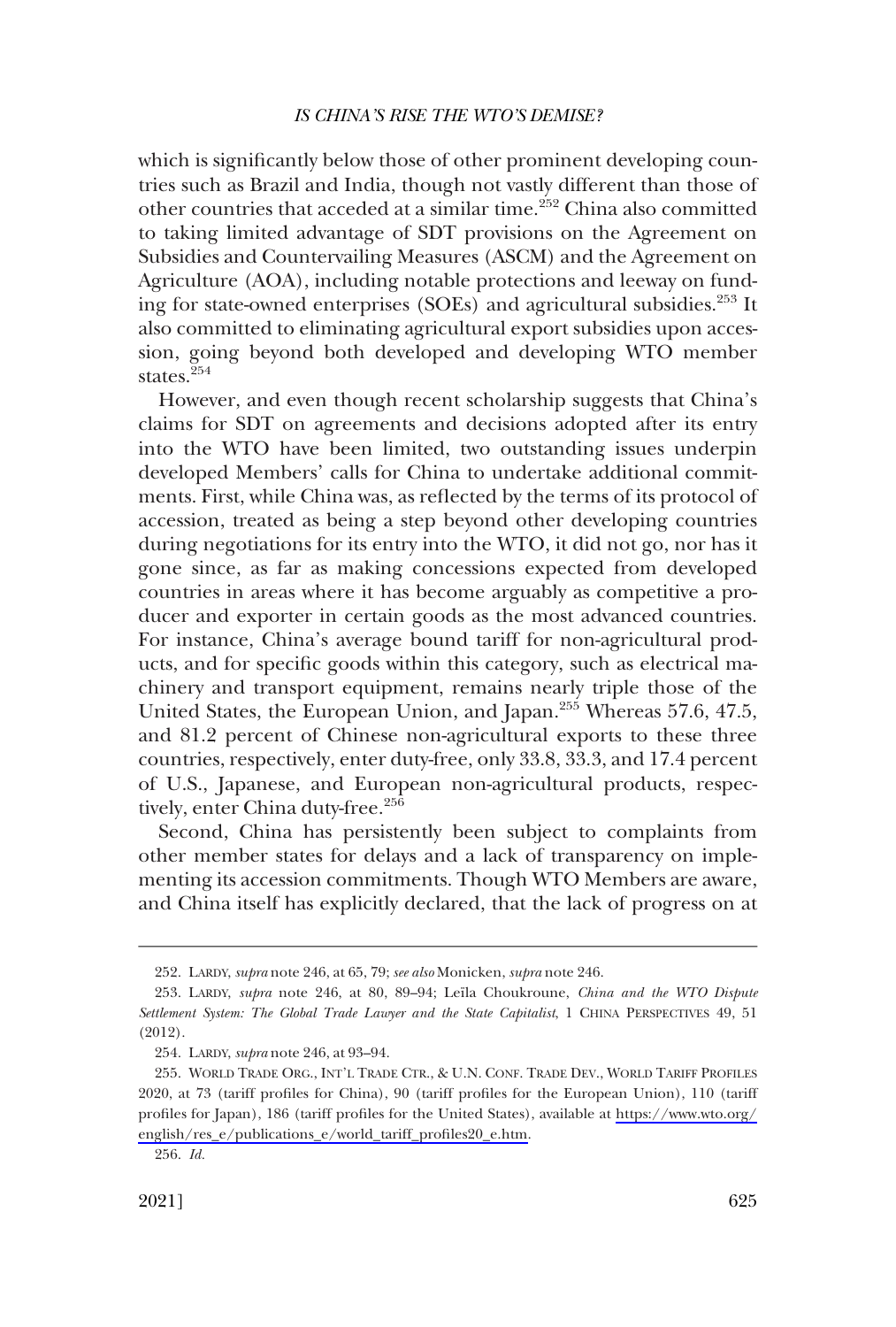which is significantly below those of other prominent developing countries such as Brazil and India, though not vastly different than those of other countries that acceded at a similar time.[252] China also committed to taking limited advantage of SDT provisions on the Agreement on Subsidies and Countervailing Measures (ASCM) and the Agreement on Agriculture (AOA), including notable protections and leeway on funding for state-owned enterprises (SOEs) and agricultural subsidies.[253] It also committed to eliminating agricultural export subsidies upon accession, going beyond both developed and developing WTO member states.[254]

However, and even though recent scholarship suggests that China's claims for SDT on agreements and decisions adopted after its entry into the WTO have been limited, two outstanding issues underpin developed Members' calls for China to undertake additional commitments. First, while China was, as reflected by the terms of its protocol of accession, treated as being a step beyond other developing countries during negotiations for its entry into the WTO, it did not go, nor has it gone since, as far as making concessions expected from developed countries in areas where it has become arguably as competitive a producer and exporter in certain goods as the most advanced countries. For instance, China's average bound tariff for non-agricultural products, and for specific goods within this category, such as electrical machinery and transport equipment, remains nearly triple those of the United States, the European Union, and Japan.[255] Whereas 57.6, 47.5, and 81.2 percent of Chinese non-agricultural exports to these three countries, respectively, enter duty-free, only 33.8, 33.3, and 17.4 percent of U.S., Japanese, and European non-agricultural products, respectively, enter China duty-free.[256]

Second, China has persistently been subject to complaints from other member states for delays and a lack of transparency on implementing its accession commitments. Though WTO Members are aware, and China itself has explicitly declared, that the lack of progress on at

---

252. LARDY, *supra* note 246, at 65, 79; *see also* Monicken, *supra* note 246.

253. LARDY, *supra* note 246, at 80, 89–94; Leïla Choukroune, *China and the WTO Dispute Settlement System: The Global Trade Lawyer and the State Capitalist*, 1 CHINA PERSPECTIVES 49, 51 (2012).

254. LARDY, *supra* note 246, at 93–94.

255. WORLD TRADE ORG., INT'L TRADE CTR., & U.N. CONF. TRADE DEV., WORLD TARIFF PROFILES 2020, at 73 (tariff profiles for China), 90 (tariff profiles for the European Union), 110 (tariff profiles for Japan), 186 (tariff profiles for the United States), available at https://www.wto.org/english/res_e/publications_e/world_tariff_profiles20_e.htm.

256. *Id.*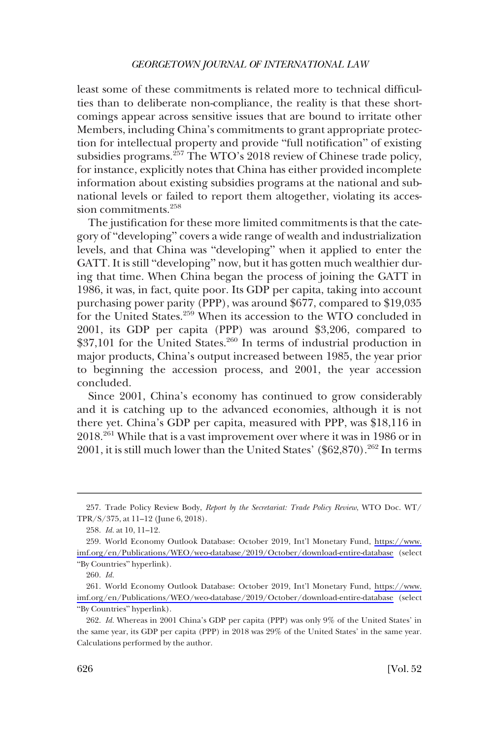least some of these commitments is related more to technical difficulties than to deliberate non-compliance, the reality is that these shortcomings appear across sensitive issues that are bound to irritate other Members, including China's commitments to grant appropriate protection for intellectual property and provide "full notification" of existing subsidies programs.[257] The WTO's 2018 review of Chinese trade policy, for instance, explicitly notes that China has either provided incomplete information about existing subsidies programs at the national and subnational levels or failed to report them altogether, violating its accession commitments.[258]

The justification for these more limited commitments is that the category of "developing" covers a wide range of wealth and industrialization levels, and that China was "developing" when it applied to enter the GATT. It is still "developing" now, but it has gotten much wealthier during that time. When China began the process of joining the GATT in 1986, it was, in fact, quite poor. Its GDP per capita, taking into account purchasing power parity (PPP), was around $677, compared to $19,035 for the United States.[259] When its accession to the WTO concluded in 2001, its GDP per capita (PPP) was around $3,206, compared to $37,101 for the United States.[260] In terms of industrial production in major products, China's output increased between 1985, the year prior to beginning the accession process, and 2001, the year accession concluded.

Since 2001, China's economy has continued to grow considerably and it is catching up to the advanced economies, although it is not there yet. China's GDP per capita, measured with PPP, was $18,116 in 2018.[261] While that is a vast improvement over where it was in 1986 or in 2001, it is still much lower than the United States' ($62,870).[262] In terms

---

257. Trade Policy Review Body, *Report by the Secretariat: Trade Policy Review*, WTO Doc. WT/TPR/S/375, at 11–12 (June 6, 2018).

258. *Id.* at 10, 11–12.

259. World Economy Outlook Database: October 2019, Int'l Monetary Fund, https://www.imf.org/en/Publications/WEO/weo-database/2019/October/download-entire-database (select "By Countries" hyperlink).

260. *Id.*

261. World Economy Outlook Database: October 2019, Int'l Monetary Fund, https://www.imf.org/en/Publications/WEO/weo-database/2019/October/download-entire-database (select "By Countries" hyperlink).

262. *Id.* Whereas in 2001 China's GDP per capita (PPP) was only 9% of the United States' in the same year, its GDP per capita (PPP) in 2018 was 29% of the United States' in the same year. Calculations performed by the author.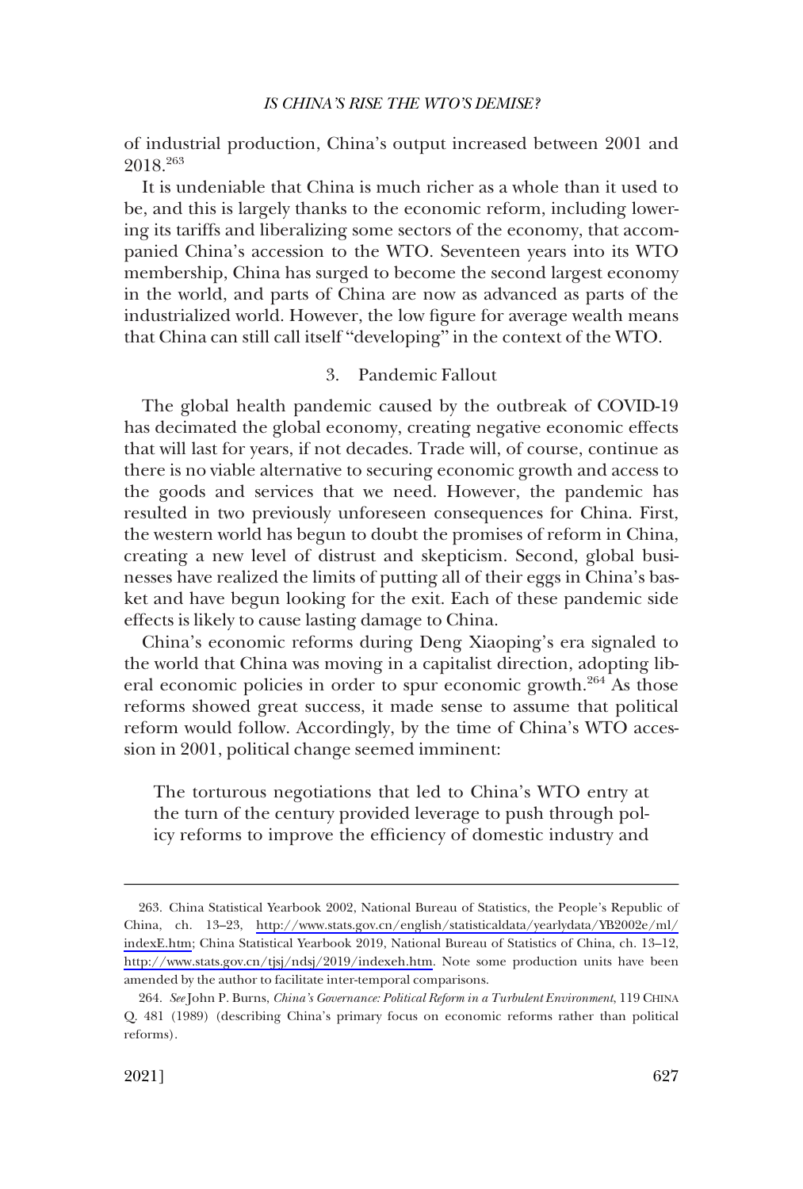of industrial production, China's output increased between 2001 and 2018.[263]

It is undeniable that China is much richer as a whole than it used to be, and this is largely thanks to the economic reform, including lowering its tariffs and liberalizing some sectors of the economy, that accompanied China's accession to the WTO. Seventeen years into its WTO membership, China has surged to become the second largest economy in the world, and parts of China are now as advanced as parts of the industrialized world. However, the low figure for average wealth means that China can still call itself "developing" in the context of the WTO.

### 3. Pandemic Fallout

The global health pandemic caused by the outbreak of COVID-19 has decimated the global economy, creating negative economic effects that will last for years, if not decades. Trade will, of course, continue as there is no viable alternative to securing economic growth and access to the goods and services that we need. However, the pandemic has resulted in two previously unforeseen consequences for China. First, the western world has begun to doubt the promises of reform in China, creating a new level of distrust and skepticism. Second, global businesses have realized the limits of putting all of their eggs in China's basket and have begun looking for the exit. Each of these pandemic side effects is likely to cause lasting damage to China.

China's economic reforms during Deng Xiaoping's era signaled to the world that China was moving in a capitalist direction, adopting liberal economic policies in order to spur economic growth.[264] As those reforms showed great success, it made sense to assume that political reform would follow. Accordingly, by the time of China's WTO accession in 2001, political change seemed imminent:

> The torturous negotiations that led to China's WTO entry at the turn of the century provided leverage to push through policy reforms to improve the efficiency of domestic industry and

---

263. China Statistical Yearbook 2002, National Bureau of Statistics, the People's Republic of China, ch. 13–23, http://www.stats.gov.cn/english/statisticaldata/yearlydata/YB2002e/ml/indexE.htm; China Statistical Yearbook 2019, National Bureau of Statistics of China, ch. 13–12, http://www.stats.gov.cn/tjsj/ndsj/2019/indexeh.htm. Note some production units have been amended by the author to facilitate inter-temporal comparisons.

264. *See* John P. Burns, *China's Governance: Political Reform in a Turbulent Environment*, 119 CHINA Q. 481 (1989) (describing China's primary focus on economic reforms rather than political reforms).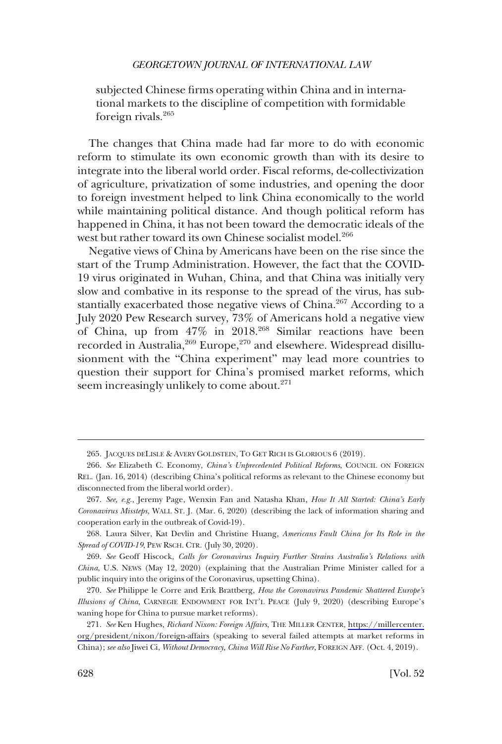subjected Chinese firms operating within China and in international markets to the discipline of competition with formidable foreign rivals.[265]

The changes that China made had far more to do with economic reform to stimulate its own economic growth than with its desire to integrate into the liberal world order. Fiscal reforms, de-collectivization of agriculture, privatization of some industries, and opening the door to foreign investment helped to link China economically to the world while maintaining political distance. And though political reform has happened in China, it has not been toward the democratic ideals of the west but rather toward its own Chinese socialist model.[266]

Negative views of China by Americans have been on the rise since the start of the Trump Administration. However, the fact that the COVID-19 virus originated in Wuhan, China, and that China was initially very slow and combative in its response to the spread of the virus, has substantially exacerbated those negative views of China.[267] According to a July 2020 Pew Research survey, 73% of Americans hold a negative view of China, up from 47% in 2018.[268] Similar reactions have been recorded in Australia,[269] Europe,[270] and elsewhere. Widespread disillusionment with the "China experiment" may lead more countries to question their support for China's promised market reforms, which seem increasingly unlikely to come about.[271]

---

265. JACQUES DELISLE & AVERY GOLDSTEIN, TO GET RICH IS GLORIOUS 6 (2019).

266. *See* Elizabeth C. Economy, *China's Unprecedented Political Reforms*, COUNCIL ON FOREIGN REL. (Jan. 16, 2014) (describing China's political reforms as relevant to the Chinese economy but disconnected from the liberal world order).

267. *See, e.g.*, Jeremy Page, Wenxin Fan and Natasha Khan, *How It All Started: China's Early Coronavirus Missteps,* WALL ST. J. (Mar. 6, 2020) (describing the lack of information sharing and cooperation early in the outbreak of Covid-19).

268. Laura Silver, Kat Devlin and Christine Huang, *Americans Fault China for Its Role in the Spread of COVID-19*, PEW RSCH. CTR. (July 30, 2020).

269. *See* Geoff Hiscock, *Calls for Coronavirus Inquiry Further Strains Australia's Relations with China*, U.S. NEWS (May 12, 2020) (explaining that the Australian Prime Minister called for a public inquiry into the origins of the Coronavirus, upsetting China).

270. *See* Philippe le Corre and Erik Brattberg, *How the Coronavirus Pandemic Shattered Europe's Illusions of China*, CARNEGIE ENDOWMENT FOR INT'L PEACE (July 9, 2020) (describing Europe's waning hope for China to pursue market reforms).

271. *See* Ken Hughes, *Richard Nixon: Foreign Affairs*, THE MILLER CENTER, https://millercenter.org/president/nixon/foreign-affairs (speaking to several failed attempts at market reforms in China); *see also* Jiwei Ci, *Without Democracy, China Will Rise No Farther*, FOREIGN AFF. (Oct. 4, 2019).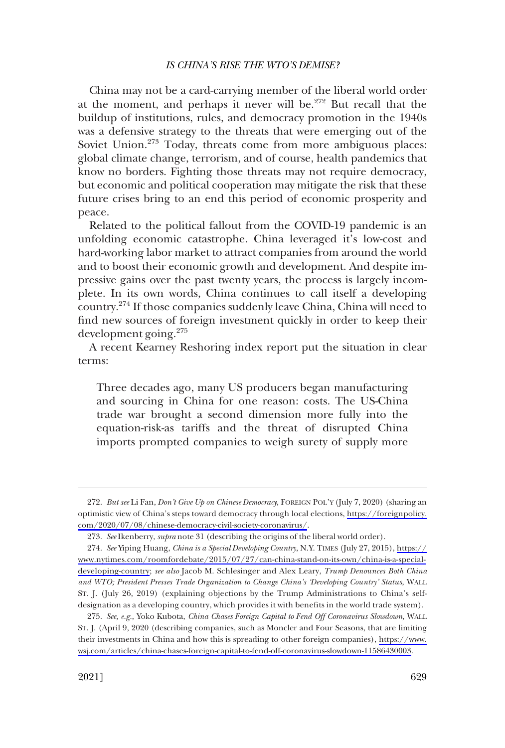China may not be a card-carrying member of the liberal world order at the moment, and perhaps it never will be.[272] But recall that the buildup of institutions, rules, and democracy promotion in the 1940s was a defensive strategy to the threats that were emerging out of the Soviet Union.[273] Today, threats come from more ambiguous places: global climate change, terrorism, and of course, health pandemics that know no borders. Fighting those threats may not require democracy, but economic and political cooperation may mitigate the risk that these future crises bring to an end this period of economic prosperity and peace.

Related to the political fallout from the COVID-19 pandemic is an unfolding economic catastrophe. China leveraged it's low-cost and hard-working labor market to attract companies from around the world and to boost their economic growth and development. And despite impressive gains over the past twenty years, the process is largely incomplete. In its own words, China continues to call itself a developing country.[274] If those companies suddenly leave China, China will need to find new sources of foreign investment quickly in order to keep their development going.[275]

A recent Kearney Reshoring index report put the situation in clear terms:

> Three decades ago, many US producers began manufacturing and sourcing in China for one reason: costs. The US-China trade war brought a second dimension more fully into the equation-risk-as tariffs and the threat of disrupted China imports prompted companies to weigh surety of supply more

---

272. *But see* Li Fan, *Don't Give Up on Chinese Democracy*, FOREIGN POL'Y (July 7, 2020) (sharing an optimistic view of China's steps toward democracy through local elections, https://foreignpolicy.com/2020/07/08/chinese-democracy-civil-society-coronavirus/.

273. *See* Ikenberry, *supra* note 31 (describing the origins of the liberal world order).

274. *See* Yiping Huang, *China is a Special Developing Country*, N.Y. TIMES (July 27, 2015), https://www.nytimes.com/roomfordebate/2015/07/27/can-china-stand-on-its-own/china-is-a-special-developing-country; *see also* Jacob M. Schlesinger and Alex Leary, *Trump Denounces Both China and WTO; President Presses Trade Organization to Change China's 'Developing Country' Status*, WALL ST. J. (July 26, 2019) (explaining objections by the Trump Administrations to China's self-designation as a developing country, which provides it with benefits in the world trade system).

275. *See, e.g.*, Yoko Kubota, *China Chases Foreign Capital to Fend Off Coronavirus Slowdown*, WALL ST. J. (April 9, 2020 (describing companies, such as Moncler and Four Seasons, that are limiting their investments in China and how this is spreading to other foreign companies), https://www.wsj.com/articles/china-chases-foreign-capital-to-fend-off-coronavirus-slowdown-11586430003.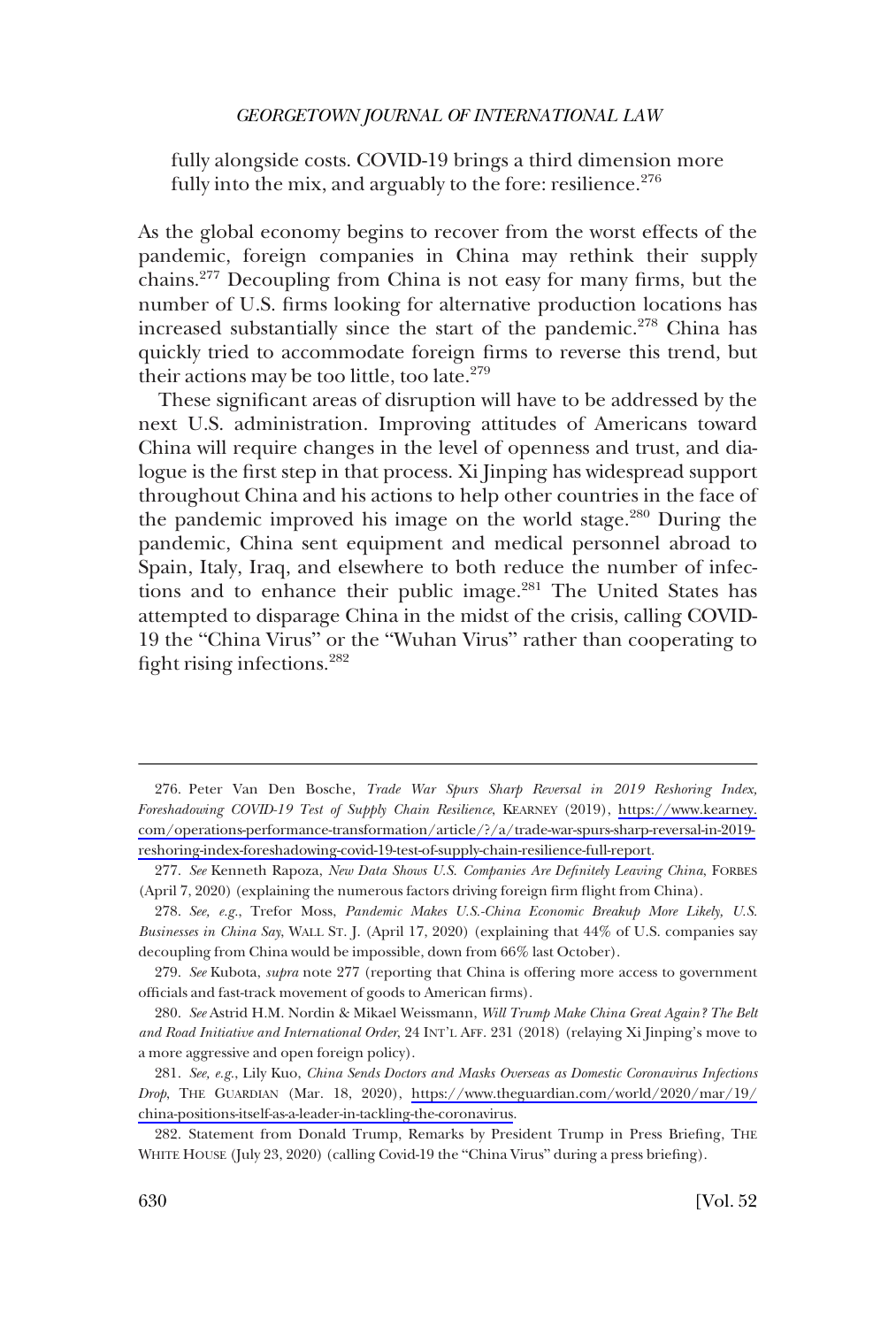> fully alongside costs. COVID-19 brings a third dimension more fully into the mix, and arguably to the fore: resilience.[276]

As the global economy begins to recover from the worst effects of the pandemic, foreign companies in China may rethink their supply chains.[277] Decoupling from China is not easy for many firms, but the number of U.S. firms looking for alternative production locations has increased substantially since the start of the pandemic.[278] China has quickly tried to accommodate foreign firms to reverse this trend, but their actions may be too little, too late.[279]

These significant areas of disruption will have to be addressed by the next U.S. administration. Improving attitudes of Americans toward China will require changes in the level of openness and trust, and dialogue is the first step in that process. Xi Jinping has widespread support throughout China and his actions to help other countries in the face of the pandemic improved his image on the world stage.[280] During the pandemic, China sent equipment and medical personnel abroad to Spain, Italy, Iraq, and elsewhere to both reduce the number of infections and to enhance their public image.[281] The United States has attempted to disparage China in the midst of the crisis, calling COVID-19 the "China Virus" or the "Wuhan Virus" rather than cooperating to fight rising infections.[282]

---

276. Peter Van Den Bosche, *Trade War Spurs Sharp Reversal in 2019 Reshoring Index, Foreshadowing COVID-19 Test of Supply Chain Resilience*, KEARNEY (2019), https://www.kearney.com/operations-performance-transformation/article/?/a/trade-war-spurs-sharp-reversal-in-2019-reshoring-index-foreshadowing-covid-19-test-of-supply-chain-resilience-full-report.

277. *See* Kenneth Rapoza, *New Data Shows U.S. Companies Are Definitely Leaving China*, FORBES (April 7, 2020) (explaining the numerous factors driving foreign firm flight from China).

278. *See, e.g.*, Trefor Moss, *Pandemic Makes U.S.-China Economic Breakup More Likely, U.S. Businesses in China Say*, WALL ST. J. (April 17, 2020) (explaining that 44% of U.S. companies say decoupling from China would be impossible, down from 66% last October).

279. *See* Kubota, *supra* note 277 (reporting that China is offering more access to government officials and fast-track movement of goods to American firms).

280. *See* Astrid H.M. Nordin & Mikael Weissmann, *Will Trump Make China Great Again? The Belt and Road Initiative and International Order*, 24 INT'L AFF. 231 (2018) (relaying Xi Jinping's move to a more aggressive and open foreign policy).

281. *See, e.g.*, Lily Kuo, *China Sends Doctors and Masks Overseas as Domestic Coronavirus Infections Drop*, THE GUARDIAN (Mar. 18, 2020), https://www.theguardian.com/world/2020/mar/19/china-positions-itself-as-a-leader-in-tackling-the-coronavirus.

282. Statement from Donald Trump, Remarks by President Trump in Press Briefing, THE WHITE HOUSE (July 23, 2020) (calling Covid-19 the "China Virus" during a press briefing).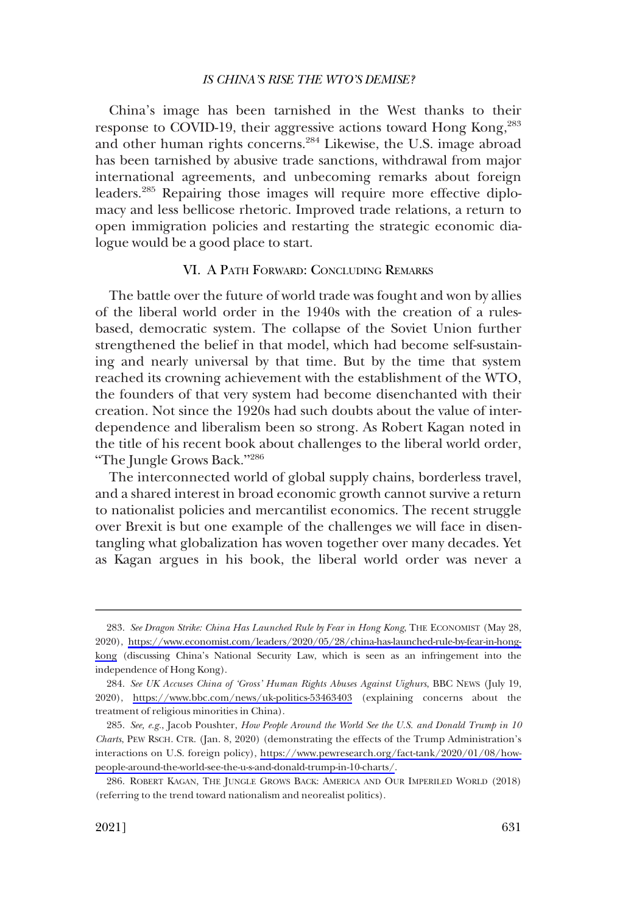China's image has been tarnished in the West thanks to their response to COVID-19, their aggressive actions toward Hong Kong,[283] and other human rights concerns.[284] Likewise, the U.S. image abroad has been tarnished by abusive trade sanctions, withdrawal from major international agreements, and unbecoming remarks about foreign leaders.[285] Repairing those images will require more effective diplomacy and less bellicose rhetoric. Improved trade relations, a return to open immigration policies and restarting the strategic economic dialogue would be a good place to start.

## VI. A PATH FORWARD: CONCLUDING REMARKS

The battle over the future of world trade was fought and won by allies of the liberal world order in the 1940s with the creation of a rules-based, democratic system. The collapse of the Soviet Union further strengthened the belief in that model, which had become self-sustaining and nearly universal by that time. But by the time that system reached its crowning achievement with the establishment of the WTO, the founders of that very system had become disenchanted with their creation. Not since the 1920s had such doubts about the value of interdependence and liberalism been so strong. As Robert Kagan noted in the title of his recent book about challenges to the liberal world order, "The Jungle Grows Back."[286]

The interconnected world of global supply chains, borderless travel, and a shared interest in broad economic growth cannot survive a return to nationalist policies and mercantilist economics. The recent struggle over Brexit is but one example of the challenges we will face in disentangling what globalization has woven together over many decades. Yet as Kagan argues in his book, the liberal world order was never a

---

283. *See Dragon Strike: China Has Launched Rule by Fear in Hong Kong*, THE ECONOMIST (May 28, 2020), https://www.economist.com/leaders/2020/05/28/china-has-launched-rule-by-fear-in-hong-kong (discussing China's National Security Law, which is seen as an infringement into the independence of Hong Kong).

284. *See UK Accuses China of 'Gross' Human Rights Abuses Against Uighurs*, BBC NEWS (July 19, 2020), https://www.bbc.com/news/uk-politics-53463403 (explaining concerns about the treatment of religious minorities in China).

285. *See, e.g.*, Jacob Poushter, *How People Around the World See the U.S. and Donald Trump in 10 Charts*, PEW RSCH. CTR. (Jan. 8, 2020) (demonstrating the effects of the Trump Administration's interactions on U.S. foreign policy), https://www.pewresearch.org/fact-tank/2020/01/08/how-people-around-the-world-see-the-u-s-and-donald-trump-in-10-charts/.

286. ROBERT KAGAN, THE JUNGLE GROWS BACK: AMERICA AND OUR IMPERILED WORLD (2018) (referring to the trend toward nationalism and neorealist politics).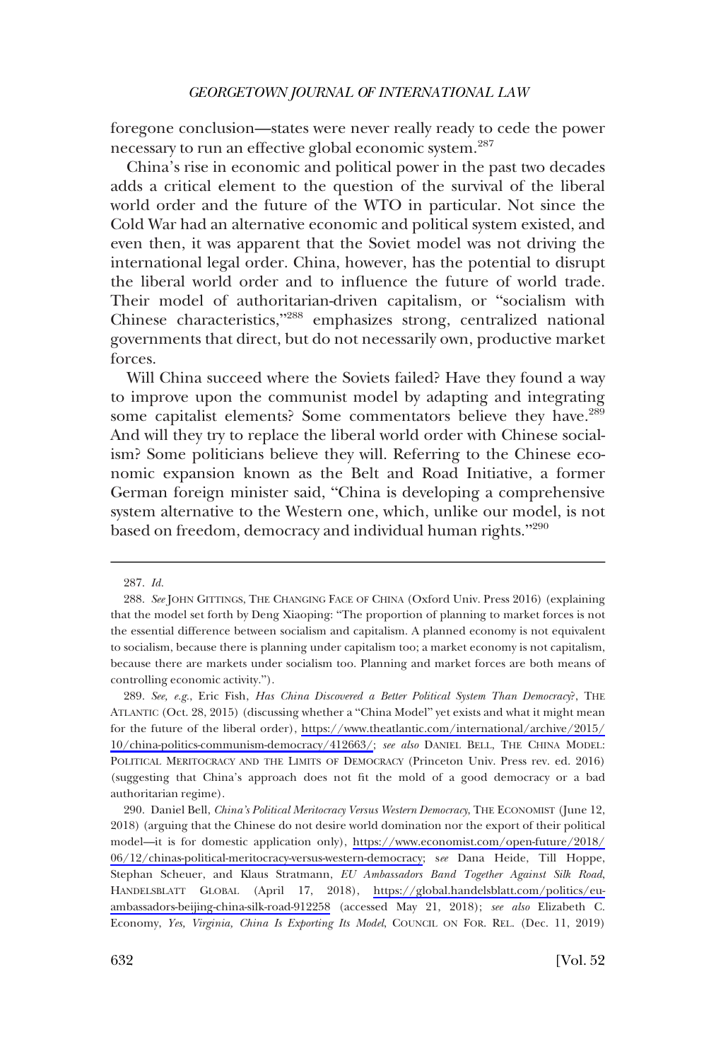foregone conclusion—states were never really ready to cede the power necessary to run an effective global economic system.[287]

China's rise in economic and political power in the past two decades adds a critical element to the question of the survival of the liberal world order and the future of the WTO in particular. Not since the Cold War had an alternative economic and political system existed, and even then, it was apparent that the Soviet model was not driving the international legal order. China, however, has the potential to disrupt the liberal world order and to influence the future of world trade. Their model of authoritarian-driven capitalism, or "socialism with Chinese characteristics,"[288] emphasizes strong, centralized national governments that direct, but do not necessarily own, productive market forces.

Will China succeed where the Soviets failed? Have they found a way to improve upon the communist model by adapting and integrating some capitalist elements? Some commentators believe they have.[289] And will they try to replace the liberal world order with Chinese socialism? Some politicians believe they will. Referring to the Chinese economic expansion known as the Belt and Road Initiative, a former German foreign minister said, "China is developing a comprehensive system alternative to the Western one, which, unlike our model, is not based on freedom, democracy and individual human rights."[290]

---

287. *Id.*

288. *See* JOHN GITTINGS, THE CHANGING FACE OF CHINA (Oxford Univ. Press 2016) (explaining that the model set forth by Deng Xiaoping: "The proportion of planning to market forces is not the essential difference between socialism and capitalism. A planned economy is not equivalent to socialism, because there is planning under capitalism too; a market economy is not capitalism, because there are markets under socialism too. Planning and market forces are both means of controlling economic activity.").

289. *See, e.g.*, Eric Fish, *Has China Discovered a Better Political System Than Democracy?*, THE ATLANTIC (Oct. 28, 2015) (discussing whether a "China Model" yet exists and what it might mean for the future of the liberal order), https://www.theatlantic.com/international/archive/2015/10/china-politics-communism-democracy/412663/; *see also* DANIEL BELL, THE CHINA MODEL: POLITICAL MERITOCRACY AND THE LIMITS OF DEMOCRACY (Princeton Univ. Press rev. ed. 2016) (suggesting that China's approach does not fit the mold of a good democracy or a bad authoritarian regime).

290. Daniel Bell, *China's Political Meritocracy Versus Western Democracy*, THE ECONOMIST (June 12, 2018) (arguing that the Chinese do not desire world domination nor the export of their political model—it is for domestic application only), https://www.economist.com/open-future/2018/06/12/chinas-political-meritocracy-versus-western-democracy; s*ee* Dana Heide, Till Hoppe, Stephan Scheuer, and Klaus Stratmann, *EU Ambassadors Band Together Against Silk Road*, HANDELSBLATT GLOBAL (April 17, 2018), https://global.handelsblatt.com/politics/eu-ambassadors-beijing-china-silk-road-912258 (accessed May 21, 2018); *see also* Elizabeth C. Economy, *Yes, Virginia, China Is Exporting Its Model*, COUNCIL ON FOR. REL. (Dec. 11, 2019)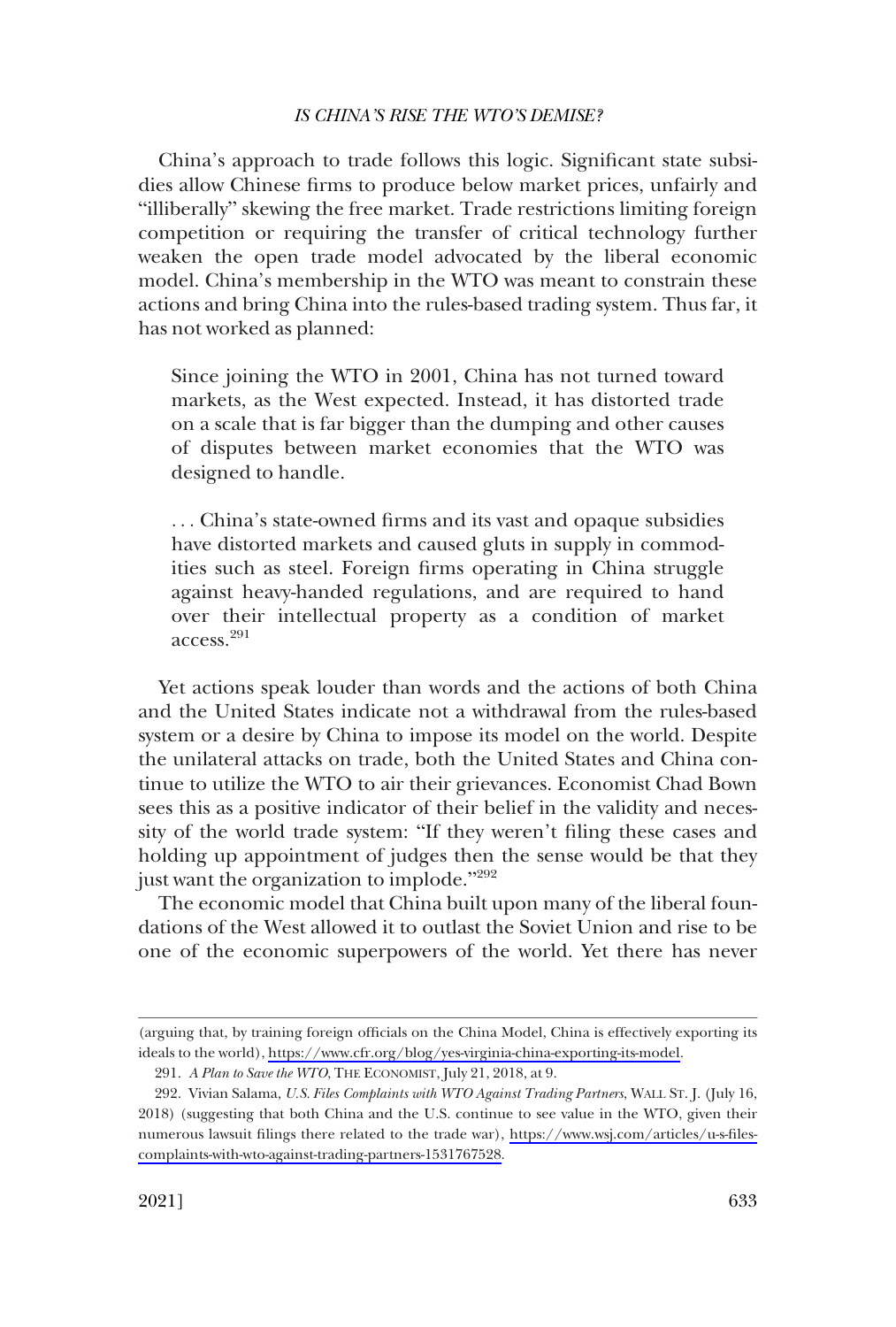China's approach to trade follows this logic. Significant state subsidies allow Chinese firms to produce below market prices, unfairly and "illiberally" skewing the free market. Trade restrictions limiting foreign competition or requiring the transfer of critical technology further weaken the open trade model advocated by the liberal economic model. China's membership in the WTO was meant to constrain these actions and bring China into the rules-based trading system. Thus far, it has not worked as planned:

> Since joining the WTO in 2001, China has not turned toward markets, as the West expected. Instead, it has distorted trade on a scale that is far bigger than the dumping and other causes of disputes between market economies that the WTO was designed to handle.
>
> . . . China's state-owned firms and its vast and opaque subsidies have distorted markets and caused gluts in supply in commodities such as steel. Foreign firms operating in China struggle against heavy-handed regulations, and are required to hand over their intellectual property as a condition of market access.[291]

Yet actions speak louder than words and the actions of both China and the United States indicate not a withdrawal from the rules-based system or a desire by China to impose its model on the world. Despite the unilateral attacks on trade, both the United States and China continue to utilize the WTO to air their grievances. Economist Chad Bown sees this as a positive indicator of their belief in the validity and necessity of the world trade system: "If they weren't filing these cases and holding up appointment of judges then the sense would be that they just want the organization to implode."[292]

The economic model that China built upon many of the liberal foundations of the West allowed it to outlast the Soviet Union and rise to be one of the economic superpowers of the world. Yet there has never

---

(arguing that, by training foreign officials on the China Model, China is effectively exporting its ideals to the world), https://www.cfr.org/blog/yes-virginia-china-exporting-its-model.

291. *A Plan to Save the WTO*, THE ECONOMIST, July 21, 2018, at 9.

292. Vivian Salama, *U.S. Files Complaints with WTO Against Trading Partners*, WALL ST. J. (July 16, 2018) (suggesting that both China and the U.S. continue to see value in the WTO, given their numerous lawsuit filings there related to the trade war), https://www.wsj.com/articles/u-s-files-complaints-with-wto-against-trading-partners-1531767528.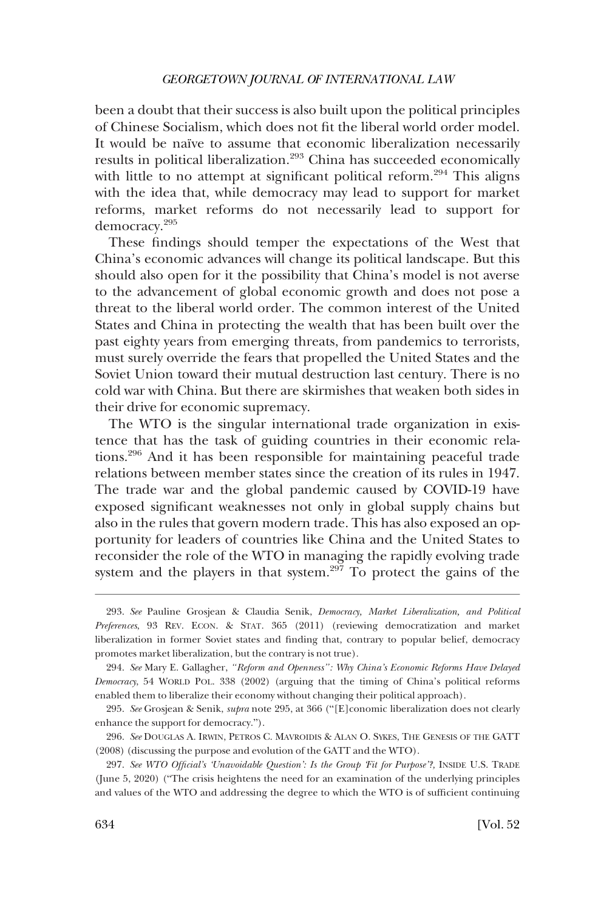been a doubt that their success is also built upon the political principles of Chinese Socialism, which does not fit the liberal world order model. It would be naïve to assume that economic liberalization necessarily results in political liberalization.[293] China has succeeded economically with little to no attempt at significant political reform.[294] This aligns with the idea that, while democracy may lead to support for market reforms, market reforms do not necessarily lead to support for democracy.[295]

These findings should temper the expectations of the West that China's economic advances will change its political landscape. But this should also open for it the possibility that China's model is not averse to the advancement of global economic growth and does not pose a threat to the liberal world order. The common interest of the United States and China in protecting the wealth that has been built over the past eighty years from emerging threats, from pandemics to terrorists, must surely override the fears that propelled the United States and the Soviet Union toward their mutual destruction last century. There is no cold war with China. But there are skirmishes that weaken both sides in their drive for economic supremacy.

The WTO is the singular international trade organization in existence that has the task of guiding countries in their economic relations.[296] And it has been responsible for maintaining peaceful trade relations between member states since the creation of its rules in 1947. The trade war and the global pandemic caused by COVID-19 have exposed significant weaknesses not only in global supply chains but also in the rules that govern modern trade. This has also exposed an opportunity for leaders of countries like China and the United States to reconsider the role of the WTO in managing the rapidly evolving trade system and the players in that system.[297] To protect the gains of the

---

293. *See* Pauline Grosjean & Claudia Senik, *Democracy, Market Liberalization, and Political Preferences*, 93 REV. ECON. & STAT. 365 (2011) (reviewing democratization and market liberalization in former Soviet states and finding that, contrary to popular belief, democracy promotes market liberalization, but the contrary is not true).

294. *See* Mary E. Gallagher, *"Reform and Openness": Why China's Economic Reforms Have Delayed Democracy*, 54 WORLD POL. 338 (2002) (arguing that the timing of China's political reforms enabled them to liberalize their economy without changing their political approach).

295. *See* Grosjean & Senik, *supra* note 295, at 366 ("[E]conomic liberalization does not clearly enhance the support for democracy.").

296. *See* DOUGLAS A. IRWIN, PETROS C. MAVROIDIS & ALAN O. SYKES, THE GENESIS OF THE GATT (2008) (discussing the purpose and evolution of the GATT and the WTO).

297. *See WTO Official's 'Unavoidable Question': Is the Group 'Fit for Purpose'?,* INSIDE U.S. TRADE (June 5, 2020) ("The crisis heightens the need for an examination of the underlying principles and values of the WTO and addressing the degree to which the WTO is of sufficient continuing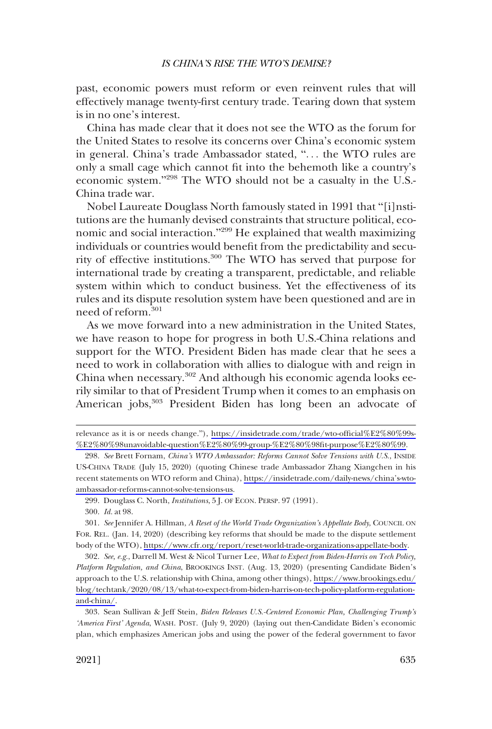past, economic powers must reform or even reinvent rules that will effectively manage twenty-first century trade. Tearing down that system is in no one's interest.

China has made clear that it does not see the WTO as the forum for the United States to resolve its concerns over China's economic system in general. China's trade Ambassador stated, ". . . the WTO rules are only a small cage which cannot fit into the behemoth like a country's economic system."[298] The WTO should not be a casualty in the U.S.-China trade war.

Nobel Laureate Douglass North famously stated in 1991 that "[i]nstitutions are the humanly devised constraints that structure political, economic and social interaction."[299] He explained that wealth maximizing individuals or countries would benefit from the predictability and security of effective institutions.[300] The WTO has served that purpose for international trade by creating a transparent, predictable, and reliable system within which to conduct business. Yet the effectiveness of its rules and its dispute resolution system have been questioned and are in need of reform.[301]

As we move forward into a new administration in the United States, we have reason to hope for progress in both U.S.-China relations and support for the WTO. President Biden has made clear that he sees a need to work in collaboration with allies to dialogue with and reign in China when necessary.[302] And although his economic agenda looks eerily similar to that of President Trump when it comes to an emphasis on American jobs,[303] President Biden has long been an advocate of

---

relevance as it is or needs change."), https://insidetrade.com/trade/wto-official%E2%80%99s-%E2%80%98unavoidable-question%E2%80%99-group-%E2%80%98fit-purpose%E2%80%99.

298. *See* Brett Fornam, *China's WTO Ambassador: Reforms Cannot Solve Tensions with U.S.*, INSIDE US-CHINA TRADE (July 15, 2020) (quoting Chinese trade Ambassador Zhang Xiangchen in his recent statements on WTO reform and China), https://insidetrade.com/daily-news/china's-wto-ambassador-reforms-cannot-solve-tensions-us.

299. Douglass C. North, *Institutions*, 5 J. OF ECON. PERSP. 97 (1991).

300. *Id.* at 98.

301. *See* Jennifer A. Hillman, *A Reset of the World Trade Organization's Appellate Body*, COUNCIL ON FOR. REL. (Jan. 14, 2020) (describing key reforms that should be made to the dispute settlement body of the WTO), https://www.cfr.org/report/reset-world-trade-organizations-appellate-body.

302. *See, e.g.*, Darrell M. West & Nicol Turner Lee, *What to Expect from Biden-Harris on Tech Policy, Platform Regulation, and China*, BROOKINGS INST. (Aug. 13, 2020) (presenting Candidate Biden's approach to the U.S. relationship with China, among other things), https://www.brookings.edu/blog/techtank/2020/08/13/what-to-expect-from-biden-harris-on-tech-policy-platform-regulation-and-china/.

303. Sean Sullivan & Jeff Stein, *Biden Releases U.S.-Centered Economic Plan, Challenging Trump's 'America First' Agenda*, WASH. POST. (July 9, 2020) (laying out then-Candidate Biden's economic plan, which emphasizes American jobs and using the power of the federal government to favor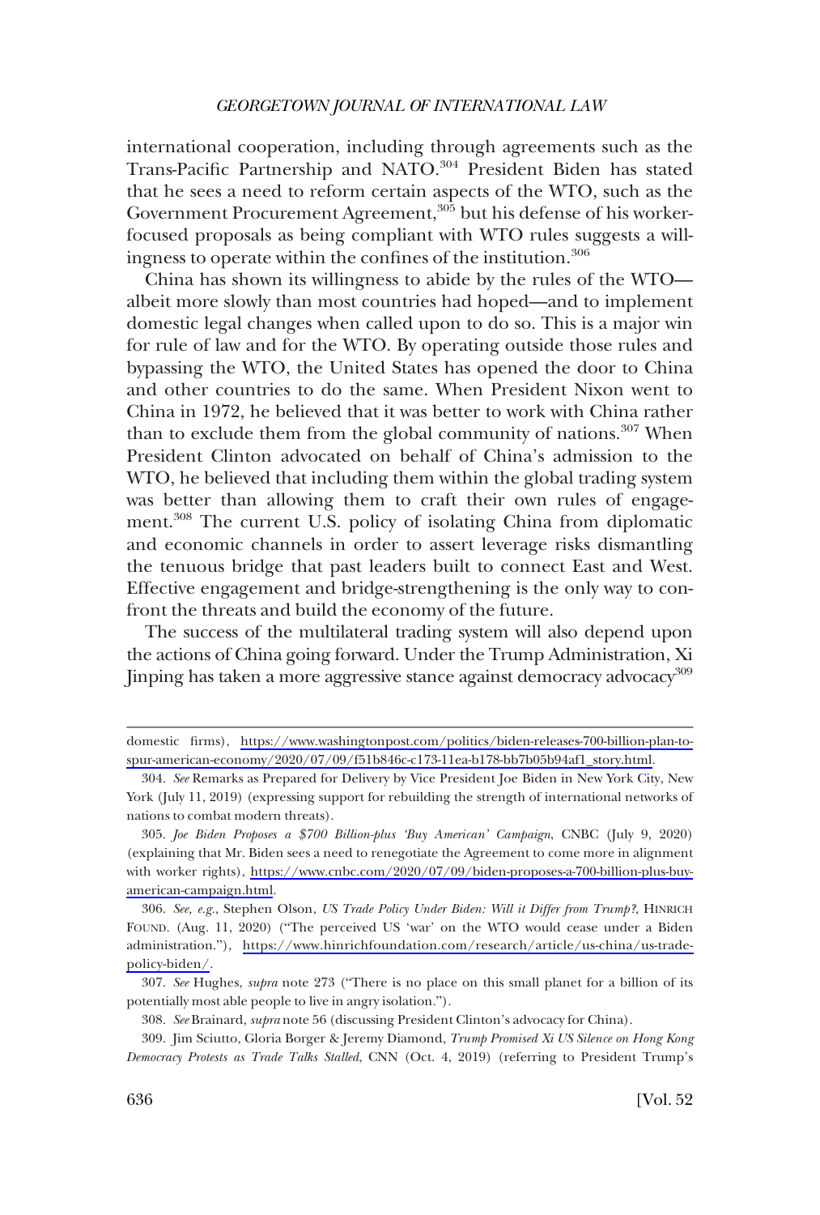international cooperation, including through agreements such as the Trans-Pacific Partnership and NATO.[304] President Biden has stated that he sees a need to reform certain aspects of the WTO, such as the Government Procurement Agreement,[305] but his defense of his worker-focused proposals as being compliant with WTO rules suggests a willingness to operate within the confines of the institution.[306]

China has shown its willingness to abide by the rules of the WTO—albeit more slowly than most countries had hoped—and to implement domestic legal changes when called upon to do so. This is a major win for rule of law and for the WTO. By operating outside those rules and bypassing the WTO, the United States has opened the door to China and other countries to do the same. When President Nixon went to China in 1972, he believed that it was better to work with China rather than to exclude them from the global community of nations.[307] When President Clinton advocated on behalf of China's admission to the WTO, he believed that including them within the global trading system was better than allowing them to craft their own rules of engagement.[308] The current U.S. policy of isolating China from diplomatic and economic channels in order to assert leverage risks dismantling the tenuous bridge that past leaders built to connect East and West. Effective engagement and bridge-strengthening is the only way to confront the threats and build the economy of the future.

The success of the multilateral trading system will also depend upon the actions of China going forward. Under the Trump Administration, Xi Jinping has taken a more aggressive stance against democracy advocacy[309]

---

domestic firms), https://www.washingtonpost.com/politics/biden-releases-700-billion-plan-to-spur-american-economy/2020/07/09/f51b846c-c173-11ea-b178-bb7b05b94af1_story.html.

304. *See* Remarks as Prepared for Delivery by Vice President Joe Biden in New York City, New York (July 11, 2019) (expressing support for rebuilding the strength of international networks of nations to combat modern threats).

305. *Joe Biden Proposes a $700 Billion-plus 'Buy American' Campaign*, CNBC (July 9, 2020) (explaining that Mr. Biden sees a need to renegotiate the Agreement to come more in alignment with worker rights), https://www.cnbc.com/2020/07/09/biden-proposes-a-700-billion-plus-buy-american-campaign.html.

306. *See, e.g.*, Stephen Olson, *US Trade Policy Under Biden: Will it Differ from Trump?*, HINRICH FOUND. (Aug. 11, 2020) ("The perceived US 'war' on the WTO would cease under a Biden administration."), https://www.hinrichfoundation.com/research/article/us-china/us-trade-policy-biden/.

307. *See* Hughes, *supra* note 273 ("There is no place on this small planet for a billion of its potentially most able people to live in angry isolation.").

308. *See* Brainard, *supra* note 56 (discussing President Clinton's advocacy for China).

309. Jim Sciutto, Gloria Borger & Jeremy Diamond, *Trump Promised Xi US Silence on Hong Kong Democracy Protests as Trade Talks Stalled*, CNN (Oct. 4, 2019) (referring to President Trump's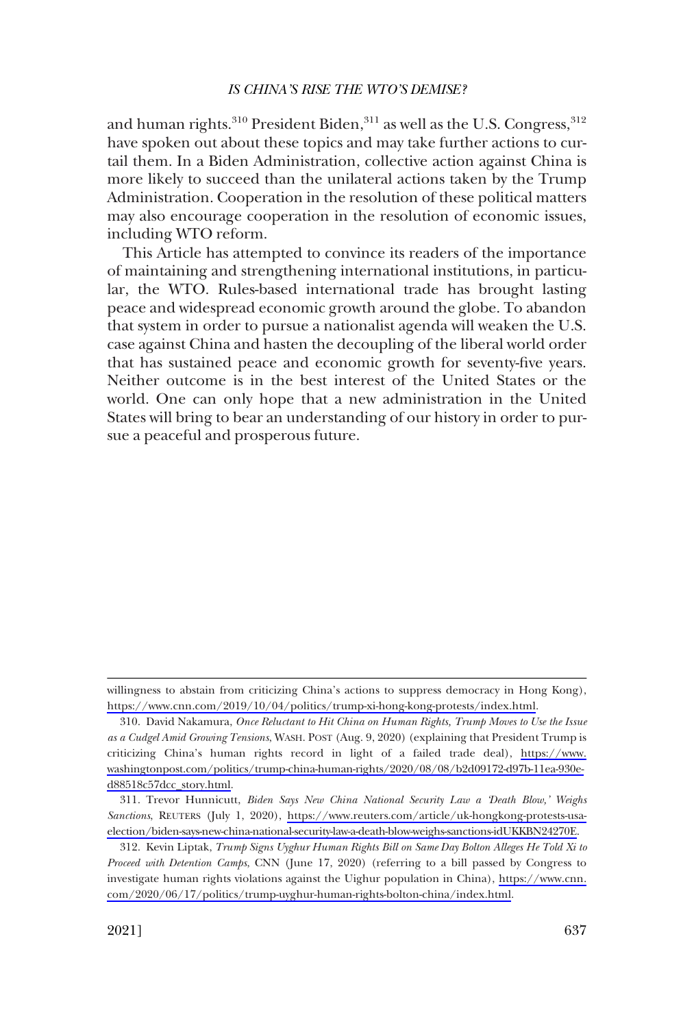and human rights.[310] President Biden,[311] as well as the U.S. Congress,[312] have spoken out about these topics and may take further actions to curtail them. In a Biden Administration, collective action against China is more likely to succeed than the unilateral actions taken by the Trump Administration. Cooperation in the resolution of these political matters may also encourage cooperation in the resolution of economic issues, including WTO reform.

This Article has attempted to convince its readers of the importance of maintaining and strengthening international institutions, in particular, the WTO. Rules-based international trade has brought lasting peace and widespread economic growth around the globe. To abandon that system in order to pursue a nationalist agenda will weaken the U.S. case against China and hasten the decoupling of the liberal world order that has sustained peace and economic growth for seventy-five years. Neither outcome is in the best interest of the United States or the world. One can only hope that a new administration in the United States will bring to bear an understanding of our history in order to pursue a peaceful and prosperous future.

---

willingness to abstain from criticizing China's actions to suppress democracy in Hong Kong), https://www.cnn.com/2019/10/04/politics/trump-xi-hong-kong-protests/index.html.

310. David Nakamura, *Once Reluctant to Hit China on Human Rights, Trump Moves to Use the Issue as a Cudgel Amid Growing Tensions*, WASH. POST (Aug. 9, 2020) (explaining that President Trump is criticizing China's human rights record in light of a failed trade deal), https://www.washingtonpost.com/politics/trump-china-human-rights/2020/08/08/b2d09172-d97b-11ea-930e-d88518c57dcc_story.html.

311. Trevor Hunnicutt, *Biden Says New China National Security Law a 'Death Blow,' Weighs Sanctions*, REUTERS (July 1, 2020), https://www.reuters.com/article/uk-hongkong-protests-usa-election/biden-says-new-china-national-security-law-a-death-blow-weighs-sanctions-idUKKBN24270E.

312. Kevin Liptak, *Trump Signs Uyghur Human Rights Bill on Same Day Bolton Alleges He Told Xi to Proceed with Detention Camps*, CNN (June 17, 2020) (referring to a bill passed by Congress to investigate human rights violations against the Uighur population in China), https://www.cnn.com/2020/06/17/politics/trump-uyghur-human-rights-bolton-china/index.html.